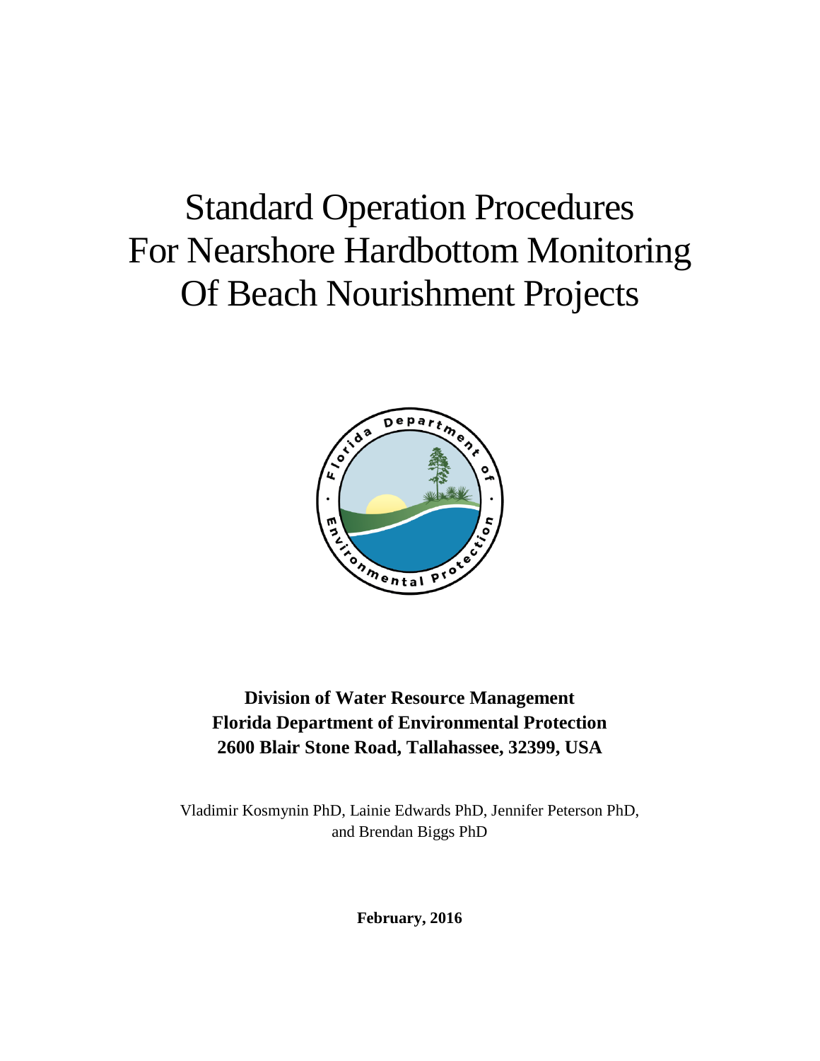# Standard Operation Procedures For Nearshore Hardbottom Monitoring Of Beach Nourishment Projects

**Division of Water Resource Management**
**Florida Department of Environmental Protection**
**2600 Blair Stone Road, Tallahassee, 32399, USA**

Vladimir Kosmynin PhD, Lainie Edwards PhD, Jennifer Peterson PhD, and Brendan Biggs PhD

**February, 2016**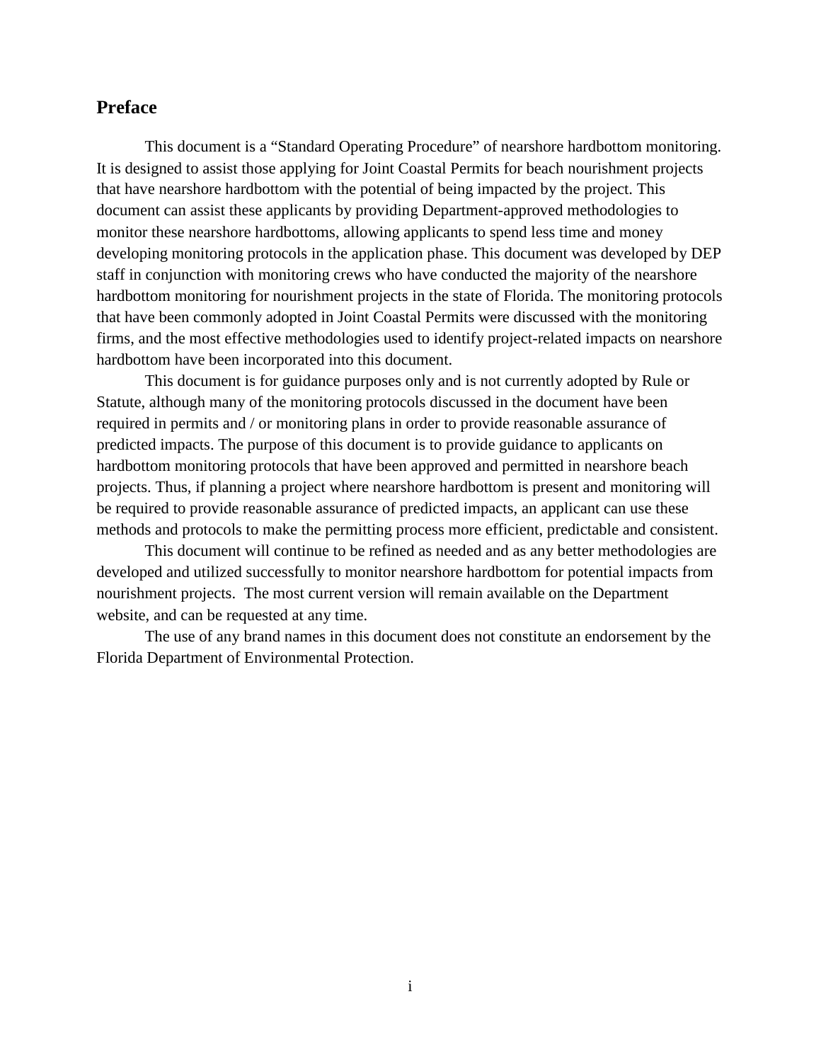## Preface

This document is a "Standard Operating Procedure" of nearshore hardbottom monitoring. It is designed to assist those applying for Joint Coastal Permits for beach nourishment projects that have nearshore hardbottom with the potential of being impacted by the project. This document can assist these applicants by providing Department-approved methodologies to monitor these nearshore hardbottoms, allowing applicants to spend less time and money developing monitoring protocols in the application phase. This document was developed by DEP staff in conjunction with monitoring crews who have conducted the majority of the nearshore hardbottom monitoring for nourishment projects in the state of Florida. The monitoring protocols that have been commonly adopted in Joint Coastal Permits were discussed with the monitoring firms, and the most effective methodologies used to identify project-related impacts on nearshore hardbottom have been incorporated into this document.

This document is for guidance purposes only and is not currently adopted by Rule or Statute, although many of the monitoring protocols discussed in the document have been required in permits and / or monitoring plans in order to provide reasonable assurance of predicted impacts. The purpose of this document is to provide guidance to applicants on hardbottom monitoring protocols that have been approved and permitted in nearshore beach projects. Thus, if planning a project where nearshore hardbottom is present and monitoring will be required to provide reasonable assurance of predicted impacts, an applicant can use these methods and protocols to make the permitting process more efficient, predictable and consistent.

This document will continue to be refined as needed and as any better methodologies are developed and utilized successfully to monitor nearshore hardbottom for potential impacts from nourishment projects. The most current version will remain available on the Department website, and can be requested at any time.

The use of any brand names in this document does not constitute an endorsement by the Florida Department of Environmental Protection.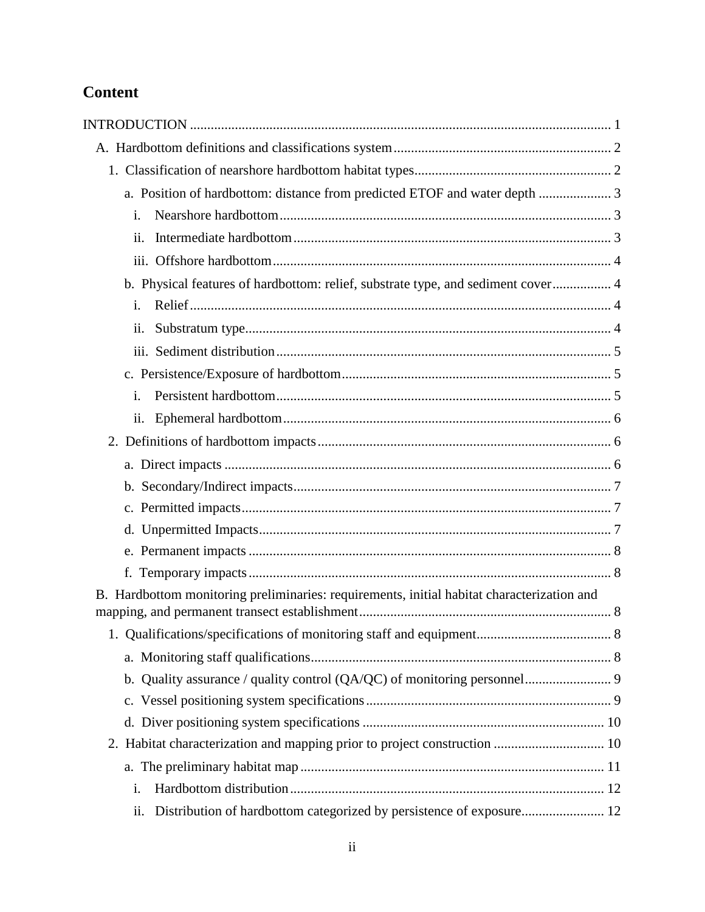# Content

INTRODUCTION ........................................................................................................................ 1

- A. Hardbottom definitions and classifications system ............................................................... 2
  - 1. Classification of nearshore hardbottom habitat types ......................................................... 2
    - a. Position of hardbottom: distance from predicted ETOF and water depth ..................... 3
      - i. Nearshore hardbottom ............................................................................................... 3
      - ii. Intermediate hardbottom .......................................................................................... 3
      - iii. Offshore hardbottom ................................................................................................ 4
    - b. Physical features of hardbottom: relief, substrate type, and sediment cover ................. 4
      - i. Relief ......................................................................................................................... 4
      - ii. Substratum type ......................................................................................................... 4
      - iii. Sediment distribution ................................................................................................ 5
    - c. Persistence/Exposure of hardbottom ............................................................................. 5
      - i. Persistent hardbottom ................................................................................................ 5
      - ii. Ephemeral hardbottom .............................................................................................. 6
  - 2. Definitions of hardbottom impacts ..................................................................................... 6
    - a. Direct impacts ............................................................................................................... 6
    - b. Secondary/Indirect impacts ........................................................................................... 7
    - c. Permitted impacts .......................................................................................................... 7
    - d. Unpermitted Impacts ..................................................................................................... 7
    - e. Permanent impacts ........................................................................................................ 8
    - f. Temporary impacts ........................................................................................................ 8
- B. Hardbottom monitoring preliminaries: requirements, initial habitat characterization and mapping, and permanent transect establishment ........................................................................ 8
  - 1. Qualifications/specifications of monitoring staff and equipment ....................................... 8
    - a. Monitoring staff qualifications ...................................................................................... 8
    - b. Quality assurance / quality control (QA/QC) of monitoring personnel ......................... 9
    - c. Vessel positioning system specifications ...................................................................... 9
    - d. Diver positioning system specifications ..................................................................... 10
  - 2. Habitat characterization and mapping prior to project construction ................................ 10
    - a. The preliminary habitat map ....................................................................................... 11
      - i. Hardbottom distribution .......................................................................................... 12
      - ii. Distribution of hardbottom categorized by persistence of exposure ........................ 12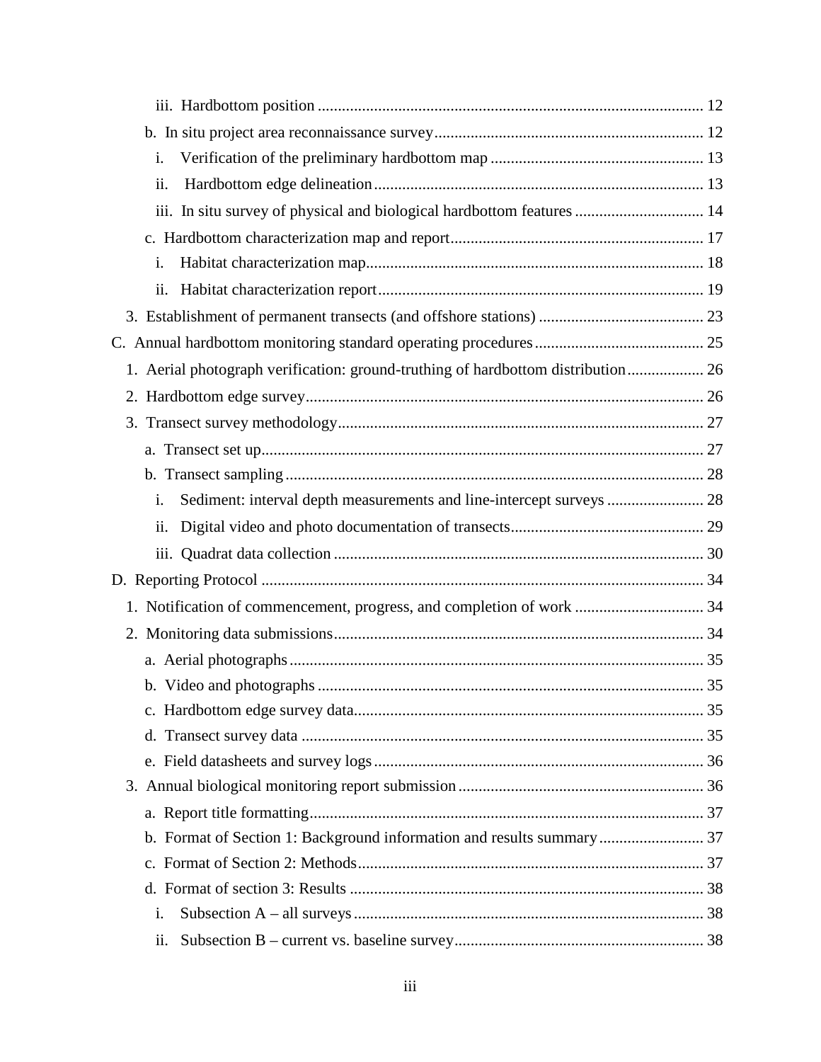iii. Hardbottom position ............................................................................................... 12

b. In situ project area reconnaissance survey .................................................................. 12

i. Verification of the preliminary hardbottom map ..................................................... 13

ii. Hardbottom edge delineation .................................................................................. 13

iii. In situ survey of physical and biological hardbottom features ................................ 14

c. Hardbottom characterization map and report .............................................................. 17

i. Habitat characterization map.................................................................................... 18

ii. Habitat characterization report ................................................................................. 19

3. Establishment of permanent transects (and offshore stations) ......................................... 23

C. Annual hardbottom monitoring standard operating procedures .......................................... 25

1. Aerial photograph verification: ground-truthing of hardbottom distribution ................... 26

2. Hardbottom edge survey ................................................................................................... 26

3. Transect survey methodology ........................................................................................... 27

a. Transect set up .............................................................................................................. 27

b. Transect sampling ........................................................................................................ 28

i. Sediment: interval depth measurements and line-intercept surveys ........................ 28

ii. Digital video and photo documentation of transects ................................................ 29

iii. Quadrat data collection ............................................................................................ 30

D. Reporting Protocol .............................................................................................................. 34

1. Notification of commencement, progress, and completion of work ................................ 34

2. Monitoring data submissions ............................................................................................ 34

a. Aerial photographs ....................................................................................................... 35

b. Video and photographs ................................................................................................. 35

c. Hardbottom edge survey data ....................................................................................... 35

d. Transect survey data .................................................................................................... 35

e. Field datasheets and survey logs .................................................................................. 36

3. Annual biological monitoring report submission ............................................................. 36

a. Report title formatting .................................................................................................. 37

b. Format of Section 1: Background information and results summary .......................... 37

c. Format of Section 2: Methods ...................................................................................... 37

d. Format of section 3: Results ........................................................................................ 38

i. Subsection A – all surveys ....................................................................................... 38

ii. Subsection B – current vs. baseline survey .............................................................. 38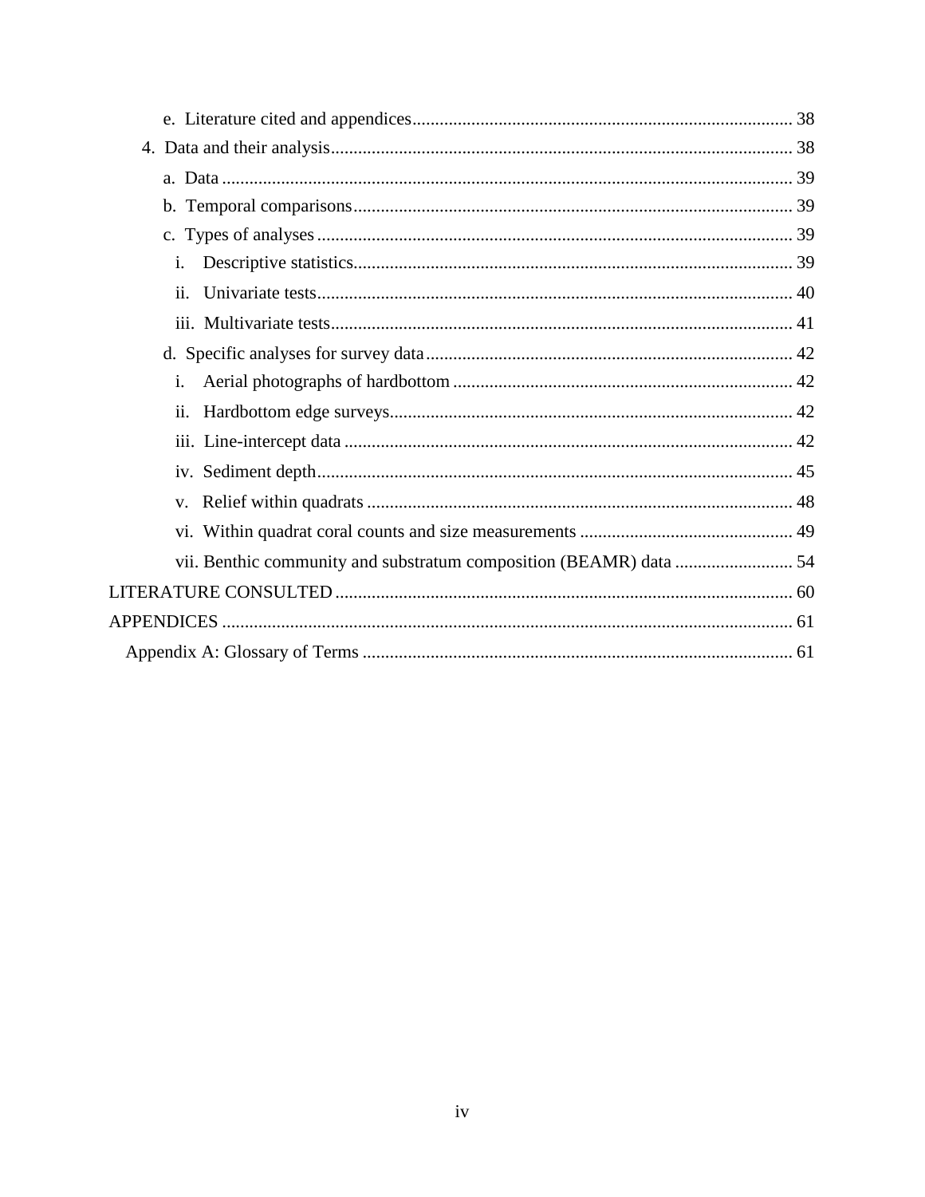e. Literature cited and appendices ..... 38

4. Data and their analysis ..... 38

a. Data ..... 39

b. Temporal comparisons ..... 39

c. Types of analyses ..... 39

i. Descriptive statistics ..... 39

ii. Univariate tests ..... 40

iii. Multivariate tests ..... 41

d. Specific analyses for survey data ..... 42

i. Aerial photographs of hardbottom ..... 42

ii. Hardbottom edge surveys ..... 42

iii. Line-intercept data ..... 42

iv. Sediment depth ..... 45

v. Relief within quadrats ..... 48

vi. Within quadrat coral counts and size measurements ..... 49

vii. Benthic community and substratum composition (BEAMR) data ..... 54

LITERATURE CONSULTED ..... 60

APPENDICES ..... 61

Appendix A: Glossary of Terms ..... 61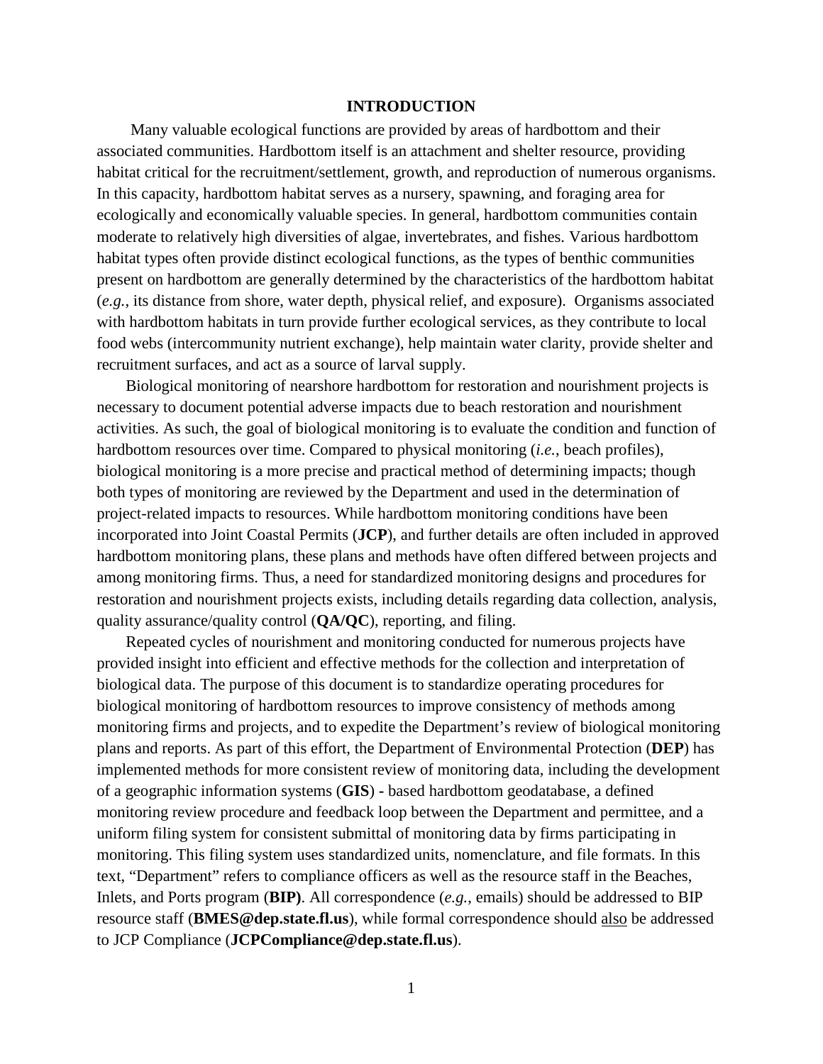# INTRODUCTION

Many valuable ecological functions are provided by areas of hardbottom and their associated communities. Hardbottom itself is an attachment and shelter resource, providing habitat critical for the recruitment/settlement, growth, and reproduction of numerous organisms. In this capacity, hardbottom habitat serves as a nursery, spawning, and foraging area for ecologically and economically valuable species. In general, hardbottom communities contain moderate to relatively high diversities of algae, invertebrates, and fishes. Various hardbottom habitat types often provide distinct ecological functions, as the types of benthic communities present on hardbottom are generally determined by the characteristics of the hardbottom habitat (*e.g.*, its distance from shore, water depth, physical relief, and exposure). Organisms associated with hardbottom habitats in turn provide further ecological services, as they contribute to local food webs (intercommunity nutrient exchange), help maintain water clarity, provide shelter and recruitment surfaces, and act as a source of larval supply.

Biological monitoring of nearshore hardbottom for restoration and nourishment projects is necessary to document potential adverse impacts due to beach restoration and nourishment activities. As such, the goal of biological monitoring is to evaluate the condition and function of hardbottom resources over time. Compared to physical monitoring (*i.e.*, beach profiles), biological monitoring is a more precise and practical method of determining impacts; though both types of monitoring are reviewed by the Department and used in the determination of project-related impacts to resources. While hardbottom monitoring conditions have been incorporated into Joint Coastal Permits (**JCP**), and further details are often included in approved hardbottom monitoring plans, these plans and methods have often differed between projects and among monitoring firms. Thus, a need for standardized monitoring designs and procedures for restoration and nourishment projects exists, including details regarding data collection, analysis, quality assurance/quality control (**QA/QC**), reporting, and filing.

Repeated cycles of nourishment and monitoring conducted for numerous projects have provided insight into efficient and effective methods for the collection and interpretation of biological data. The purpose of this document is to standardize operating procedures for biological monitoring of hardbottom resources to improve consistency of methods among monitoring firms and projects, and to expedite the Department's review of biological monitoring plans and reports. As part of this effort, the Department of Environmental Protection (**DEP**) has implemented methods for more consistent review of monitoring data, including the development of a geographic information systems (**GIS**) - based hardbottom geodatabase, a defined monitoring review procedure and feedback loop between the Department and permittee, and a uniform filing system for consistent submittal of monitoring data by firms participating in monitoring. This filing system uses standardized units, nomenclature, and file formats. In this text, "Department" refers to compliance officers as well as the resource staff in the Beaches, Inlets, and Ports program (**BIP)**. All correspondence (*e.g.*, emails) should be addressed to BIP resource staff (**BMES@dep.state.fl.us**), while formal correspondence should <u>also</u> be addressed to JCP Compliance (**JCPCompliance@dep.state.fl.us**).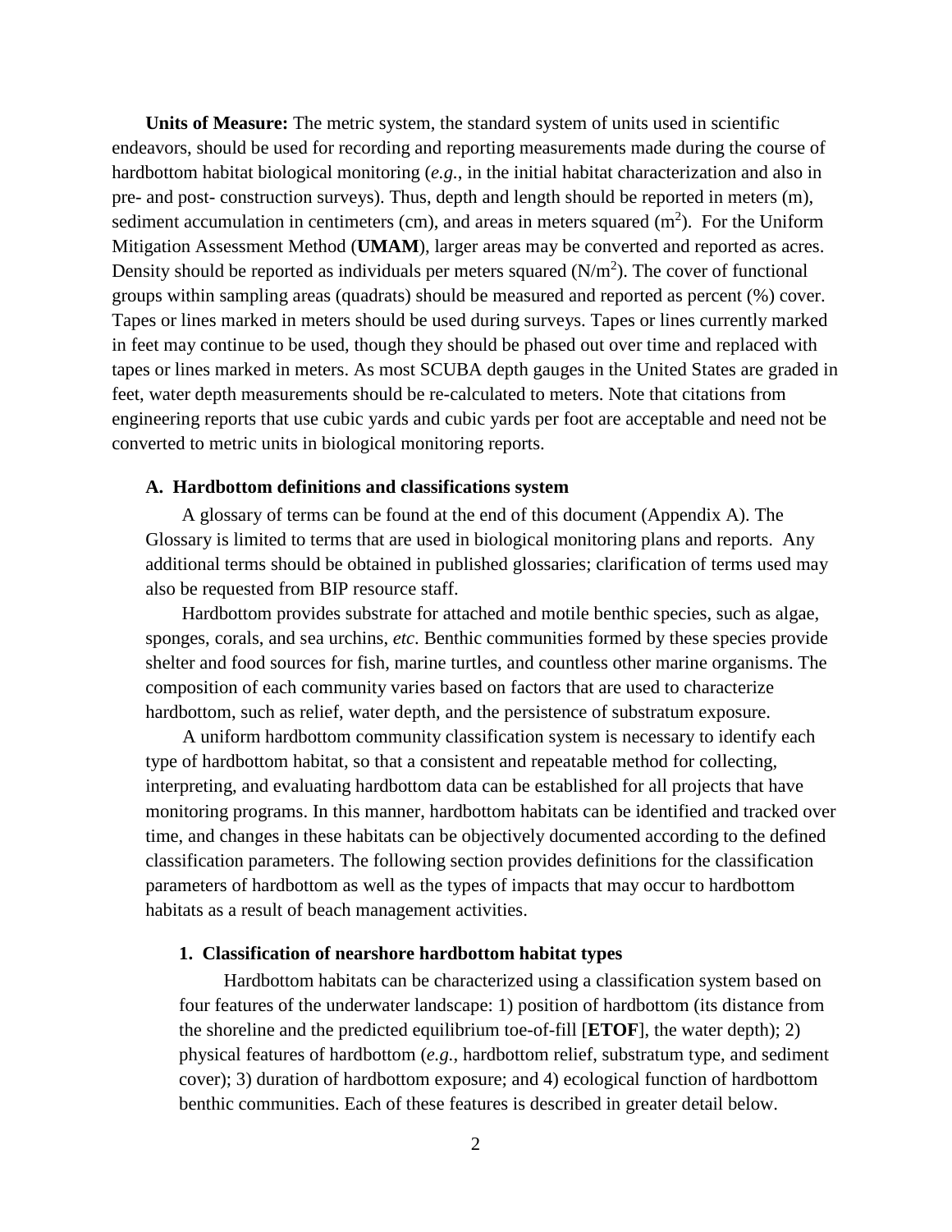**Units of Measure:** The metric system, the standard system of units used in scientific endeavors, should be used for recording and reporting measurements made during the course of hardbottom habitat biological monitoring (*e.g.*, in the initial habitat characterization and also in pre- and post- construction surveys). Thus, depth and length should be reported in meters (m), sediment accumulation in centimeters (cm), and areas in meters squared ($m^2$). For the Uniform Mitigation Assessment Method (**UMAM**), larger areas may be converted and reported as acres. Density should be reported as individuals per meters squared ($N/m^2$). The cover of functional groups within sampling areas (quadrats) should be measured and reported as percent (%) cover. Tapes or lines marked in meters should be used during surveys. Tapes or lines currently marked in feet may continue to be used, though they should be phased out over time and replaced with tapes or lines marked in meters. As most SCUBA depth gauges in the United States are graded in feet, water depth measurements should be re-calculated to meters. Note that citations from engineering reports that use cubic yards and cubic yards per foot are acceptable and need not be converted to metric units in biological monitoring reports.

### A. Hardbottom definitions and classifications system

A glossary of terms can be found at the end of this document (Appendix A). The Glossary is limited to terms that are used in biological monitoring plans and reports. Any additional terms should be obtained in published glossaries; clarification of terms used may also be requested from BIP resource staff.

Hardbottom provides substrate for attached and motile benthic species, such as algae, sponges, corals, and sea urchins, *etc.* Benthic communities formed by these species provide shelter and food sources for fish, marine turtles, and countless other marine organisms. The composition of each community varies based on factors that are used to characterize hardbottom, such as relief, water depth, and the persistence of substratum exposure.

A uniform hardbottom community classification system is necessary to identify each type of hardbottom habitat, so that a consistent and repeatable method for collecting, interpreting, and evaluating hardbottom data can be established for all projects that have monitoring programs. In this manner, hardbottom habitats can be identified and tracked over time, and changes in these habitats can be objectively documented according to the defined classification parameters. The following section provides definitions for the classification parameters of hardbottom as well as the types of impacts that may occur to hardbottom habitats as a result of beach management activities.

#### 1. Classification of nearshore hardbottom habitat types

Hardbottom habitats can be characterized using a classification system based on four features of the underwater landscape: 1) position of hardbottom (its distance from the shoreline and the predicted equilibrium toe-of-fill [**ETOF**], the water depth); 2) physical features of hardbottom (*e.g.*, hardbottom relief, substratum type, and sediment cover); 3) duration of hardbottom exposure; and 4) ecological function of hardbottom benthic communities. Each of these features is described in greater detail below.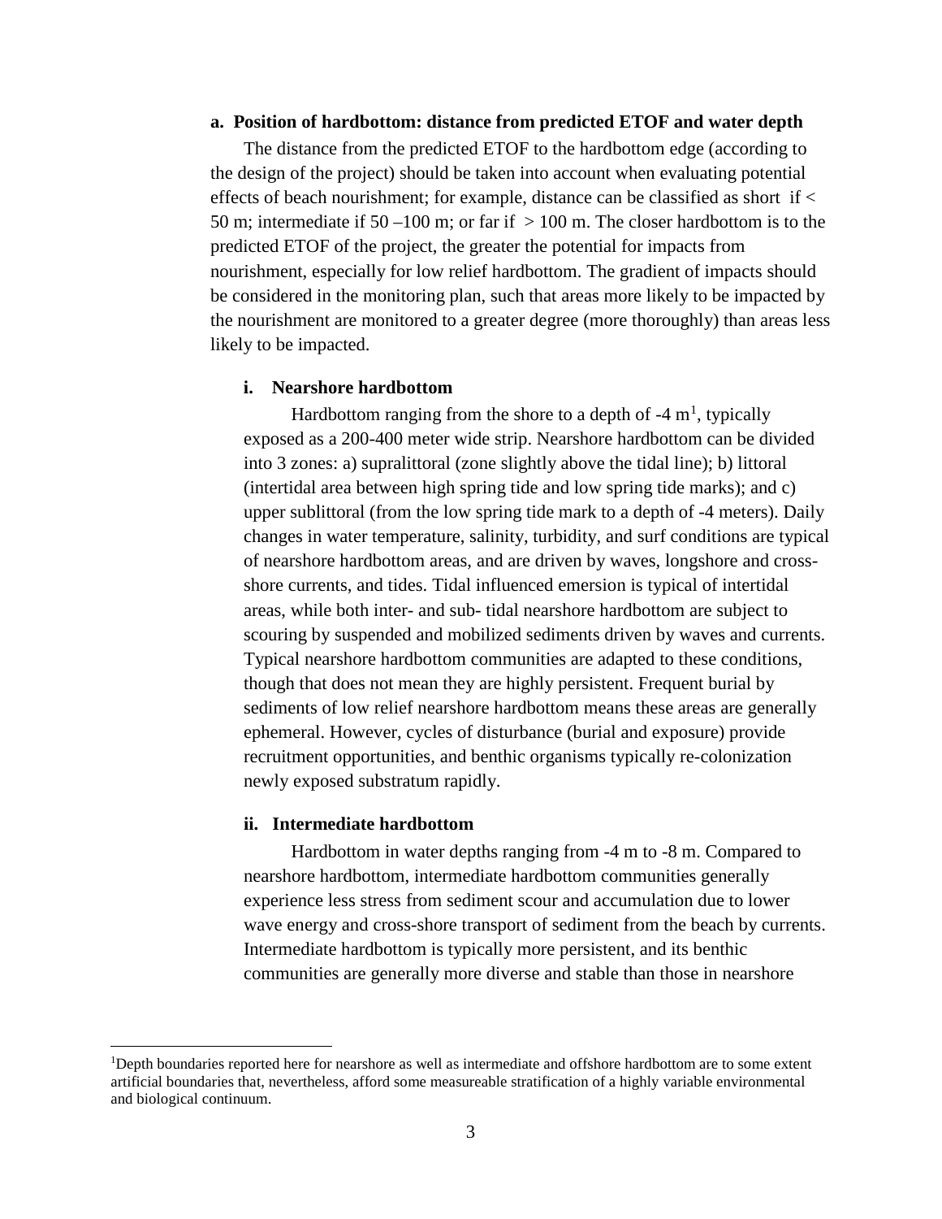**a. Position of hardbottom: distance from predicted ETOF and water depth**

The distance from the predicted ETOF to the hardbottom edge (according to the design of the project) should be taken into account when evaluating potential effects of beach nourishment; for example, distance can be classified as short if < 50 m; intermediate if 50 –100 m; or far if > 100 m. The closer hardbottom is to the predicted ETOF of the project, the greater the potential for impacts from nourishment, especially for low relief hardbottom. The gradient of impacts should be considered in the monitoring plan, such that areas more likely to be impacted by the nourishment are monitored to a greater degree (more thoroughly) than areas less likely to be impacted.

**i. Nearshore hardbottom**

Hardbottom ranging from the shore to a depth of -4 m[1], typically exposed as a 200-400 meter wide strip. Nearshore hardbottom can be divided into 3 zones: a) supralittoral (zone slightly above the tidal line); b) littoral (intertidal area between high spring tide and low spring tide marks); and c) upper sublittoral (from the low spring tide mark to a depth of -4 meters). Daily changes in water temperature, salinity, turbidity, and surf conditions are typical of nearshore hardbottom areas, and are driven by waves, longshore and cross-shore currents, and tides. Tidal influenced emersion is typical of intertidal areas, while both inter- and sub- tidal nearshore hardbottom are subject to scouring by suspended and mobilized sediments driven by waves and currents. Typical nearshore hardbottom communities are adapted to these conditions, though that does not mean they are highly persistent. Frequent burial by sediments of low relief nearshore hardbottom means these areas are generally ephemeral. However, cycles of disturbance (burial and exposure) provide recruitment opportunities, and benthic organisms typically re-colonization newly exposed substratum rapidly.

**ii. Intermediate hardbottom**

Hardbottom in water depths ranging from -4 m to -8 m. Compared to nearshore hardbottom, intermediate hardbottom communities generally experience less stress from sediment scour and accumulation due to lower wave energy and cross-shore transport of sediment from the beach by currents. Intermediate hardbottom is typically more persistent, and its benthic communities are generally more diverse and stable than those in nearshore

[1]Depth boundaries reported here for nearshore as well as intermediate and offshore hardbottom are to some extent artificial boundaries that, nevertheless, afford some measureable stratification of a highly variable environmental and biological continuum.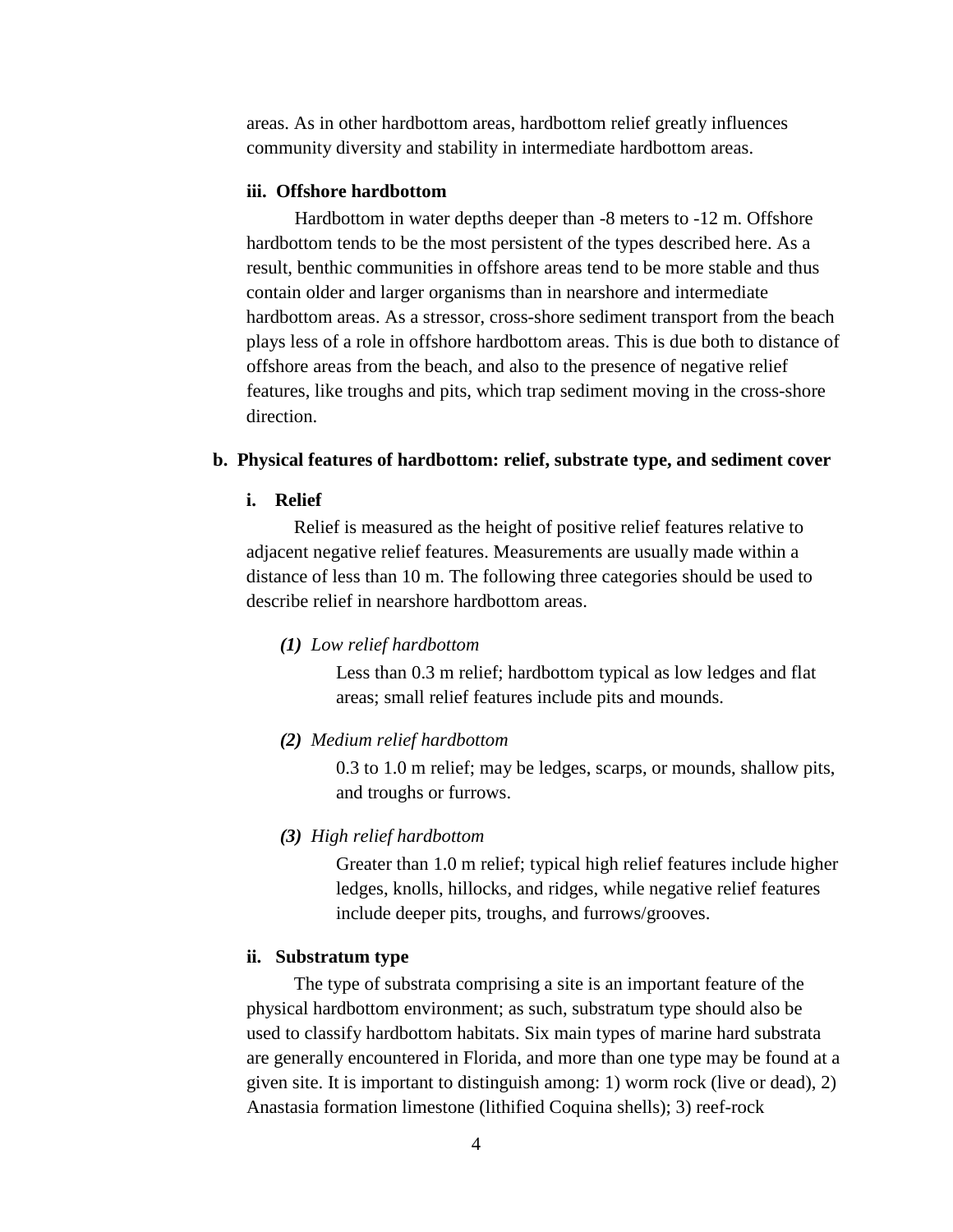areas. As in other hardbottom areas, hardbottom relief greatly influences community diversity and stability in intermediate hardbottom areas.

#### iii. Offshore hardbottom

Hardbottom in water depths deeper than -8 meters to -12 m. Offshore hardbottom tends to be the most persistent of the types described here. As a result, benthic communities in offshore areas tend to be more stable and thus contain older and larger organisms than in nearshore and intermediate hardbottom areas. As a stressor, cross-shore sediment transport from the beach plays less of a role in offshore hardbottom areas. This is due both to distance of offshore areas from the beach, and also to the presence of negative relief features, like troughs and pits, which trap sediment moving in the cross-shore direction.

### b. Physical features of hardbottom: relief, substrate type, and sediment cover

#### i. Relief

Relief is measured as the height of positive relief features relative to adjacent negative relief features. Measurements are usually made within a distance of less than 10 m. The following three categories should be used to describe relief in nearshore hardbottom areas.

***(1)*** *Low relief hardbottom*

Less than 0.3 m relief; hardbottom typical as low ledges and flat areas; small relief features include pits and mounds.

***(2)*** *Medium relief hardbottom*

0.3 to 1.0 m relief; may be ledges, scarps, or mounds, shallow pits, and troughs or furrows.

***(3)*** *High relief hardbottom*

Greater than 1.0 m relief; typical high relief features include higher ledges, knolls, hillocks, and ridges, while negative relief features include deeper pits, troughs, and furrows/grooves.

#### ii. Substratum type

The type of substrata comprising a site is an important feature of the physical hardbottom environment; as such, substratum type should also be used to classify hardbottom habitats. Six main types of marine hard substrata are generally encountered in Florida, and more than one type may be found at a given site. It is important to distinguish among: 1) worm rock (live or dead), 2) Anastasia formation limestone (lithified Coquina shells); 3) reef-rock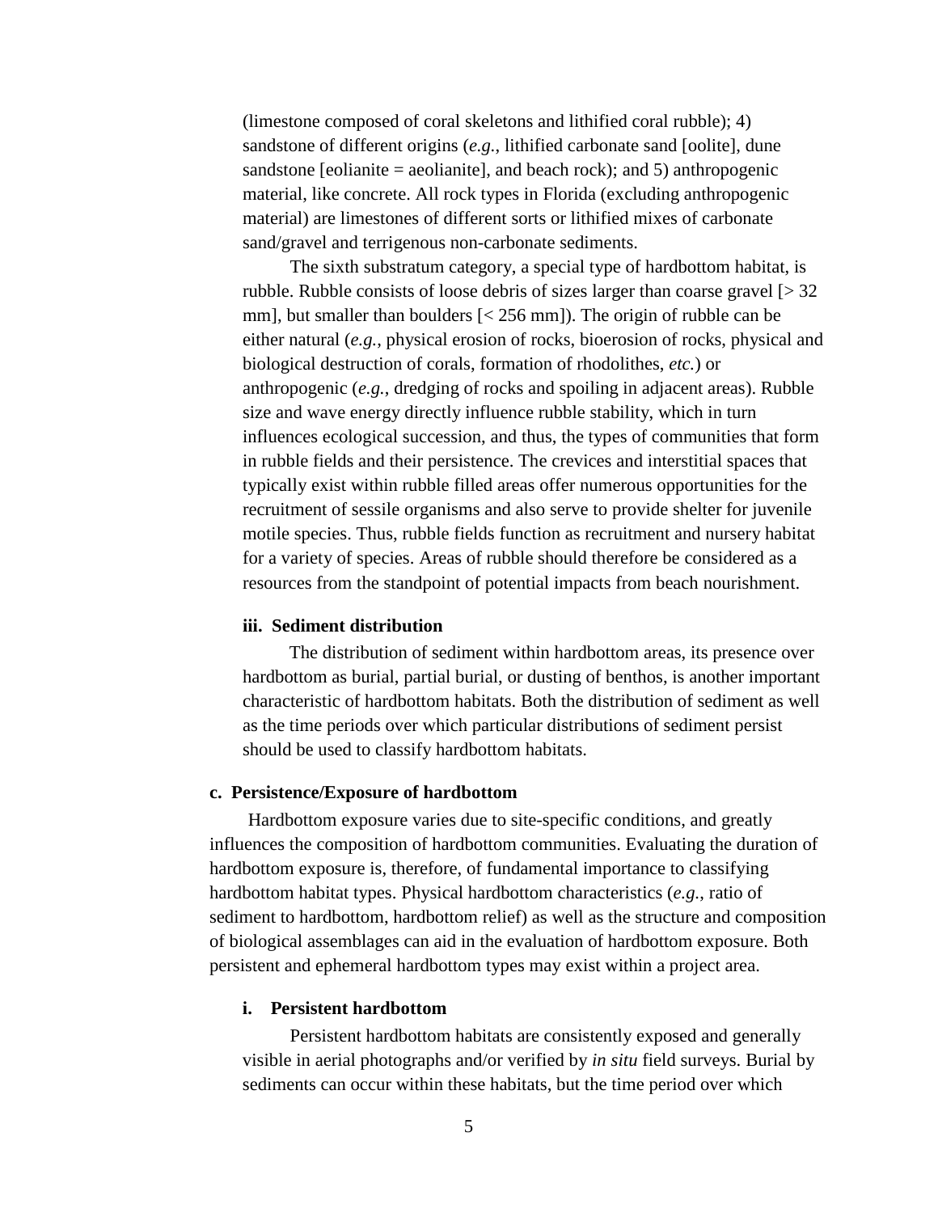(limestone composed of coral skeletons and lithified coral rubble); 4) sandstone of different origins (*e.g.*, lithified carbonate sand [oolite], dune sandstone [eolianite = aeolianite], and beach rock); and 5) anthropogenic material, like concrete. All rock types in Florida (excluding anthropogenic material) are limestones of different sorts or lithified mixes of carbonate sand/gravel and terrigenous non-carbonate sediments.

The sixth substratum category, a special type of hardbottom habitat, is rubble. Rubble consists of loose debris of sizes larger than coarse gravel [> 32 mm], but smaller than boulders [< 256 mm]). The origin of rubble can be either natural (*e.g.*, physical erosion of rocks, bioerosion of rocks, physical and biological destruction of corals, formation of rhodolithes, *etc.*) or anthropogenic (*e.g.*, dredging of rocks and spoiling in adjacent areas). Rubble size and wave energy directly influence rubble stability, which in turn influences ecological succession, and thus, the types of communities that form in rubble fields and their persistence. The crevices and interstitial spaces that typically exist within rubble filled areas offer numerous opportunities for the recruitment of sessile organisms and also serve to provide shelter for juvenile motile species. Thus, rubble fields function as recruitment and nursery habitat for a variety of species. Areas of rubble should therefore be considered as a resources from the standpoint of potential impacts from beach nourishment.

#### iii. Sediment distribution

The distribution of sediment within hardbottom areas, its presence over hardbottom as burial, partial burial, or dusting of benthos, is another important characteristic of hardbottom habitats. Both the distribution of sediment as well as the time periods over which particular distributions of sediment persist should be used to classify hardbottom habitats.

### c. Persistence/Exposure of hardbottom

Hardbottom exposure varies due to site-specific conditions, and greatly influences the composition of hardbottom communities. Evaluating the duration of hardbottom exposure is, therefore, of fundamental importance to classifying hardbottom habitat types. Physical hardbottom characteristics (*e.g.*, ratio of sediment to hardbottom, hardbottom relief) as well as the structure and composition of biological assemblages can aid in the evaluation of hardbottom exposure. Both persistent and ephemeral hardbottom types may exist within a project area.

#### i. Persistent hardbottom

Persistent hardbottom habitats are consistently exposed and generally visible in aerial photographs and/or verified by *in situ* field surveys. Burial by sediments can occur within these habitats, but the time period over which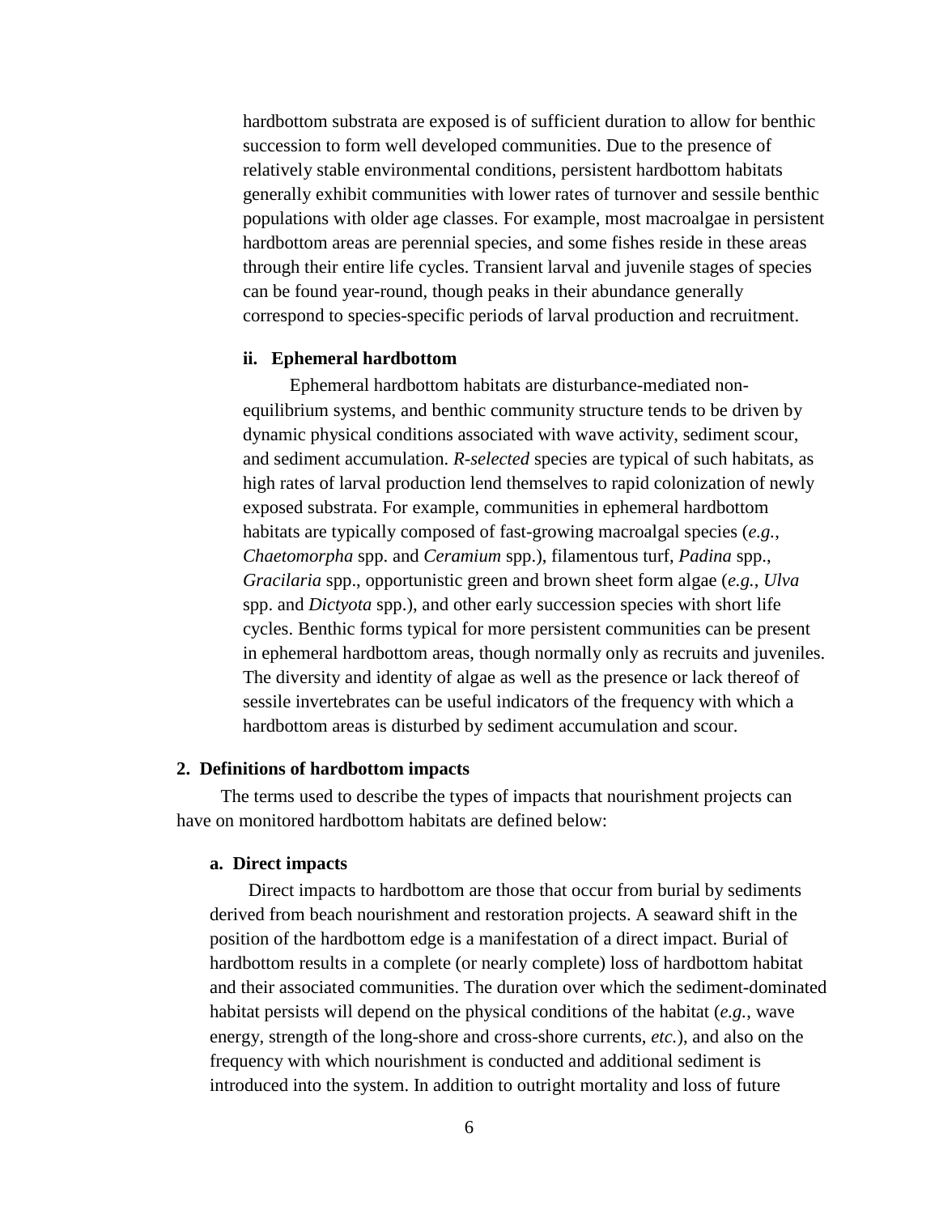hardbottom substrata are exposed is of sufficient duration to allow for benthic succession to form well developed communities. Due to the presence of relatively stable environmental conditions, persistent hardbottom habitats generally exhibit communities with lower rates of turnover and sessile benthic populations with older age classes. For example, most macroalgae in persistent hardbottom areas are perennial species, and some fishes reside in these areas through their entire life cycles. Transient larval and juvenile stages of species can be found year-round, though peaks in their abundance generally correspond to species-specific periods of larval production and recruitment.

#### ii. Ephemeral hardbottom

Ephemeral hardbottom habitats are disturbance-mediated non-equilibrium systems, and benthic community structure tends to be driven by dynamic physical conditions associated with wave activity, sediment scour, and sediment accumulation. *R-selected* species are typical of such habitats, as high rates of larval production lend themselves to rapid colonization of newly exposed substrata. For example, communities in ephemeral hardbottom habitats are typically composed of fast-growing macroalgal species (*e.g.*, *Chaetomorpha* spp. and *Ceramium* spp.), filamentous turf, *Padina* spp., *Gracilaria* spp., opportunistic green and brown sheet form algae (*e.g.*, *Ulva* spp. and *Dictyota* spp.), and other early succession species with short life cycles. Benthic forms typical for more persistent communities can be present in ephemeral hardbottom areas, though normally only as recruits and juveniles. The diversity and identity of algae as well as the presence or lack thereof of sessile invertebrates can be useful indicators of the frequency with which a hardbottom areas is disturbed by sediment accumulation and scour.

## 2. Definitions of hardbottom impacts

The terms used to describe the types of impacts that nourishment projects can have on monitored hardbottom habitats are defined below:

### a. Direct impacts

Direct impacts to hardbottom are those that occur from burial by sediments derived from beach nourishment and restoration projects. A seaward shift in the position of the hardbottom edge is a manifestation of a direct impact. Burial of hardbottom results in a complete (or nearly complete) loss of hardbottom habitat and their associated communities. The duration over which the sediment-dominated habitat persists will depend on the physical conditions of the habitat (*e.g.*, wave energy, strength of the long-shore and cross-shore currents, *etc.*), and also on the frequency with which nourishment is conducted and additional sediment is introduced into the system. In addition to outright mortality and loss of future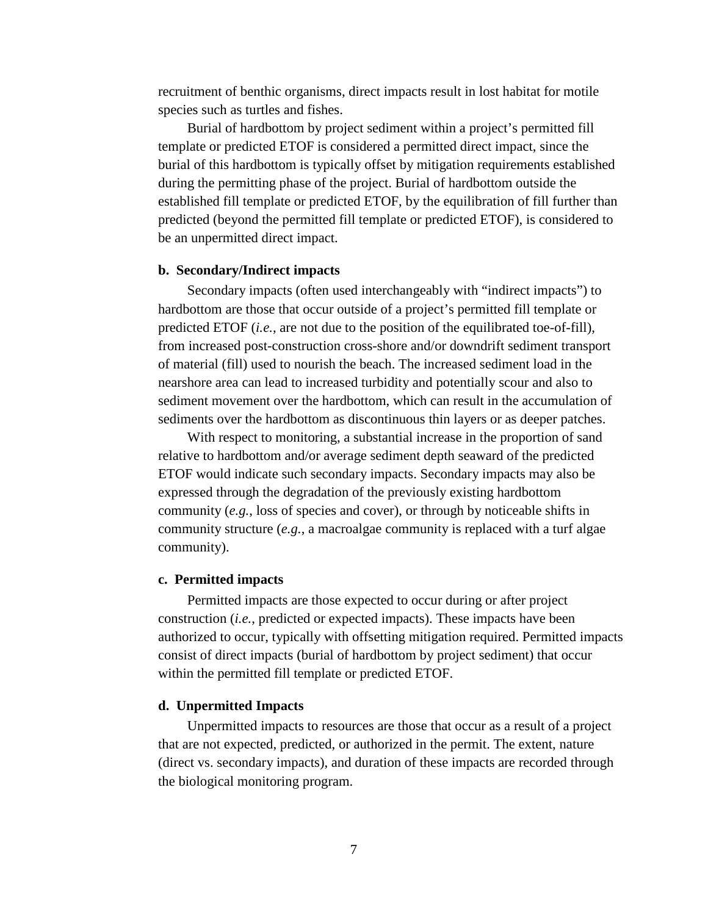recruitment of benthic organisms, direct impacts result in lost habitat for motile species such as turtles and fishes.

Burial of hardbottom by project sediment within a project's permitted fill template or predicted ETOF is considered a permitted direct impact, since the burial of this hardbottom is typically offset by mitigation requirements established during the permitting phase of the project. Burial of hardbottom outside the established fill template or predicted ETOF, by the equilibration of fill further than predicted (beyond the permitted fill template or predicted ETOF), is considered to be an unpermitted direct impact.

#### b. Secondary/Indirect impacts

Secondary impacts (often used interchangeably with "indirect impacts") to hardbottom are those that occur outside of a project's permitted fill template or predicted ETOF (*i.e.*, are not due to the position of the equilibrated toe-of-fill), from increased post-construction cross-shore and/or downdrift sediment transport of material (fill) used to nourish the beach. The increased sediment load in the nearshore area can lead to increased turbidity and potentially scour and also to sediment movement over the hardbottom, which can result in the accumulation of sediments over the hardbottom as discontinuous thin layers or as deeper patches.

With respect to monitoring, a substantial increase in the proportion of sand relative to hardbottom and/or average sediment depth seaward of the predicted ETOF would indicate such secondary impacts. Secondary impacts may also be expressed through the degradation of the previously existing hardbottom community (*e.g.*, loss of species and cover), or through by noticeable shifts in community structure (*e.g.*, a macroalgae community is replaced with a turf algae community).

#### c. Permitted impacts

Permitted impacts are those expected to occur during or after project construction (*i.e.*, predicted or expected impacts). These impacts have been authorized to occur, typically with offsetting mitigation required. Permitted impacts consist of direct impacts (burial of hardbottom by project sediment) that occur within the permitted fill template or predicted ETOF.

#### d. Unpermitted Impacts

Unpermitted impacts to resources are those that occur as a result of a project that are not expected, predicted, or authorized in the permit. The extent, nature (direct vs. secondary impacts), and duration of these impacts are recorded through the biological monitoring program.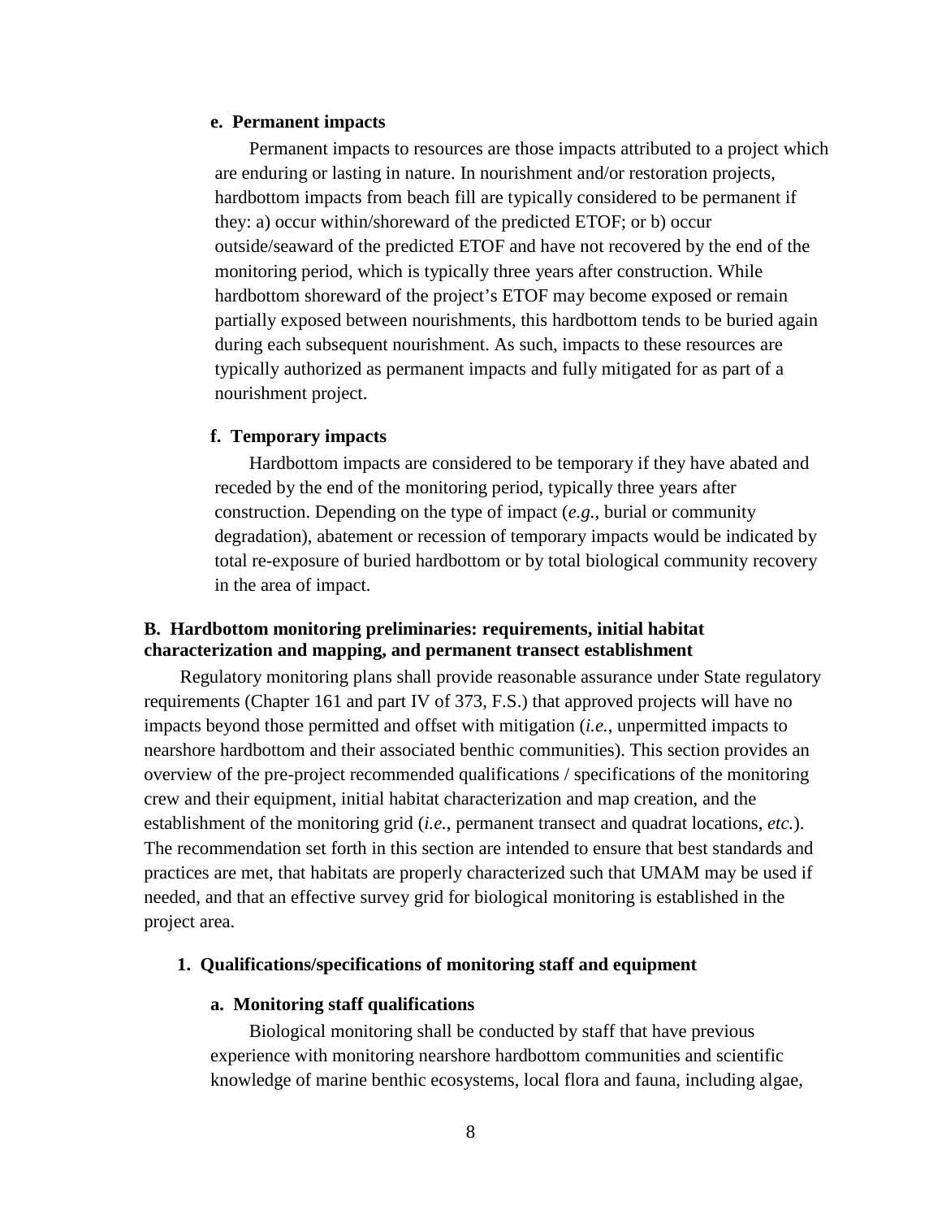#### e. Permanent impacts

Permanent impacts to resources are those impacts attributed to a project which are enduring or lasting in nature. In nourishment and/or restoration projects, hardbottom impacts from beach fill are typically considered to be permanent if they: a) occur within/shoreward of the predicted ETOF; or b) occur outside/seaward of the predicted ETOF and have not recovered by the end of the monitoring period, which is typically three years after construction. While hardbottom shoreward of the project's ETOF may become exposed or remain partially exposed between nourishments, this hardbottom tends to be buried again during each subsequent nourishment. As such, impacts to these resources are typically authorized as permanent impacts and fully mitigated for as part of a nourishment project.

#### f. Temporary impacts

Hardbottom impacts are considered to be temporary if they have abated and receded by the end of the monitoring period, typically three years after construction. Depending on the type of impact (*e.g.*, burial or community degradation), abatement or recession of temporary impacts would be indicated by total re-exposure of buried hardbottom or by total biological community recovery in the area of impact.

## B. Hardbottom monitoring preliminaries: requirements, initial habitat characterization and mapping, and permanent transect establishment

Regulatory monitoring plans shall provide reasonable assurance under State regulatory requirements (Chapter 161 and part IV of 373, F.S.) that approved projects will have no impacts beyond those permitted and offset with mitigation (*i.e.*, unpermitted impacts to nearshore hardbottom and their associated benthic communities). This section provides an overview of the pre-project recommended qualifications / specifications of the monitoring crew and their equipment, initial habitat characterization and map creation, and the establishment of the monitoring grid (*i.e.*, permanent transect and quadrat locations, *etc.*). The recommendation set forth in this section are intended to ensure that best standards and practices are met, that habitats are properly characterized such that UMAM may be used if needed, and that an effective survey grid for biological monitoring is established in the project area.

### 1. Qualifications/specifications of monitoring staff and equipment

#### a. Monitoring staff qualifications

Biological monitoring shall be conducted by staff that have previous experience with monitoring nearshore hardbottom communities and scientific knowledge of marine benthic ecosystems, local flora and fauna, including algae,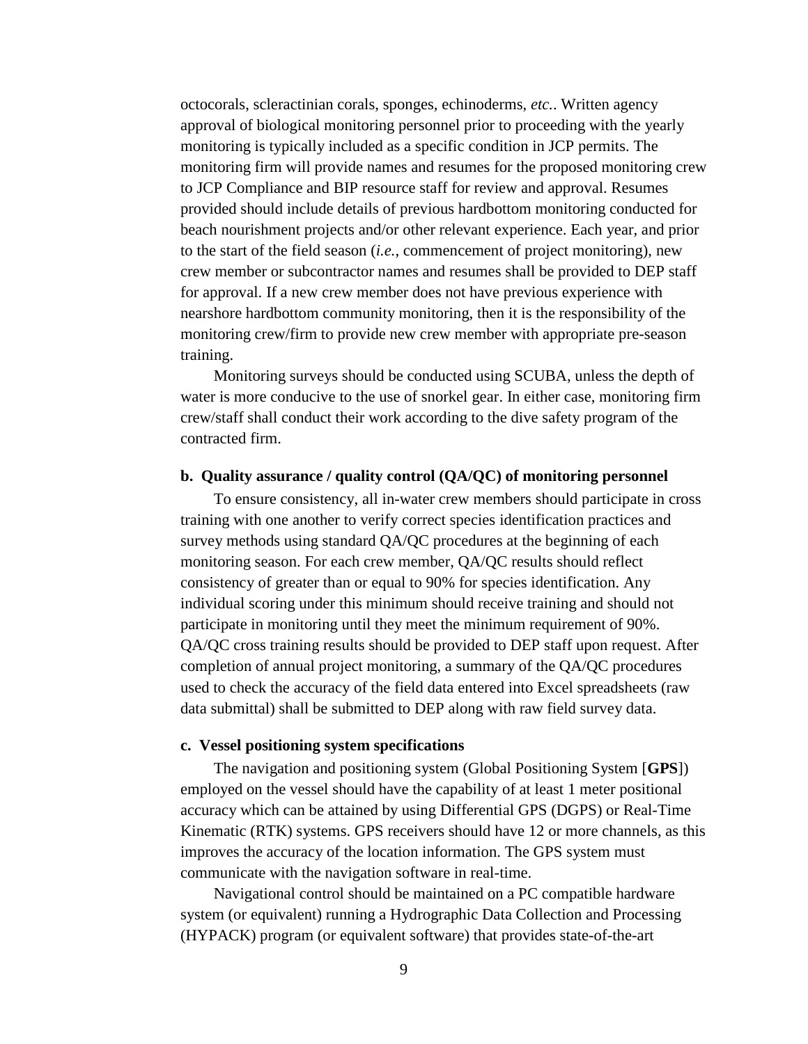octocorals, scleractinian corals, sponges, echinoderms, *etc.*. Written agency approval of biological monitoring personnel prior to proceeding with the yearly monitoring is typically included as a specific condition in JCP permits. The monitoring firm will provide names and resumes for the proposed monitoring crew to JCP Compliance and BIP resource staff for review and approval. Resumes provided should include details of previous hardbottom monitoring conducted for beach nourishment projects and/or other relevant experience. Each year, and prior to the start of the field season (*i.e.*, commencement of project monitoring), new crew member or subcontractor names and resumes shall be provided to DEP staff for approval. If a new crew member does not have previous experience with nearshore hardbottom community monitoring, then it is the responsibility of the monitoring crew/firm to provide new crew member with appropriate pre-season training.

Monitoring surveys should be conducted using SCUBA, unless the depth of water is more conducive to the use of snorkel gear. In either case, monitoring firm crew/staff shall conduct their work according to the dive safety program of the contracted firm.

**b. Quality assurance / quality control (QA/QC) of monitoring personnel**

To ensure consistency, all in-water crew members should participate in cross training with one another to verify correct species identification practices and survey methods using standard QA/QC procedures at the beginning of each monitoring season. For each crew member, QA/QC results should reflect consistency of greater than or equal to 90% for species identification. Any individual scoring under this minimum should receive training and should not participate in monitoring until they meet the minimum requirement of 90%. QA/QC cross training results should be provided to DEP staff upon request. After completion of annual project monitoring, a summary of the QA/QC procedures used to check the accuracy of the field data entered into Excel spreadsheets (raw data submittal) shall be submitted to DEP along with raw field survey data.

**c. Vessel positioning system specifications**

The navigation and positioning system (Global Positioning System [**GPS**]) employed on the vessel should have the capability of at least 1 meter positional accuracy which can be attained by using Differential GPS (DGPS) or Real-Time Kinematic (RTK) systems. GPS receivers should have 12 or more channels, as this improves the accuracy of the location information. The GPS system must communicate with the navigation software in real-time.

Navigational control should be maintained on a PC compatible hardware system (or equivalent) running a Hydrographic Data Collection and Processing (HYPACK) program (or equivalent software) that provides state-of-the-art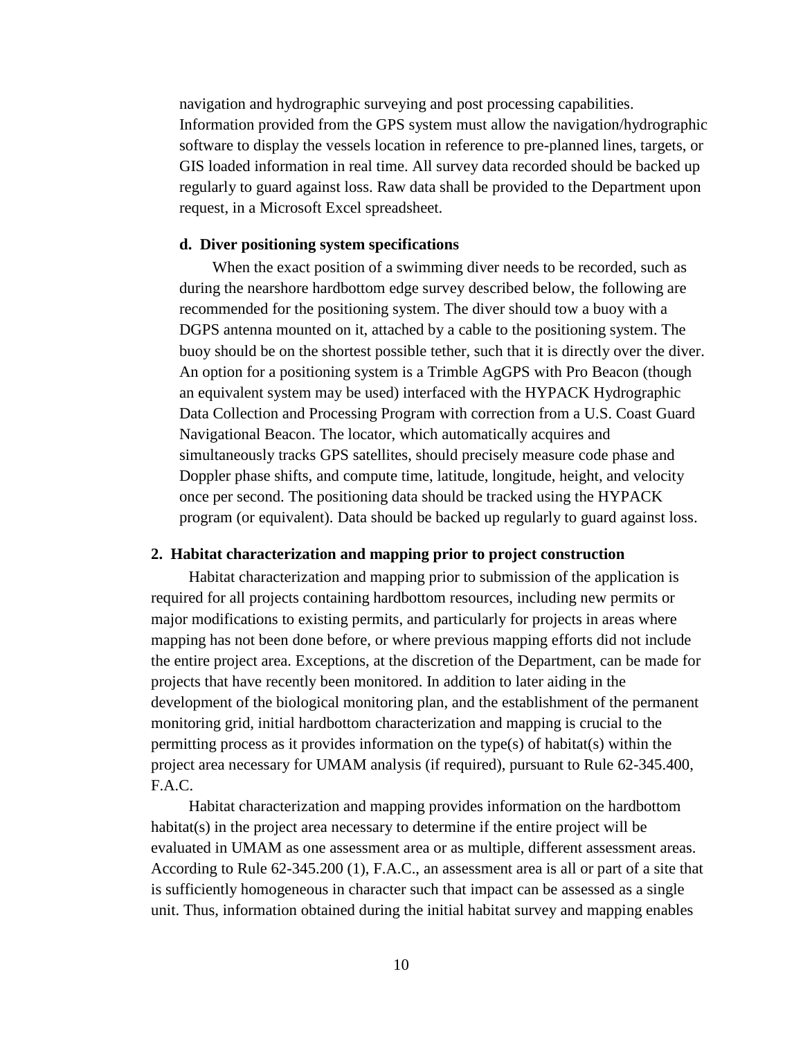navigation and hydrographic surveying and post processing capabilities. Information provided from the GPS system must allow the navigation/hydrographic software to display the vessels location in reference to pre-planned lines, targets, or GIS loaded information in real time. All survey data recorded should be backed up regularly to guard against loss. Raw data shall be provided to the Department upon request, in a Microsoft Excel spreadsheet.

#### d. Diver positioning system specifications

When the exact position of a swimming diver needs to be recorded, such as during the nearshore hardbottom edge survey described below, the following are recommended for the positioning system. The diver should tow a buoy with a DGPS antenna mounted on it, attached by a cable to the positioning system. The buoy should be on the shortest possible tether, such that it is directly over the diver. An option for a positioning system is a Trimble AgGPS with Pro Beacon (though an equivalent system may be used) interfaced with the HYPACK Hydrographic Data Collection and Processing Program with correction from a U.S. Coast Guard Navigational Beacon. The locator, which automatically acquires and simultaneously tracks GPS satellites, should precisely measure code phase and Doppler phase shifts, and compute time, latitude, longitude, height, and velocity once per second. The positioning data should be tracked using the HYPACK program (or equivalent). Data should be backed up regularly to guard against loss.

### 2. Habitat characterization and mapping prior to project construction

Habitat characterization and mapping prior to submission of the application is required for all projects containing hardbottom resources, including new permits or major modifications to existing permits, and particularly for projects in areas where mapping has not been done before, or where previous mapping efforts did not include the entire project area. Exceptions, at the discretion of the Department, can be made for projects that have recently been monitored. In addition to later aiding in the development of the biological monitoring plan, and the establishment of the permanent monitoring grid, initial hardbottom characterization and mapping is crucial to the permitting process as it provides information on the type(s) of habitat(s) within the project area necessary for UMAM analysis (if required), pursuant to Rule 62-345.400, F.A.C.

Habitat characterization and mapping provides information on the hardbottom habitat(s) in the project area necessary to determine if the entire project will be evaluated in UMAM as one assessment area or as multiple, different assessment areas. According to Rule 62-345.200 (1), F.A.C., an assessment area is all or part of a site that is sufficiently homogeneous in character such that impact can be assessed as a single unit. Thus, information obtained during the initial habitat survey and mapping enables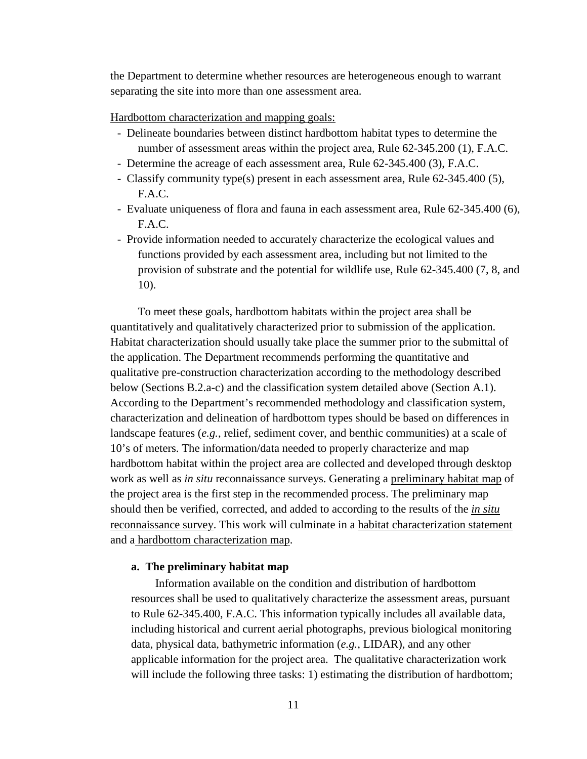the Department to determine whether resources are heterogeneous enough to warrant separating the site into more than one assessment area.

Hardbottom characterization and mapping goals:

- Delineate boundaries between distinct hardbottom habitat types to determine the number of assessment areas within the project area, Rule 62-345.200 (1), F.A.C.
- Determine the acreage of each assessment area, Rule 62-345.400 (3), F.A.C.
- Classify community type(s) present in each assessment area, Rule 62-345.400 (5), F.A.C.
- Evaluate uniqueness of flora and fauna in each assessment area, Rule 62-345.400 (6), F.A.C.
- Provide information needed to accurately characterize the ecological values and functions provided by each assessment area, including but not limited to the provision of substrate and the potential for wildlife use, Rule 62-345.400 (7, 8, and 10).

To meet these goals, hardbottom habitats within the project area shall be quantitatively and qualitatively characterized prior to submission of the application. Habitat characterization should usually take place the summer prior to the submittal of the application. The Department recommends performing the quantitative and qualitative pre-construction characterization according to the methodology described below (Sections B.2.a-c) and the classification system detailed above (Section A.1). According to the Department's recommended methodology and classification system, characterization and delineation of hardbottom types should be based on differences in landscape features (*e.g.*, relief, sediment cover, and benthic communities) at a scale of 10's of meters. The information/data needed to properly characterize and map hardbottom habitat within the project area are collected and developed through desktop work as well as *in situ* reconnaissance surveys. Generating a preliminary habitat map of the project area is the first step in the recommended process. The preliminary map should then be verified, corrected, and added to according to the results of the *in situ* reconnaissance survey. This work will culminate in a habitat characterization statement and a hardbottom characterization map.

**a. The preliminary habitat map**

Information available on the condition and distribution of hardbottom resources shall be used to qualitatively characterize the assessment areas, pursuant to Rule 62-345.400, F.A.C. This information typically includes all available data, including historical and current aerial photographs, previous biological monitoring data, physical data, bathymetric information (*e.g.*, LIDAR), and any other applicable information for the project area. The qualitative characterization work will include the following three tasks: 1) estimating the distribution of hardbottom;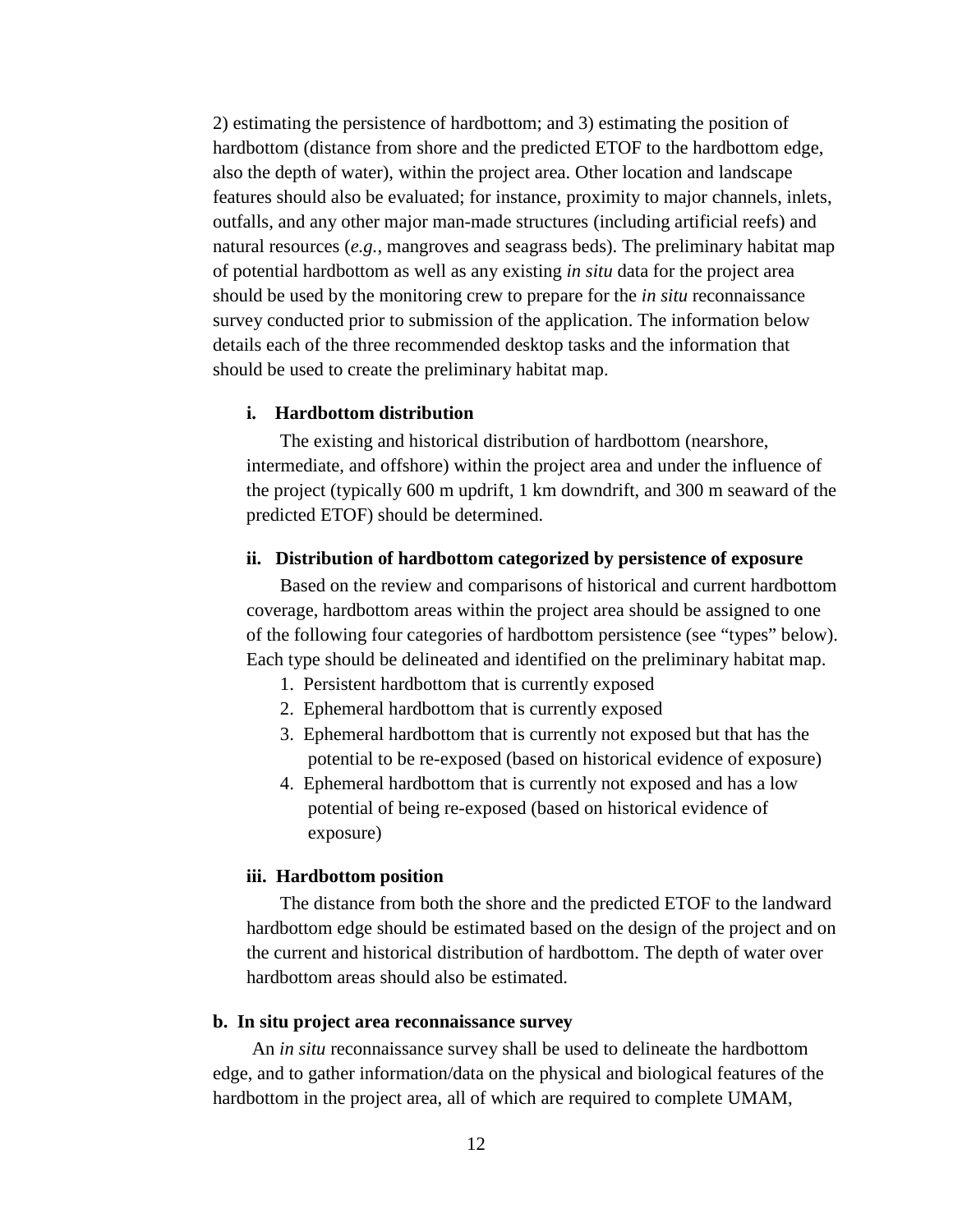2) estimating the persistence of hardbottom; and 3) estimating the position of hardbottom (distance from shore and the predicted ETOF to the hardbottom edge, also the depth of water), within the project area. Other location and landscape features should also be evaluated; for instance, proximity to major channels, inlets, outfalls, and any other major man-made structures (including artificial reefs) and natural resources (*e.g.*, mangroves and seagrass beds). The preliminary habitat map of potential hardbottom as well as any existing *in situ* data for the project area should be used by the monitoring crew to prepare for the *in situ* reconnaissance survey conducted prior to submission of the application. The information below details each of the three recommended desktop tasks and the information that should be used to create the preliminary habitat map.

#### i. Hardbottom distribution

The existing and historical distribution of hardbottom (nearshore, intermediate, and offshore) within the project area and under the influence of the project (typically 600 m updrift, 1 km downdrift, and 300 m seaward of the predicted ETOF) should be determined.

#### ii. Distribution of hardbottom categorized by persistence of exposure

Based on the review and comparisons of historical and current hardbottom coverage, hardbottom areas within the project area should be assigned to one of the following four categories of hardbottom persistence (see "types" below). Each type should be delineated and identified on the preliminary habitat map.

1. Persistent hardbottom that is currently exposed
2. Ephemeral hardbottom that is currently exposed
3. Ephemeral hardbottom that is currently not exposed but that has the potential to be re-exposed (based on historical evidence of exposure)
4. Ephemeral hardbottom that is currently not exposed and has a low potential of being re-exposed (based on historical evidence of exposure)

#### iii. Hardbottom position

The distance from both the shore and the predicted ETOF to the landward hardbottom edge should be estimated based on the design of the project and on the current and historical distribution of hardbottom. The depth of water over hardbottom areas should also be estimated.

### b. In situ project area reconnaissance survey

An *in situ* reconnaissance survey shall be used to delineate the hardbottom edge, and to gather information/data on the physical and biological features of the hardbottom in the project area, all of which are required to complete UMAM,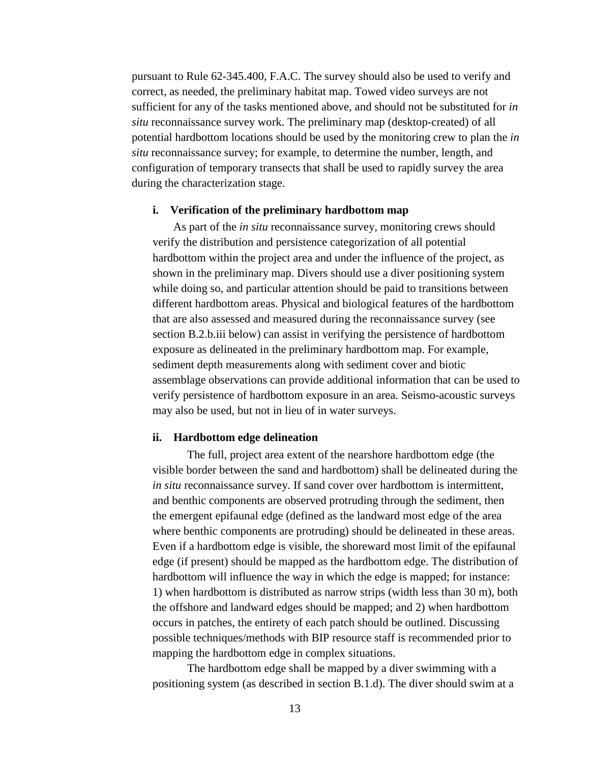pursuant to Rule 62-345.400, F.A.C. The survey should also be used to verify and correct, as needed, the preliminary habitat map. Towed video surveys are not sufficient for any of the tasks mentioned above, and should not be substituted for *in situ* reconnaissance survey work. The preliminary map (desktop-created) of all potential hardbottom locations should be used by the monitoring crew to plan the *in situ* reconnaissance survey; for example, to determine the number, length, and configuration of temporary transects that shall be used to rapidly survey the area during the characterization stage.

#### i. Verification of the preliminary hardbottom map

As part of the *in situ* reconnaissance survey, monitoring crews should verify the distribution and persistence categorization of all potential hardbottom within the project area and under the influence of the project, as shown in the preliminary map. Divers should use a diver positioning system while doing so, and particular attention should be paid to transitions between different hardbottom areas. Physical and biological features of the hardbottom that are also assessed and measured during the reconnaissance survey (see section B.2.b.iii below) can assist in verifying the persistence of hardbottom exposure as delineated in the preliminary hardbottom map. For example, sediment depth measurements along with sediment cover and biotic assemblage observations can provide additional information that can be used to verify persistence of hardbottom exposure in an area. Seismo-acoustic surveys may also be used, but not in lieu of in water surveys.

#### ii. Hardbottom edge delineation

The full, project area extent of the nearshore hardbottom edge (the visible border between the sand and hardbottom) shall be delineated during the *in situ* reconnaissance survey. If sand cover over hardbottom is intermittent, and benthic components are observed protruding through the sediment, then the emergent epifaunal edge (defined as the landward most edge of the area where benthic components are protruding) should be delineated in these areas. Even if a hardbottom edge is visible, the shoreward most limit of the epifaunal edge (if present) should be mapped as the hardbottom edge. The distribution of hardbottom will influence the way in which the edge is mapped; for instance: 1) when hardbottom is distributed as narrow strips (width less than 30 m), both the offshore and landward edges should be mapped; and 2) when hardbottom occurs in patches, the entirety of each patch should be outlined. Discussing possible techniques/methods with BIP resource staff is recommended prior to mapping the hardbottom edge in complex situations.

The hardbottom edge shall be mapped by a diver swimming with a positioning system (as described in section B.1.d). The diver should swim at a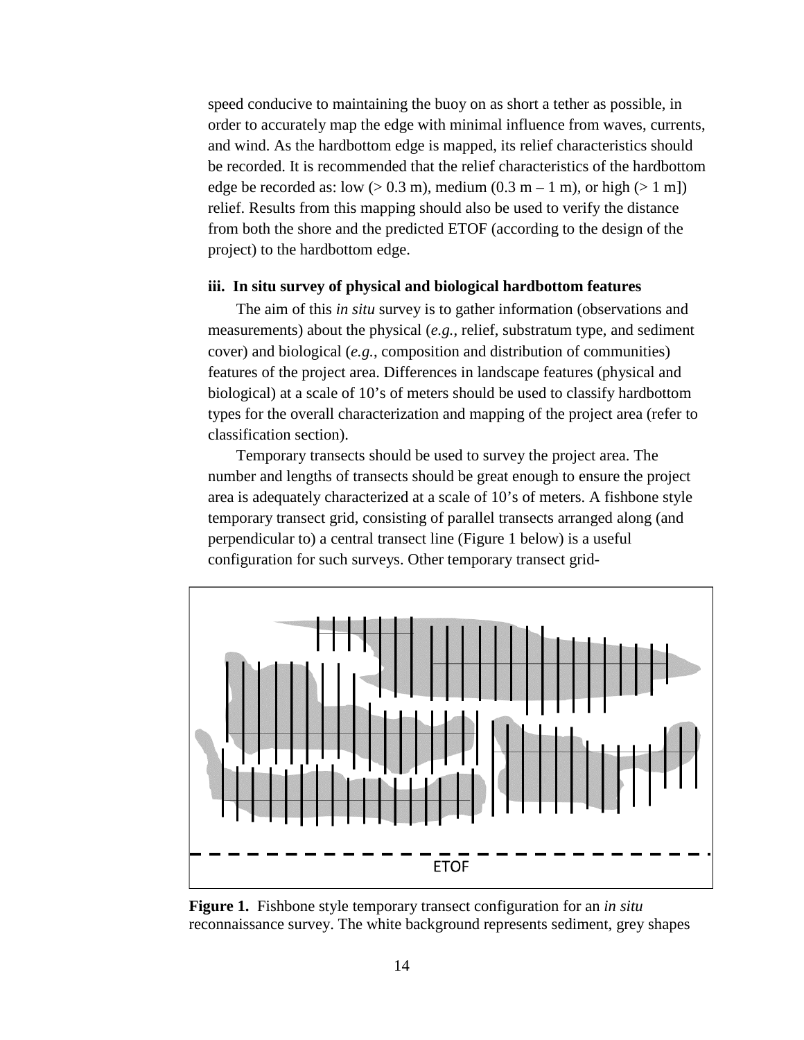speed conducive to maintaining the buoy on as short a tether as possible, in order to accurately map the edge with minimal influence from waves, currents, and wind. As the hardbottom edge is mapped, its relief characteristics should be recorded. It is recommended that the relief characteristics of the hardbottom edge be recorded as: low (> 0.3 m), medium (0.3 m – 1 m), or high (> 1 m]) relief. Results from this mapping should also be used to verify the distance from both the shore and the predicted ETOF (according to the design of the project) to the hardbottom edge.

**iii. In situ survey of physical and biological hardbottom features**

The aim of this *in situ* survey is to gather information (observations and measurements) about the physical (*e.g.*, relief, substratum type, and sediment cover) and biological (*e.g.*, composition and distribution of communities) features of the project area. Differences in landscape features (physical and biological) at a scale of 10's of meters should be used to classify hardbottom types for the overall characterization and mapping of the project area (refer to classification section).

Temporary transects should be used to survey the project area. The number and lengths of transects should be great enough to ensure the project area is adequately characterized at a scale of 10's of meters. A fishbone style temporary transect grid, consisting of parallel transects arranged along (and perpendicular to) a central transect line (Figure 1 below) is a useful configuration for such surveys. Other temporary transect grid-

ETOF

**Figure 1.** Fishbone style temporary transect configuration for an *in situ* reconnaissance survey. The white background represents sediment, grey shapes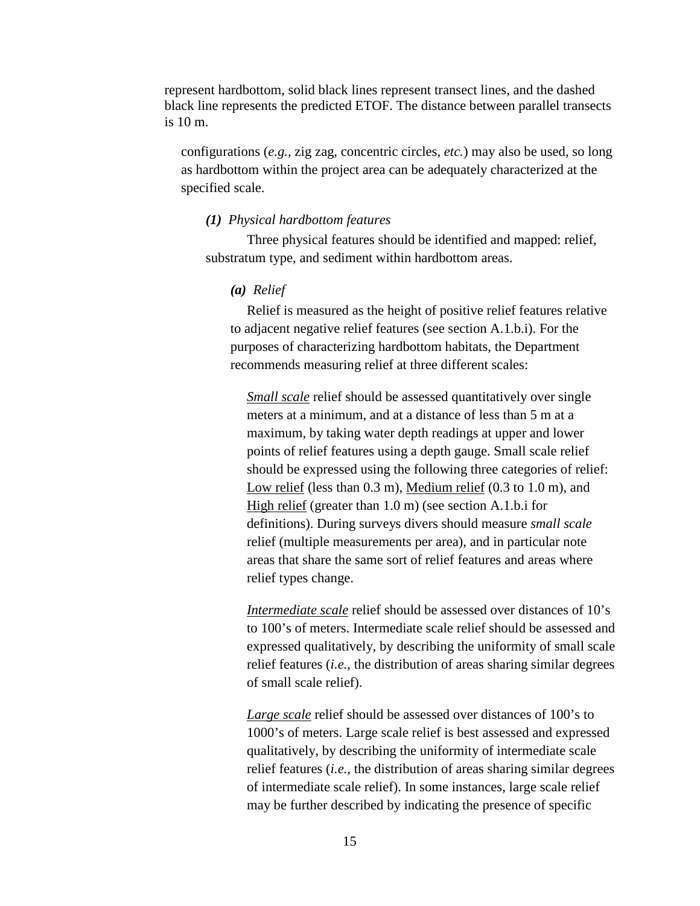represent hardbottom, solid black lines represent transect lines, and the dashed black line represents the predicted ETOF. The distance between parallel transects is 10 m.

configurations (*e.g.*, zig zag, concentric circles, *etc.*) may also be used, so long as hardbottom within the project area can be adequately characterized at the specified scale.

***(1) Physical hardbottom features***

Three physical features should be identified and mapped: relief, substratum type, and sediment within hardbottom areas.

***(a) Relief***

Relief is measured as the height of positive relief features relative to adjacent negative relief features (see section A.1.b.i). For the purposes of characterizing hardbottom habitats, the Department recommends measuring relief at three different scales:

*Small scale* relief should be assessed quantitatively over single meters at a minimum, and at a distance of less than 5 m at a maximum, by taking water depth readings at upper and lower points of relief features using a depth gauge. Small scale relief should be expressed using the following three categories of relief: Low relief (less than 0.3 m), Medium relief (0.3 to 1.0 m), and High relief (greater than 1.0 m) (see section A.1.b.i for definitions). During surveys divers should measure *small scale* relief (multiple measurements per area), and in particular note areas that share the same sort of relief features and areas where relief types change.

*Intermediate scale* relief should be assessed over distances of 10's to 100's of meters. Intermediate scale relief should be assessed and expressed qualitatively, by describing the uniformity of small scale relief features (*i.e.*, the distribution of areas sharing similar degrees of small scale relief).

*Large scale* relief should be assessed over distances of 100's to 1000's of meters. Large scale relief is best assessed and expressed qualitatively, by describing the uniformity of intermediate scale relief features (*i.e.*, the distribution of areas sharing similar degrees of intermediate scale relief). In some instances, large scale relief may be further described by indicating the presence of specific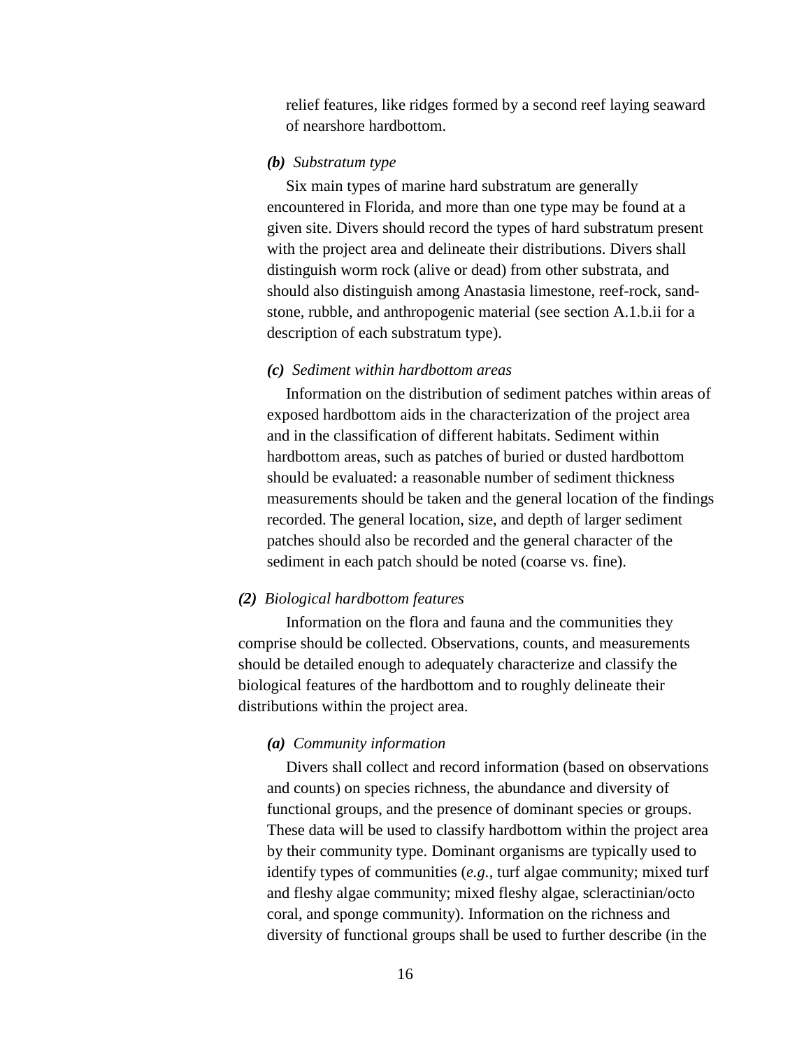relief features, like ridges formed by a second reef laying seaward of nearshore hardbottom.

***(b)*** *Substratum type*

Six main types of marine hard substratum are generally encountered in Florida, and more than one type may be found at a given site. Divers should record the types of hard substratum present with the project area and delineate their distributions. Divers shall distinguish worm rock (alive or dead) from other substrata, and should also distinguish among Anastasia limestone, reef-rock, sand-stone, rubble, and anthropogenic material (see section A.1.b.ii for a description of each substratum type).

***(c)*** *Sediment within hardbottom areas*

Information on the distribution of sediment patches within areas of exposed hardbottom aids in the characterization of the project area and in the classification of different habitats. Sediment within hardbottom areas, such as patches of buried or dusted hardbottom should be evaluated: a reasonable number of sediment thickness measurements should be taken and the general location of the findings recorded. The general location, size, and depth of larger sediment patches should also be recorded and the general character of the sediment in each patch should be noted (coarse vs. fine).

***(2)*** *Biological hardbottom features*

Information on the flora and fauna and the communities they comprise should be collected. Observations, counts, and measurements should be detailed enough to adequately characterize and classify the biological features of the hardbottom and to roughly delineate their distributions within the project area.

***(a)*** *Community information*

Divers shall collect and record information (based on observations and counts) on species richness, the abundance and diversity of functional groups, and the presence of dominant species or groups. These data will be used to classify hardbottom within the project area by their community type. Dominant organisms are typically used to identify types of communities (*e.g.*, turf algae community; mixed turf and fleshy algae community; mixed fleshy algae, scleractinian/octo coral, and sponge community). Information on the richness and diversity of functional groups shall be used to further describe (in the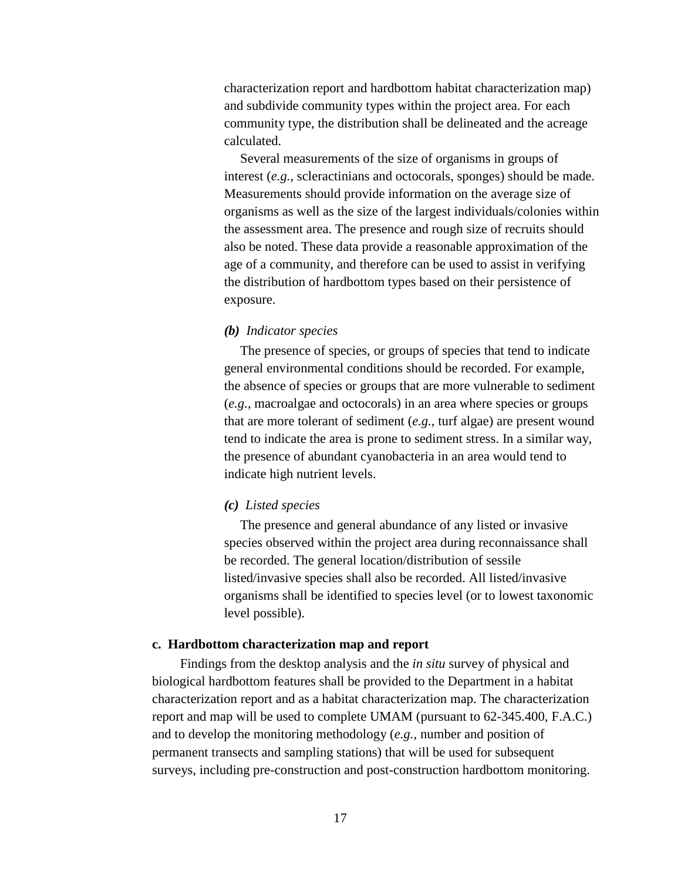characterization report and hardbottom habitat characterization map) and subdivide community types within the project area. For each community type, the distribution shall be delineated and the acreage calculated.

Several measurements of the size of organisms in groups of interest (*e.g.*, scleractinians and octocorals, sponges) should be made. Measurements should provide information on the average size of organisms as well as the size of the largest individuals/colonies within the assessment area. The presence and rough size of recruits should also be noted. These data provide a reasonable approximation of the age of a community, and therefore can be used to assist in verifying the distribution of hardbottom types based on their persistence of exposure.

***(b)*** *Indicator species*

The presence of species, or groups of species that tend to indicate general environmental conditions should be recorded. For example, the absence of species or groups that are more vulnerable to sediment (*e.g.*, macroalgae and octocorals) in an area where species or groups that are more tolerant of sediment (*e.g.*, turf algae) are present wound tend to indicate the area is prone to sediment stress. In a similar way, the presence of abundant cyanobacteria in an area would tend to indicate high nutrient levels.

***(c)*** *Listed species*

The presence and general abundance of any listed or invasive species observed within the project area during reconnaissance shall be recorded. The general location/distribution of sessile listed/invasive species shall also be recorded. All listed/invasive organisms shall be identified to species level (or to lowest taxonomic level possible).

**c. Hardbottom characterization map and report**

Findings from the desktop analysis and the *in situ* survey of physical and biological hardbottom features shall be provided to the Department in a habitat characterization report and as a habitat characterization map. The characterization report and map will be used to complete UMAM (pursuant to 62-345.400, F.A.C.) and to develop the monitoring methodology (*e.g.*, number and position of permanent transects and sampling stations) that will be used for subsequent surveys, including pre-construction and post-construction hardbottom monitoring.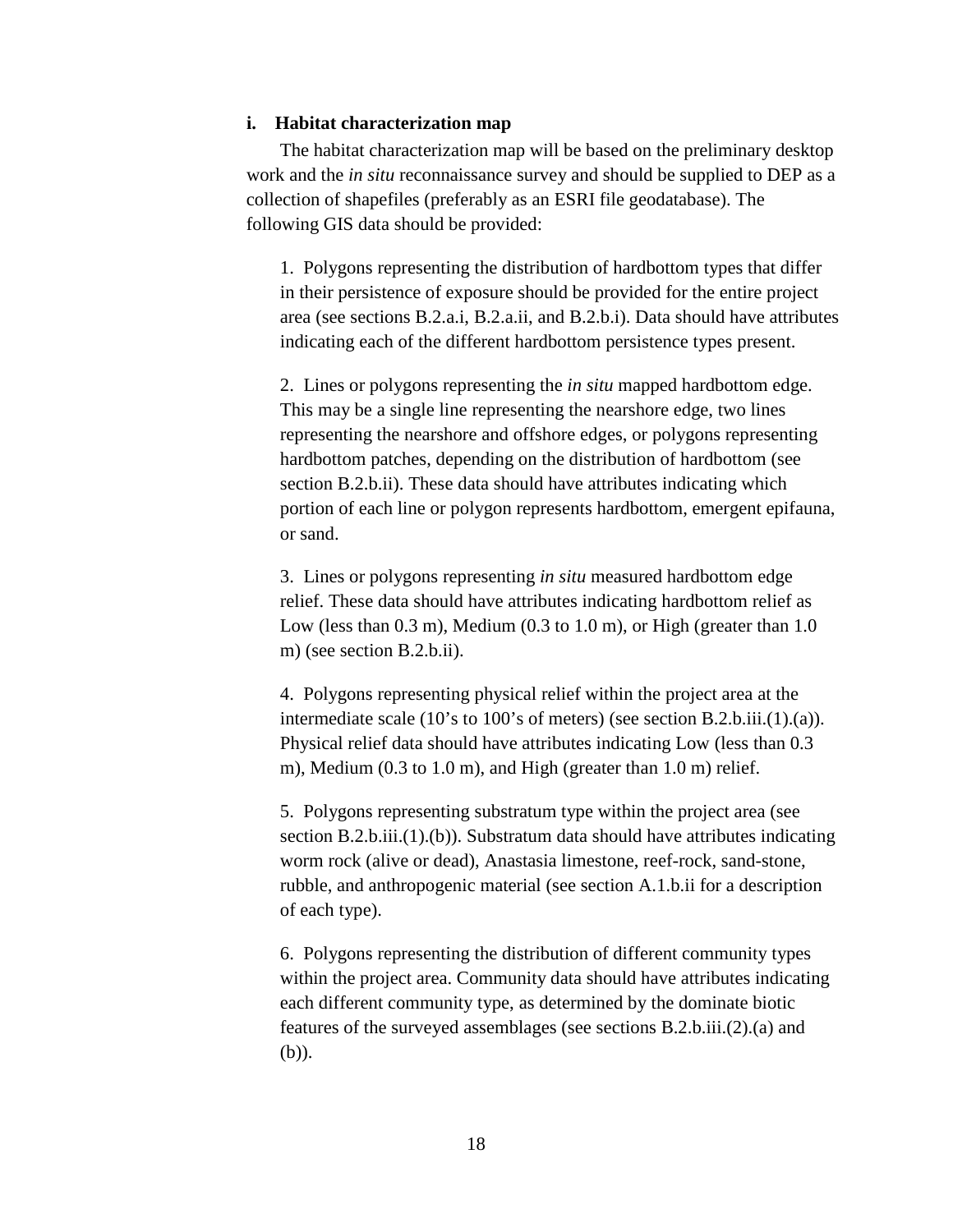### i. Habitat characterization map

The habitat characterization map will be based on the preliminary desktop work and the *in situ* reconnaissance survey and should be supplied to DEP as a collection of shapefiles (preferably as an ESRI file geodatabase). The following GIS data should be provided:

1. Polygons representing the distribution of hardbottom types that differ in their persistence of exposure should be provided for the entire project area (see sections B.2.a.i, B.2.a.ii, and B.2.b.i). Data should have attributes indicating each of the different hardbottom persistence types present.

2. Lines or polygons representing the *in situ* mapped hardbottom edge. This may be a single line representing the nearshore edge, two lines representing the nearshore and offshore edges, or polygons representing hardbottom patches, depending on the distribution of hardbottom (see section B.2.b.ii). These data should have attributes indicating which portion of each line or polygon represents hardbottom, emergent epifauna, or sand.

3. Lines or polygons representing *in situ* measured hardbottom edge relief. These data should have attributes indicating hardbottom relief as Low (less than 0.3 m), Medium (0.3 to 1.0 m), or High (greater than 1.0 m) (see section B.2.b.ii).

4. Polygons representing physical relief within the project area at the intermediate scale (10's to 100's of meters) (see section B.2.b.iii.(1).(a)). Physical relief data should have attributes indicating Low (less than 0.3 m), Medium (0.3 to 1.0 m), and High (greater than 1.0 m) relief.

5. Polygons representing substratum type within the project area (see section B.2.b.iii.(1).(b)). Substratum data should have attributes indicating worm rock (alive or dead), Anastasia limestone, reef-rock, sand-stone, rubble, and anthropogenic material (see section A.1.b.ii for a description of each type).

6. Polygons representing the distribution of different community types within the project area. Community data should have attributes indicating each different community type, as determined by the dominate biotic features of the surveyed assemblages (see sections B.2.b.iii.(2).(a) and (b)).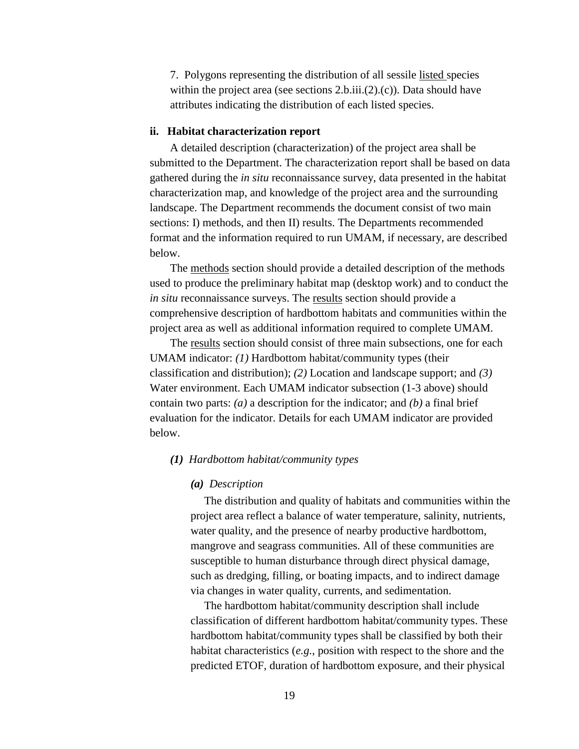7. Polygons representing the distribution of all sessile listed species within the project area (see sections 2.b.iii.(2).(c)). Data should have attributes indicating the distribution of each listed species.

**ii. Habitat characterization report**

A detailed description (characterization) of the project area shall be submitted to the Department. The characterization report shall be based on data gathered during the *in situ* reconnaissance survey, data presented in the habitat characterization map, and knowledge of the project area and the surrounding landscape. The Department recommends the document consist of two main sections: I) methods, and then II) results. The Departments recommended format and the information required to run UMAM, if necessary, are described below.

The methods section should provide a detailed description of the methods used to produce the preliminary habitat map (desktop work) and to conduct the *in situ* reconnaissance surveys. The results section should provide a comprehensive description of hardbottom habitats and communities within the project area as well as additional information required to complete UMAM.

The results section should consist of three main subsections, one for each UMAM indicator: *(1)* Hardbottom habitat/community types (their classification and distribution); *(2)* Location and landscape support; and *(3)* Water environment. Each UMAM indicator subsection (1-3 above) should contain two parts: *(a)* a description for the indicator; and *(b)* a final brief evaluation for the indicator. Details for each UMAM indicator are provided below.

***(1)** Hardbottom habitat/community types*

***(a)** Description*

The distribution and quality of habitats and communities within the project area reflect a balance of water temperature, salinity, nutrients, water quality, and the presence of nearby productive hardbottom, mangrove and seagrass communities. All of these communities are susceptible to human disturbance through direct physical damage, such as dredging, filling, or boating impacts, and to indirect damage via changes in water quality, currents, and sedimentation.

The hardbottom habitat/community description shall include classification of different hardbottom habitat/community types. These hardbottom habitat/community types shall be classified by both their habitat characteristics (*e.g.*, position with respect to the shore and the predicted ETOF, duration of hardbottom exposure, and their physical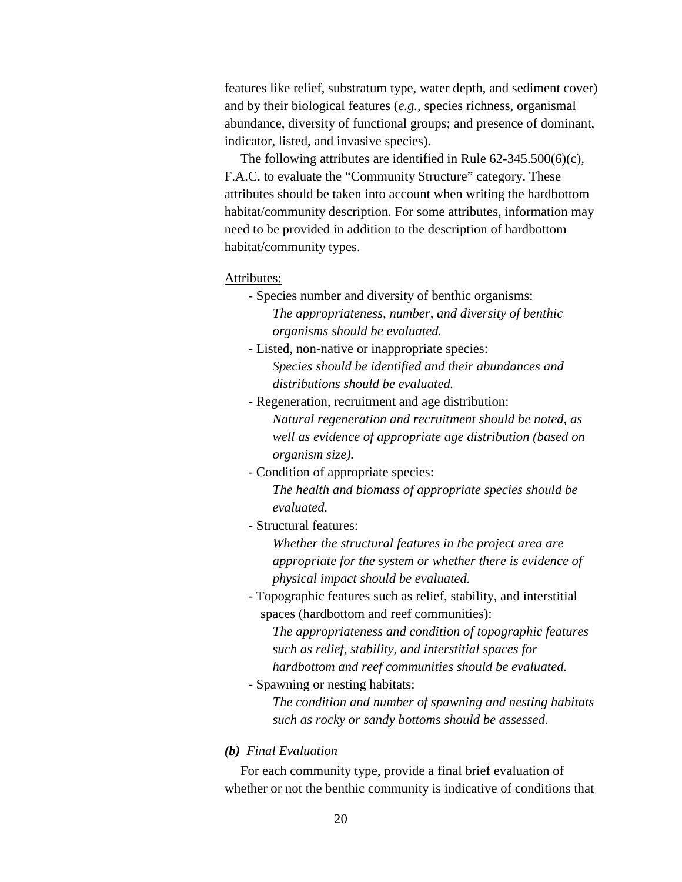features like relief, substratum type, water depth, and sediment cover) and by their biological features (*e.g.*, species richness, organismal abundance, diversity of functional groups; and presence of dominant, indicator, listed, and invasive species).

The following attributes are identified in Rule 62-345.500(6)(c), F.A.C. to evaluate the "Community Structure" category. These attributes should be taken into account when writing the hardbottom habitat/community description. For some attributes, information may need to be provided in addition to the description of hardbottom habitat/community types.

<u>Attributes:</u>

- Species number and diversity of benthic organisms:
  *The appropriateness, number, and diversity of benthic organisms should be evaluated.*
- Listed, non-native or inappropriate species:
  *Species should be identified and their abundances and distributions should be evaluated.*
- Regeneration, recruitment and age distribution:
  *Natural regeneration and recruitment should be noted, as well as evidence of appropriate age distribution (based on organism size).*
- Condition of appropriate species:
  *The health and biomass of appropriate species should be evaluated.*
- Structural features:
  *Whether the structural features in the project area are appropriate for the system or whether there is evidence of physical impact should be evaluated.*
- Topographic features such as relief, stability, and interstitial spaces (hardbottom and reef communities):
  *The appropriateness and condition of topographic features such as relief, stability, and interstitial spaces for hardbottom and reef communities should be evaluated.*
- Spawning or nesting habitats:
  *The condition and number of spawning and nesting habitats such as rocky or sandy bottoms should be assessed.*

***(b)*** *Final Evaluation*

For each community type, provide a final brief evaluation of whether or not the benthic community is indicative of conditions that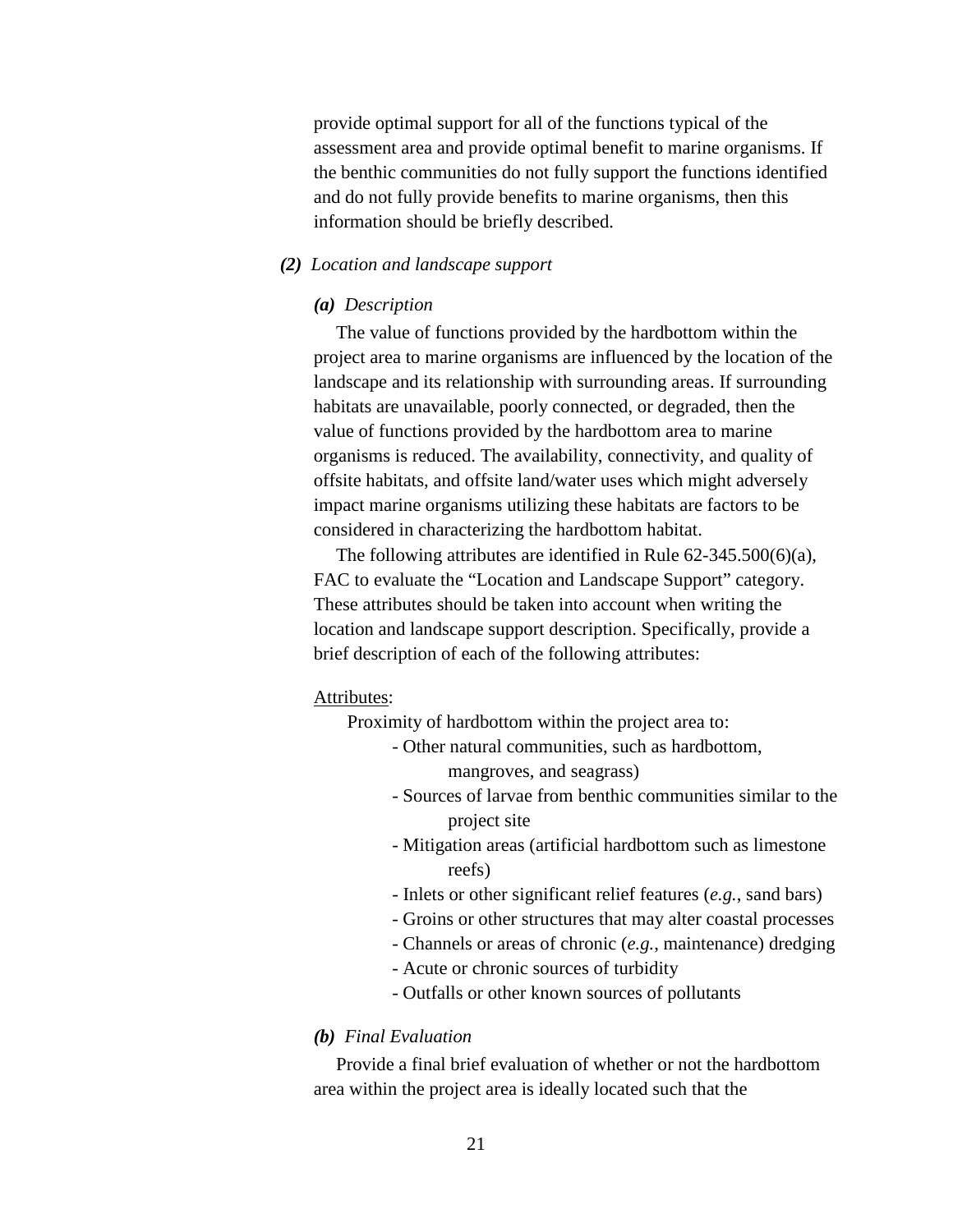provide optimal support for all of the functions typical of the assessment area and provide optimal benefit to marine organisms. If the benthic communities do not fully support the functions identified and do not fully provide benefits to marine organisms, then this information should be briefly described.

***(2)*** *Location and landscape support*

***(a)*** *Description*

The value of functions provided by the hardbottom within the project area to marine organisms are influenced by the location of the landscape and its relationship with surrounding areas. If surrounding habitats are unavailable, poorly connected, or degraded, then the value of functions provided by the hardbottom area to marine organisms is reduced. The availability, connectivity, and quality of offsite habitats, and offsite land/water uses which might adversely impact marine organisms utilizing these habitats are factors to be considered in characterizing the hardbottom habitat.

The following attributes are identified in Rule 62-345.500(6)(a), FAC to evaluate the "Location and Landscape Support" category. These attributes should be taken into account when writing the location and landscape support description. Specifically, provide a brief description of each of the following attributes:

Attributes:

Proximity of hardbottom within the project area to:

- Other natural communities, such as hardbottom, mangroves, and seagrass)
- Sources of larvae from benthic communities similar to the project site
- Mitigation areas (artificial hardbottom such as limestone reefs)
- Inlets or other significant relief features (*e.g.*, sand bars)
- Groins or other structures that may alter coastal processes
- Channels or areas of chronic (*e.g.*, maintenance) dredging
- Acute or chronic sources of turbidity
- Outfalls or other known sources of pollutants

***(b)*** *Final Evaluation*

Provide a final brief evaluation of whether or not the hardbottom area within the project area is ideally located such that the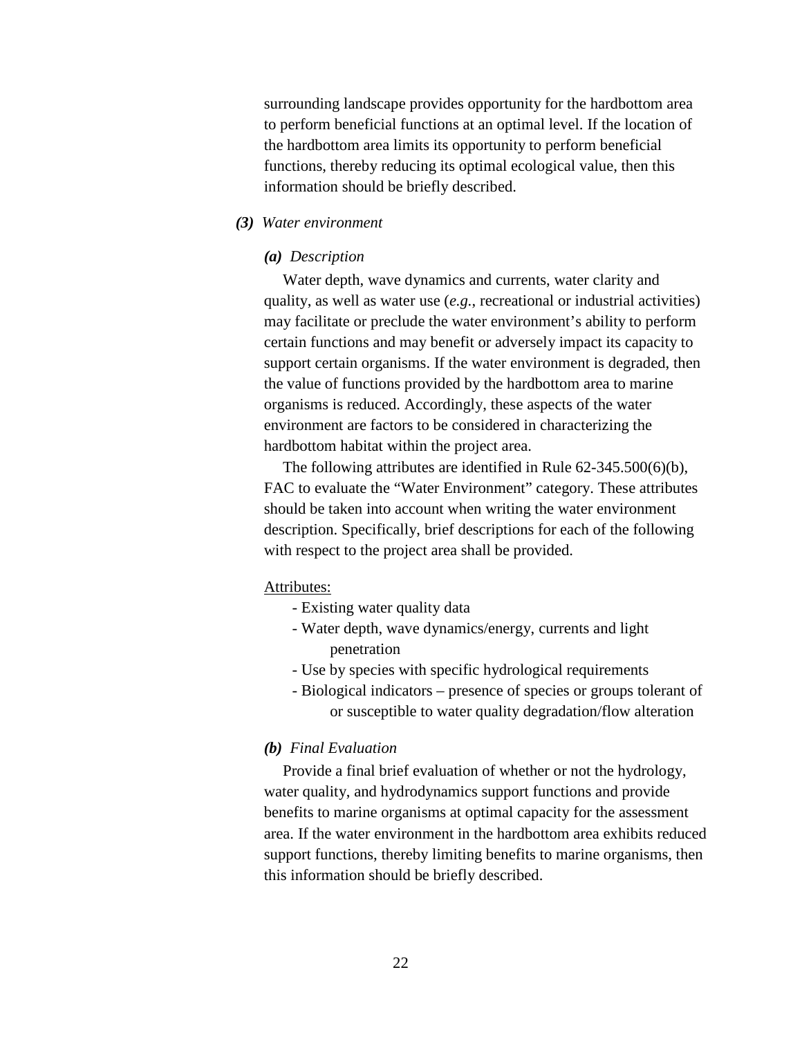surrounding landscape provides opportunity for the hardbottom area to perform beneficial functions at an optimal level. If the location of the hardbottom area limits its opportunity to perform beneficial functions, thereby reducing its optimal ecological value, then this information should be briefly described.

***(3)*** *Water environment*

***(a)*** *Description*

Water depth, wave dynamics and currents, water clarity and quality, as well as water use (*e.g.*, recreational or industrial activities) may facilitate or preclude the water environment's ability to perform certain functions and may benefit or adversely impact its capacity to support certain organisms. If the water environment is degraded, then the value of functions provided by the hardbottom area to marine organisms is reduced. Accordingly, these aspects of the water environment are factors to be considered in characterizing the hardbottom habitat within the project area.

The following attributes are identified in Rule 62-345.500(6)(b), FAC to evaluate the "Water Environment" category. These attributes should be taken into account when writing the water environment description. Specifically, brief descriptions for each of the following with respect to the project area shall be provided.

<u>Attributes:</u>

- Existing water quality data
- Water depth, wave dynamics/energy, currents and light penetration
- Use by species with specific hydrological requirements
- Biological indicators – presence of species or groups tolerant of or susceptible to water quality degradation/flow alteration

***(b)*** *Final Evaluation*

Provide a final brief evaluation of whether or not the hydrology, water quality, and hydrodynamics support functions and provide benefits to marine organisms at optimal capacity for the assessment area. If the water environment in the hardbottom area exhibits reduced support functions, thereby limiting benefits to marine organisms, then this information should be briefly described.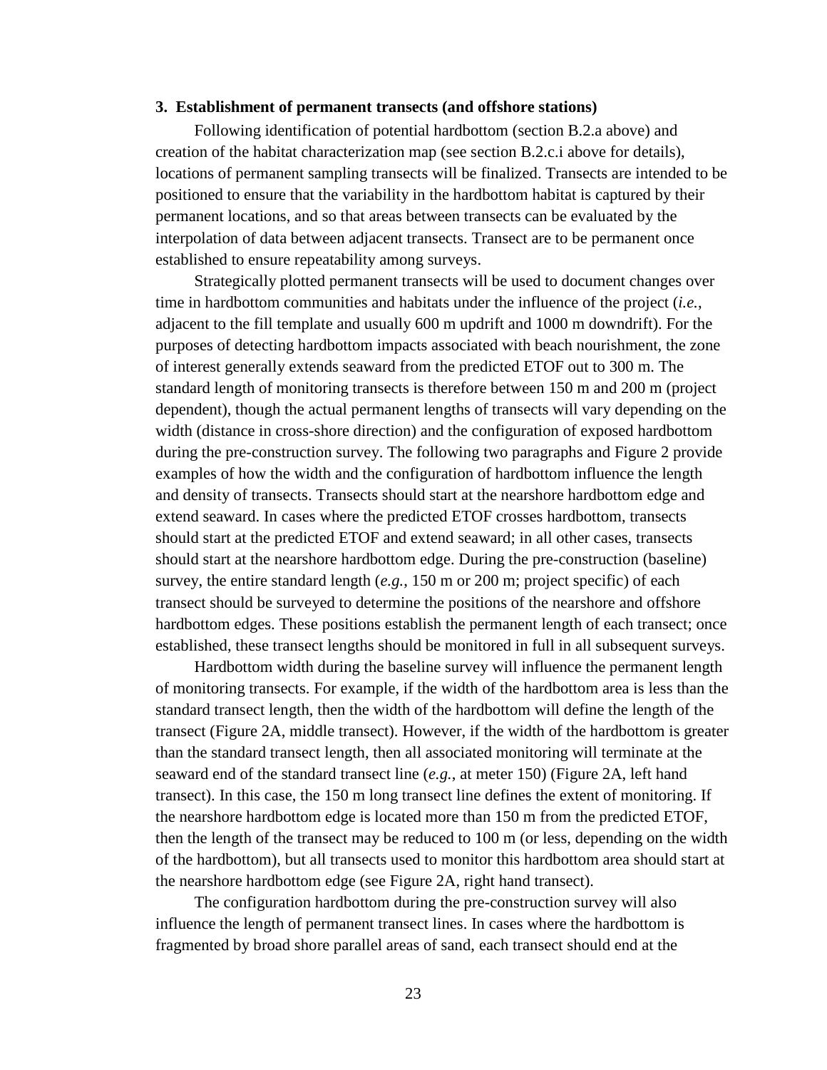### 3. Establishment of permanent transects (and offshore stations)

Following identification of potential hardbottom (section B.2.a above) and creation of the habitat characterization map (see section B.2.c.i above for details), locations of permanent sampling transects will be finalized. Transects are intended to be positioned to ensure that the variability in the hardbottom habitat is captured by their permanent locations, and so that areas between transects can be evaluated by the interpolation of data between adjacent transects. Transect are to be permanent once established to ensure repeatability among surveys.

Strategically plotted permanent transects will be used to document changes over time in hardbottom communities and habitats under the influence of the project (*i.e.*, adjacent to the fill template and usually 600 m updrift and 1000 m downdrift). For the purposes of detecting hardbottom impacts associated with beach nourishment, the zone of interest generally extends seaward from the predicted ETOF out to 300 m. The standard length of monitoring transects is therefore between 150 m and 200 m (project dependent), though the actual permanent lengths of transects will vary depending on the width (distance in cross-shore direction) and the configuration of exposed hardbottom during the pre-construction survey. The following two paragraphs and Figure 2 provide examples of how the width and the configuration of hardbottom influence the length and density of transects. Transects should start at the nearshore hardbottom edge and extend seaward. In cases where the predicted ETOF crosses hardbottom, transects should start at the predicted ETOF and extend seaward; in all other cases, transects should start at the nearshore hardbottom edge. During the pre-construction (baseline) survey, the entire standard length (*e.g.*, 150 m or 200 m; project specific) of each transect should be surveyed to determine the positions of the nearshore and offshore hardbottom edges. These positions establish the permanent length of each transect; once established, these transect lengths should be monitored in full in all subsequent surveys.

Hardbottom width during the baseline survey will influence the permanent length of monitoring transects. For example, if the width of the hardbottom area is less than the standard transect length, then the width of the hardbottom will define the length of the transect (Figure 2A, middle transect). However, if the width of the hardbottom is greater than the standard transect length, then all associated monitoring will terminate at the seaward end of the standard transect line (*e.g.*, at meter 150) (Figure 2A, left hand transect). In this case, the 150 m long transect line defines the extent of monitoring. If the nearshore hardbottom edge is located more than 150 m from the predicted ETOF, then the length of the transect may be reduced to 100 m (or less, depending on the width of the hardbottom), but all transects used to monitor this hardbottom area should start at the nearshore hardbottom edge (see Figure 2A, right hand transect).

The configuration hardbottom during the pre-construction survey will also influence the length of permanent transect lines. In cases where the hardbottom is fragmented by broad shore parallel areas of sand, each transect should end at the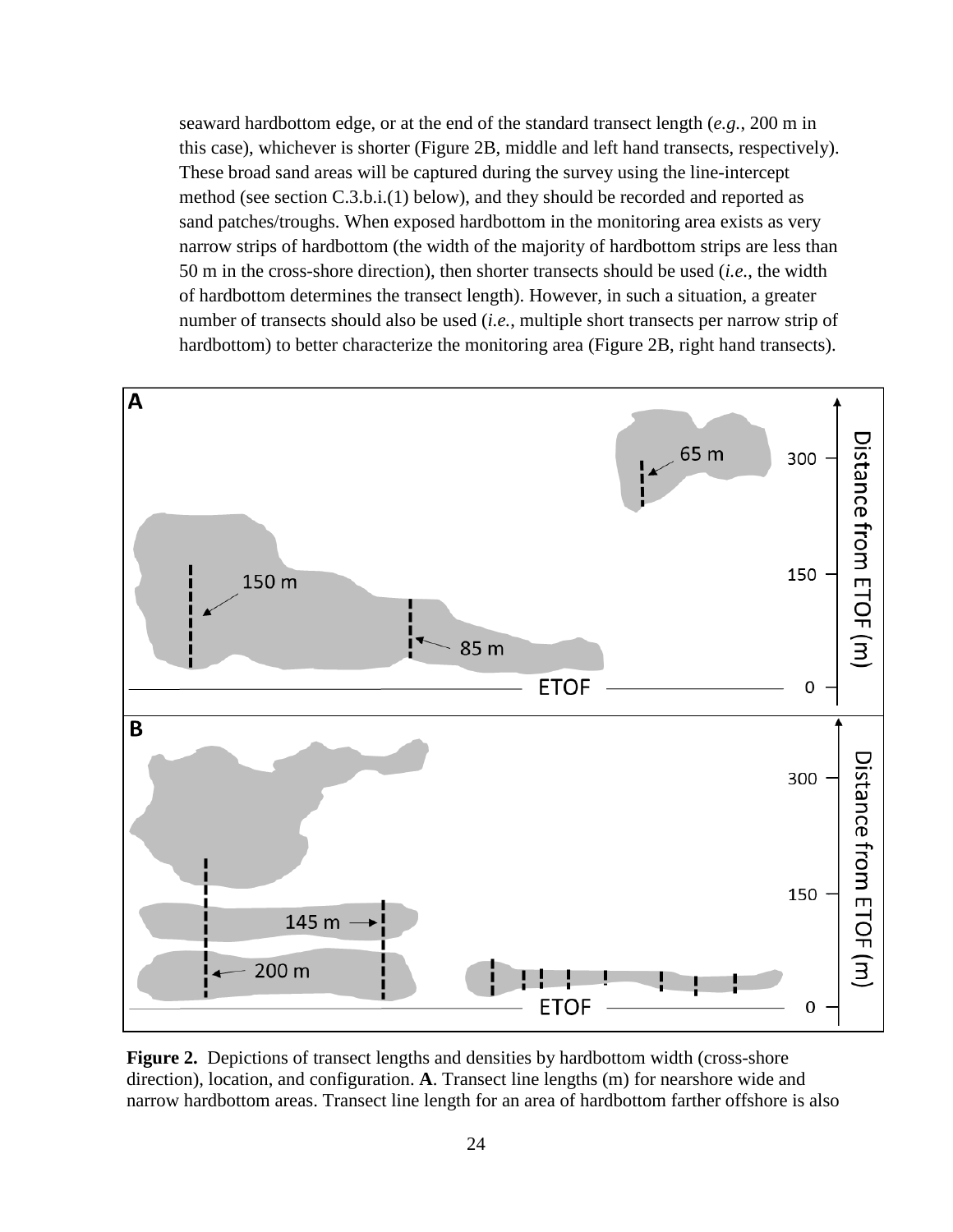seaward hardbottom edge, or at the end of the standard transect length (*e.g.*, 200 m in this case), whichever is shorter (Figure 2B, middle and left hand transects, respectively). These broad sand areas will be captured during the survey using the line-intercept method (see section C.3.b.i.(1) below), and they should be recorded and reported as sand patches/troughs. When exposed hardbottom in the monitoring area exists as very narrow strips of hardbottom (the width of the majority of hardbottom strips are less than 50 m in the cross-shore direction), then shorter transects should be used (*i.e.*, the width of hardbottom determines the transect length). However, in such a situation, a greater number of transects should also be used (*i.e.*, multiple short transects per narrow strip of hardbottom) to better characterize the monitoring area (Figure 2B, right hand transects).

**Figure 2.** Depictions of transect lengths and densities by hardbottom width (cross-shore direction), location, and configuration. **A**. Transect line lengths (m) for nearshore wide and narrow hardbottom areas. Transect line length for an area of hardbottom farther offshore is also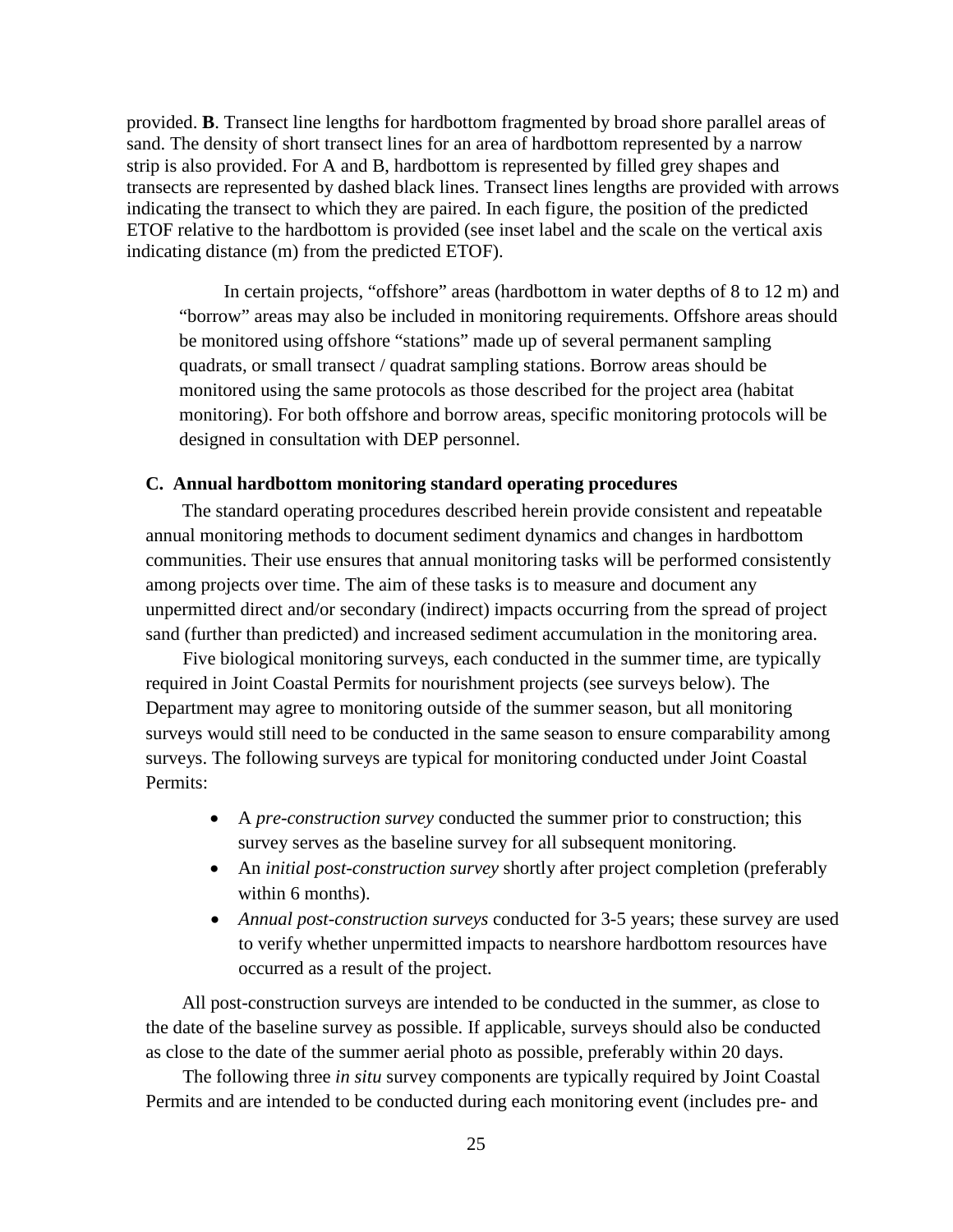provided. **B**. Transect line lengths for hardbottom fragmented by broad shore parallel areas of sand. The density of short transect lines for an area of hardbottom represented by a narrow strip is also provided. For A and B, hardbottom is represented by filled grey shapes and transects are represented by dashed black lines. Transect lines lengths are provided with arrows indicating the transect to which they are paired. In each figure, the position of the predicted ETOF relative to the hardbottom is provided (see inset label and the scale on the vertical axis indicating distance (m) from the predicted ETOF).

> In certain projects, "offshore" areas (hardbottom in water depths of 8 to 12 m) and "borrow" areas may also be included in monitoring requirements. Offshore areas should be monitored using offshore "stations" made up of several permanent sampling quadrats, or small transect / quadrat sampling stations. Borrow areas should be monitored using the same protocols as those described for the project area (habitat monitoring). For both offshore and borrow areas, specific monitoring protocols will be designed in consultation with DEP personnel.

### C. Annual hardbottom monitoring standard operating procedures

The standard operating procedures described herein provide consistent and repeatable annual monitoring methods to document sediment dynamics and changes in hardbottom communities. Their use ensures that annual monitoring tasks will be performed consistently among projects over time. The aim of these tasks is to measure and document any unpermitted direct and/or secondary (indirect) impacts occurring from the spread of project sand (further than predicted) and increased sediment accumulation in the monitoring area.

Five biological monitoring surveys, each conducted in the summer time, are typically required in Joint Coastal Permits for nourishment projects (see surveys below). The Department may agree to monitoring outside of the summer season, but all monitoring surveys would still need to be conducted in the same season to ensure comparability among surveys. The following surveys are typical for monitoring conducted under Joint Coastal Permits:

- A *pre-construction survey* conducted the summer prior to construction; this survey serves as the baseline survey for all subsequent monitoring.
- An *initial post-construction survey* shortly after project completion (preferably within 6 months).
- *Annual post-construction surveys* conducted for 3-5 years; these survey are used to verify whether unpermitted impacts to nearshore hardbottom resources have occurred as a result of the project.

All post-construction surveys are intended to be conducted in the summer, as close to the date of the baseline survey as possible. If applicable, surveys should also be conducted as close to the date of the summer aerial photo as possible, preferably within 20 days.

The following three *in situ* survey components are typically required by Joint Coastal Permits and are intended to be conducted during each monitoring event (includes pre- and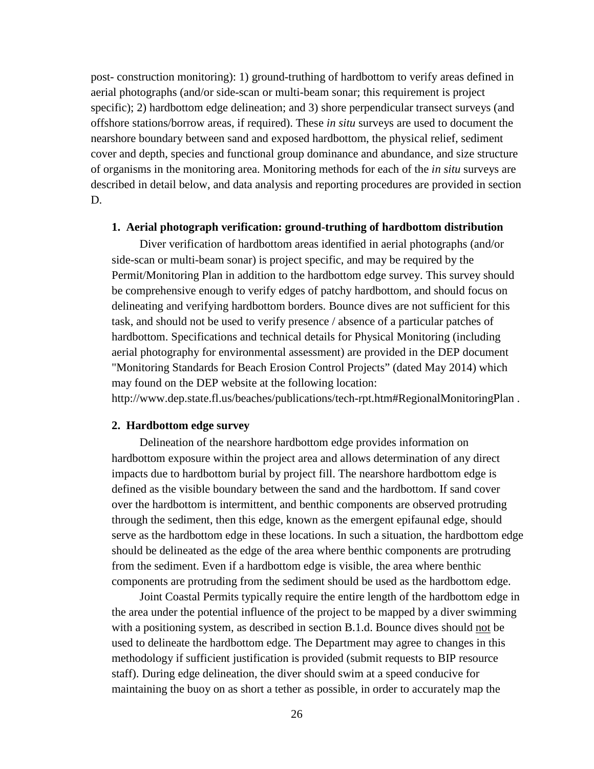post- construction monitoring): 1) ground-truthing of hardbottom to verify areas defined in aerial photographs (and/or side-scan or multi-beam sonar; this requirement is project specific); 2) hardbottom edge delineation; and 3) shore perpendicular transect surveys (and offshore stations/borrow areas, if required). These *in situ* surveys are used to document the nearshore boundary between sand and exposed hardbottom, the physical relief, sediment cover and depth, species and functional group dominance and abundance, and size structure of organisms in the monitoring area. Monitoring methods for each of the *in situ* surveys are described in detail below, and data analysis and reporting procedures are provided in section D.

**1. Aerial photograph verification: ground-truthing of hardbottom distribution**

Diver verification of hardbottom areas identified in aerial photographs (and/or side-scan or multi-beam sonar) is project specific, and may be required by the Permit/Monitoring Plan in addition to the hardbottom edge survey. This survey should be comprehensive enough to verify edges of patchy hardbottom, and should focus on delineating and verifying hardbottom borders. Bounce dives are not sufficient for this task, and should not be used to verify presence / absence of a particular patches of hardbottom. Specifications and technical details for Physical Monitoring (including aerial photography for environmental assessment) are provided in the DEP document "Monitoring Standards for Beach Erosion Control Projects" (dated May 2014) which may found on the DEP website at the following location: http://www.dep.state.fl.us/beaches/publications/tech-rpt.htm#RegionalMonitoringPlan .

**2. Hardbottom edge survey**

Delineation of the nearshore hardbottom edge provides information on hardbottom exposure within the project area and allows determination of any direct impacts due to hardbottom burial by project fill. The nearshore hardbottom edge is defined as the visible boundary between the sand and the hardbottom. If sand cover over the hardbottom is intermittent, and benthic components are observed protruding through the sediment, then this edge, known as the emergent epifaunal edge, should serve as the hardbottom edge in these locations. In such a situation, the hardbottom edge should be delineated as the edge of the area where benthic components are protruding from the sediment. Even if a hardbottom edge is visible, the area where benthic components are protruding from the sediment should be used as the hardbottom edge.

Joint Coastal Permits typically require the entire length of the hardbottom edge in the area under the potential influence of the project to be mapped by a diver swimming with a positioning system, as described in section B.1.d. Bounce dives should not be used to delineate the hardbottom edge. The Department may agree to changes in this methodology if sufficient justification is provided (submit requests to BIP resource staff). During edge delineation, the diver should swim at a speed conducive for maintaining the buoy on as short a tether as possible, in order to accurately map the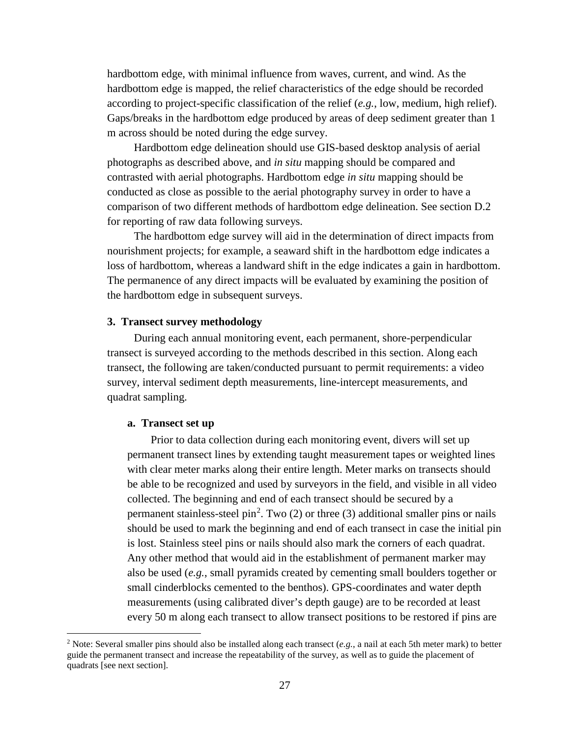hardbottom edge, with minimal influence from waves, current, and wind. As the hardbottom edge is mapped, the relief characteristics of the edge should be recorded according to project-specific classification of the relief (*e.g.*, low, medium, high relief). Gaps/breaks in the hardbottom edge produced by areas of deep sediment greater than 1 m across should be noted during the edge survey.

Hardbottom edge delineation should use GIS-based desktop analysis of aerial photographs as described above, and *in situ* mapping should be compared and contrasted with aerial photographs. Hardbottom edge *in situ* mapping should be conducted as close as possible to the aerial photography survey in order to have a comparison of two different methods of hardbottom edge delineation. See section D.2 for reporting of raw data following surveys.

The hardbottom edge survey will aid in the determination of direct impacts from nourishment projects; for example, a seaward shift in the hardbottom edge indicates a loss of hardbottom, whereas a landward shift in the edge indicates a gain in hardbottom. The permanence of any direct impacts will be evaluated by examining the position of the hardbottom edge in subsequent surveys.

### 3. Transect survey methodology

During each annual monitoring event, each permanent, shore-perpendicular transect is surveyed according to the methods described in this section. Along each transect, the following are taken/conducted pursuant to permit requirements: a video survey, interval sediment depth measurements, line-intercept measurements, and quadrat sampling.

#### a. Transect set up

Prior to data collection during each monitoring event, divers will set up permanent transect lines by extending taught measurement tapes or weighted lines with clear meter marks along their entire length. Meter marks on transects should be able to be recognized and used by surveyors in the field, and visible in all video collected. The beginning and end of each transect should be secured by a permanent stainless-steel pin[2]. Two (2) or three (3) additional smaller pins or nails should be used to mark the beginning and end of each transect in case the initial pin is lost. Stainless steel pins or nails should also mark the corners of each quadrat. Any other method that would aid in the establishment of permanent marker may also be used (*e.g.*, small pyramids created by cementing small boulders together or small cinderblocks cemented to the benthos). GPS-coordinates and water depth measurements (using calibrated diver's depth gauge) are to be recorded at least every 50 m along each transect to allow transect positions to be restored if pins are

[2] Note: Several smaller pins should also be installed along each transect (*e.g.*, a nail at each 5th meter mark) to better guide the permanent transect and increase the repeatability of the survey, as well as to guide the placement of quadrats [see next section].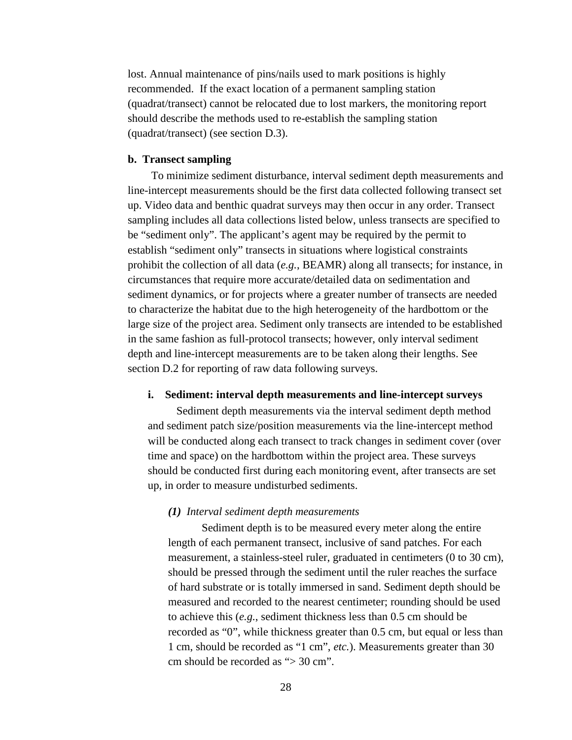lost. Annual maintenance of pins/nails used to mark positions is highly recommended. If the exact location of a permanent sampling station (quadrat/transect) cannot be relocated due to lost markers, the monitoring report should describe the methods used to re-establish the sampling station (quadrat/transect) (see section D.3).

**b. Transect sampling**

To minimize sediment disturbance, interval sediment depth measurements and line-intercept measurements should be the first data collected following transect set up. Video data and benthic quadrat surveys may then occur in any order. Transect sampling includes all data collections listed below, unless transects are specified to be "sediment only". The applicant's agent may be required by the permit to establish "sediment only" transects in situations where logistical constraints prohibit the collection of all data (*e.g.*, BEAMR) along all transects; for instance, in circumstances that require more accurate/detailed data on sedimentation and sediment dynamics, or for projects where a greater number of transects are needed to characterize the habitat due to the high heterogeneity of the hardbottom or the large size of the project area. Sediment only transects are intended to be established in the same fashion as full-protocol transects; however, only interval sediment depth and line-intercept measurements are to be taken along their lengths. See section D.2 for reporting of raw data following surveys.

**i. Sediment: interval depth measurements and line-intercept surveys**

Sediment depth measurements via the interval sediment depth method and sediment patch size/position measurements via the line-intercept method will be conducted along each transect to track changes in sediment cover (over time and space) on the hardbottom within the project area. These surveys should be conducted first during each monitoring event, after transects are set up, in order to measure undisturbed sediments.

***(1)*** *Interval sediment depth measurements*

Sediment depth is to be measured every meter along the entire length of each permanent transect, inclusive of sand patches. For each measurement, a stainless-steel ruler, graduated in centimeters (0 to 30 cm), should be pressed through the sediment until the ruler reaches the surface of hard substrate or is totally immersed in sand. Sediment depth should be measured and recorded to the nearest centimeter; rounding should be used to achieve this (*e.g.*, sediment thickness less than 0.5 cm should be recorded as "0", while thickness greater than 0.5 cm, but equal or less than 1 cm, should be recorded as "1 cm", *etc.*). Measurements greater than 30 cm should be recorded as "> 30 cm".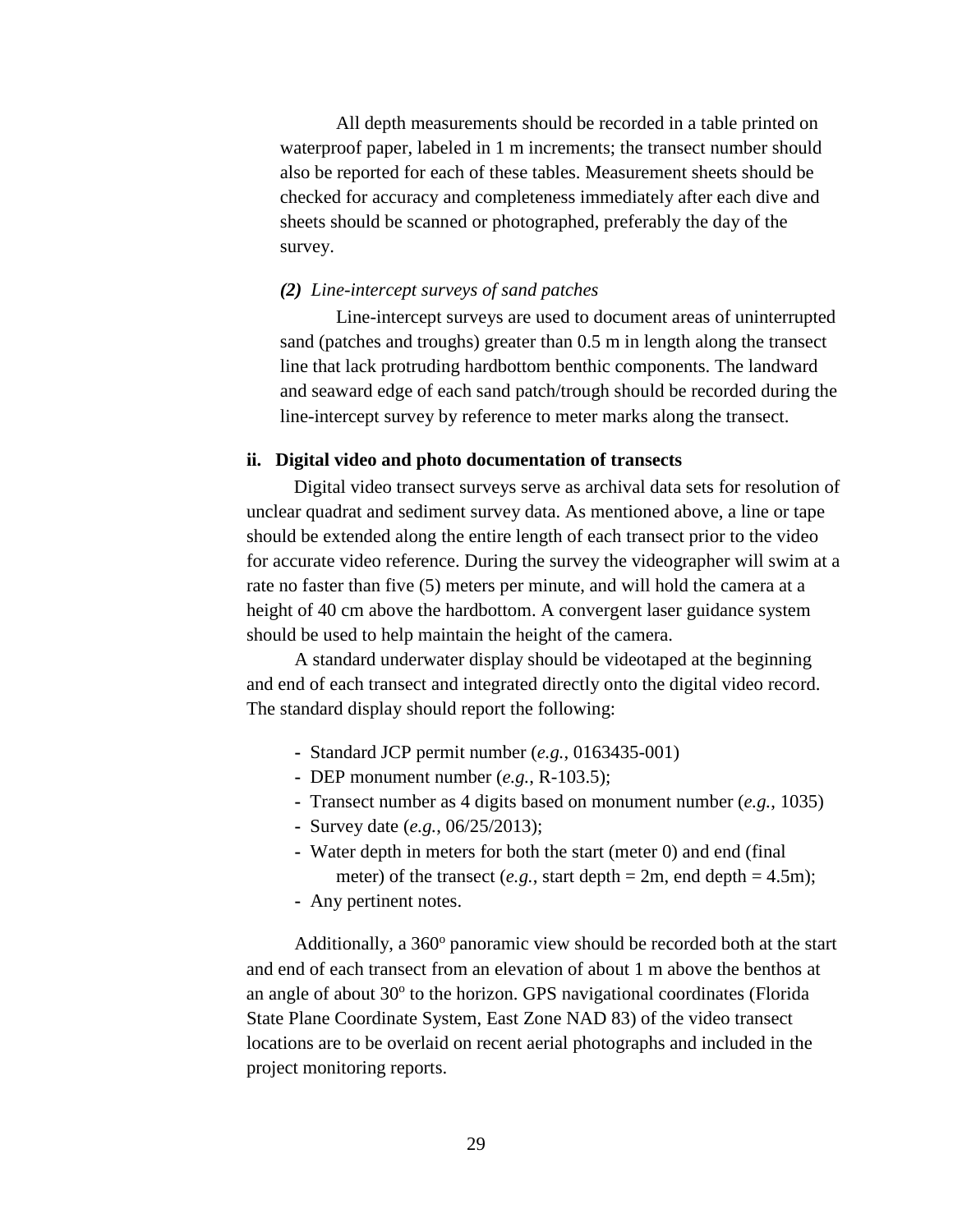All depth measurements should be recorded in a table printed on waterproof paper, labeled in 1 m increments; the transect number should also be reported for each of these tables. Measurement sheets should be checked for accuracy and completeness immediately after each dive and sheets should be scanned or photographed, preferably the day of the survey.

***(2)*** *Line-intercept surveys of sand patches*

Line-intercept surveys are used to document areas of uninterrupted sand (patches and troughs) greater than 0.5 m in length along the transect line that lack protruding hardbottom benthic components. The landward and seaward edge of each sand patch/trough should be recorded during the line-intercept survey by reference to meter marks along the transect.

**ii. Digital video and photo documentation of transects**

Digital video transect surveys serve as archival data sets for resolution of unclear quadrat and sediment survey data. As mentioned above, a line or tape should be extended along the entire length of each transect prior to the video for accurate video reference. During the survey the videographer will swim at a rate no faster than five (5) meters per minute, and will hold the camera at a height of 40 cm above the hardbottom. A convergent laser guidance system should be used to help maintain the height of the camera.

A standard underwater display should be videotaped at the beginning and end of each transect and integrated directly onto the digital video record. The standard display should report the following:

- Standard JCP permit number (*e.g.*, 0163435-001)
- DEP monument number (*e.g.*, R-103.5);
- Transect number as 4 digits based on monument number (*e.g.*, 1035)
- Survey date (*e.g.*, 06/25/2013);
- Water depth in meters for both the start (meter 0) and end (final meter) of the transect (*e.g.*, start depth = 2m, end depth = 4.5m);
- Any pertinent notes.

Additionally, a 360° panoramic view should be recorded both at the start and end of each transect from an elevation of about 1 m above the benthos at an angle of about 30° to the horizon. GPS navigational coordinates (Florida State Plane Coordinate System, East Zone NAD 83) of the video transect locations are to be overlaid on recent aerial photographs and included in the project monitoring reports.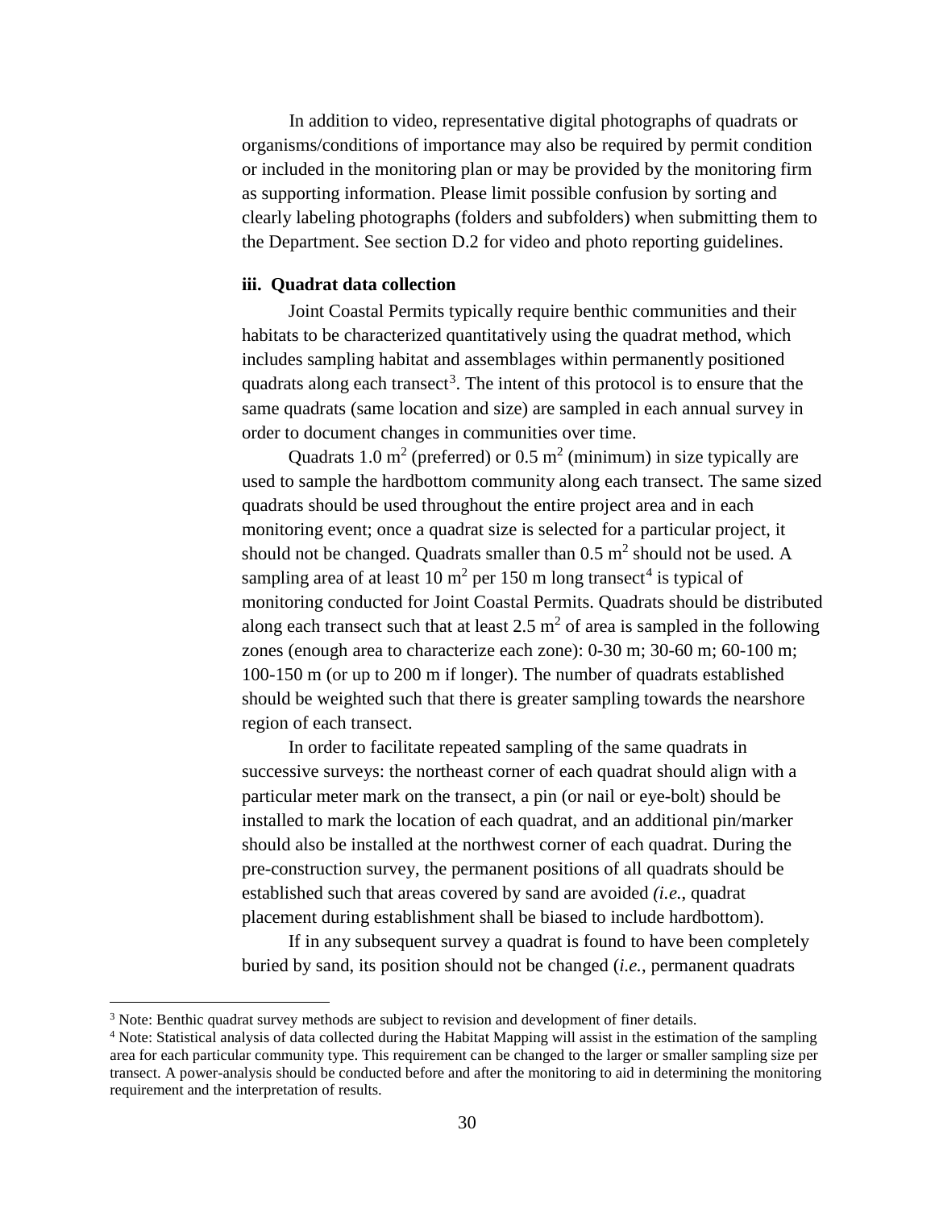In addition to video, representative digital photographs of quadrats or organisms/conditions of importance may also be required by permit condition or included in the monitoring plan or may be provided by the monitoring firm as supporting information. Please limit possible confusion by sorting and clearly labeling photographs (folders and subfolders) when submitting them to the Department. See section D.2 for video and photo reporting guidelines.

### iii. Quadrat data collection

Joint Coastal Permits typically require benthic communities and their habitats to be characterized quantitatively using the quadrat method, which includes sampling habitat and assemblages within permanently positioned quadrats along each transect[3]. The intent of this protocol is to ensure that the same quadrats (same location and size) are sampled in each annual survey in order to document changes in communities over time.

Quadrats 1.0 $m^2$ (preferred) or 0.5 $m^2$ (minimum) in size typically are used to sample the hardbottom community along each transect. The same sized quadrats should be used throughout the entire project area and in each monitoring event; once a quadrat size is selected for a particular project, it should not be changed. Quadrats smaller than 0.5 $m^2$ should not be used. A sampling area of at least 10 $m^2$ per 150 m long transect[4] is typical of monitoring conducted for Joint Coastal Permits. Quadrats should be distributed along each transect such that at least 2.5 $m^2$ of area is sampled in the following zones (enough area to characterize each zone): 0-30 m; 30-60 m; 60-100 m; 100-150 m (or up to 200 m if longer). The number of quadrats established should be weighted such that there is greater sampling towards the nearshore region of each transect.

In order to facilitate repeated sampling of the same quadrats in successive surveys: the northeast corner of each quadrat should align with a particular meter mark on the transect, a pin (or nail or eye-bolt) should be installed to mark the location of each quadrat, and an additional pin/marker should also be installed at the northwest corner of each quadrat. During the pre-construction survey, the permanent positions of all quadrats should be established such that areas covered by sand are avoided *(i.e.*, quadrat placement during establishment shall be biased to include hardbottom).

If in any subsequent survey a quadrat is found to have been completely buried by sand, its position should not be changed (*i.e.*, permanent quadrats

---

[3] Note: Benthic quadrat survey methods are subject to revision and development of finer details.

[4] Note: Statistical analysis of data collected during the Habitat Mapping will assist in the estimation of the sampling area for each particular community type. This requirement can be changed to the larger or smaller sampling size per transect. A power-analysis should be conducted before and after the monitoring to aid in determining the monitoring requirement and the interpretation of results.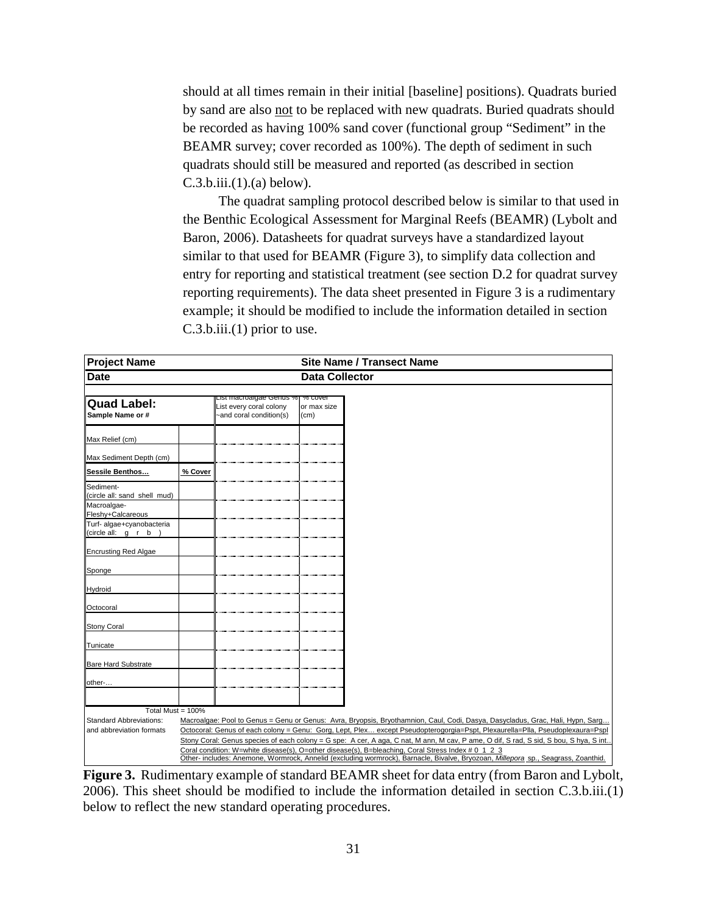should at all times remain in their initial [baseline] positions). Quadrats buried by sand are also not to be replaced with new quadrats. Buried quadrats should be recorded as having 100% sand cover (functional group "Sediment" in the BEAMR survey; cover recorded as 100%). The depth of sediment in such quadrats should still be measured and reported (as described in section C.3.b.iii.(1).(a) below).

The quadrat sampling protocol described below is similar to that used in the Benthic Ecological Assessment for Marginal Reefs (BEAMR) (Lybolt and Baron, 2006). Datasheets for quadrat surveys have a standardized layout similar to that used for BEAMR (Figure 3), to simplify data collection and entry for reporting and statistical treatment (see section D.2 for quadrat survey reporting requirements). The data sheet presented in Figure 3 is a rudimentary example; it should be modified to include the information detailed in section C.3.b.iii.(1) prior to use.

| **Project Name** | | **Site Name / Transect Name** | |
|---|---|---|---|
| **Date** | | **Data Collector** | |
| **Quad Label:** Sample Name or # | | List macroalgae Genus % List every coral colony ~and coral condition(s) | % cover or max size (cm) |
| Max Relief (cm) | | | |
| Max Sediment Depth (cm) | | | |
| **Sessile Benthos…** | **% Cover** | | |
| Sediment- (circle all: sand shell mud) | | | |
| Macroalgae- Fleshy+Calcareous | | | |
| Turf- algae+cyanobacteria (circle all: g r b ) | | | |
| Encrusting Red Algae | | | |
| Sponge | | | |
| Hydroid | | | |
| Octocoral | | | |
| Stony Coral | | | |
| Tunicate | | | |
| Bare Hard Substrate | | | |
| other-… | | | |
| | | | |
| Total Must = 100% | | | |

Standard Abbreviations: and abbreviation formats

Macroalgae: Pool to Genus = Genu or Genus: Avra, Bryopsis, Bryothamnion, Caul, Codi, Dasya, Dasycladus, Grac, Hali, Hypn, Sarg…

Octocoral: Genus of each colony = Genu: Gorg, Lept, Plex… except Pseudopterogorgia=Pspt, Plexaurella=Plla, Pseudoplexaura=Pspl

Stony Coral: Genus species of each colony = G spe: A cer, A aga, C nat, M ann, M cav, P ame, O dif, S rad, S sid, S bou, S hya, S int..

Coral condition: W=white disease(s), O=other disease(s), B=bleaching, Coral Stress Index # 0 1 2 3

Other- includes: Anemone, Wormrock, Annelid (excluding wormrock), Barnacle, Bivalve, Bryozoan, *Millepora* sp., Seagrass, Zoanthid.

**Figure 3.** Rudimentary example of standard BEAMR sheet for data entry (from Baron and Lybolt, 2006). This sheet should be modified to include the information detailed in section C.3.b.iii.(1) below to reflect the new standard operating procedures.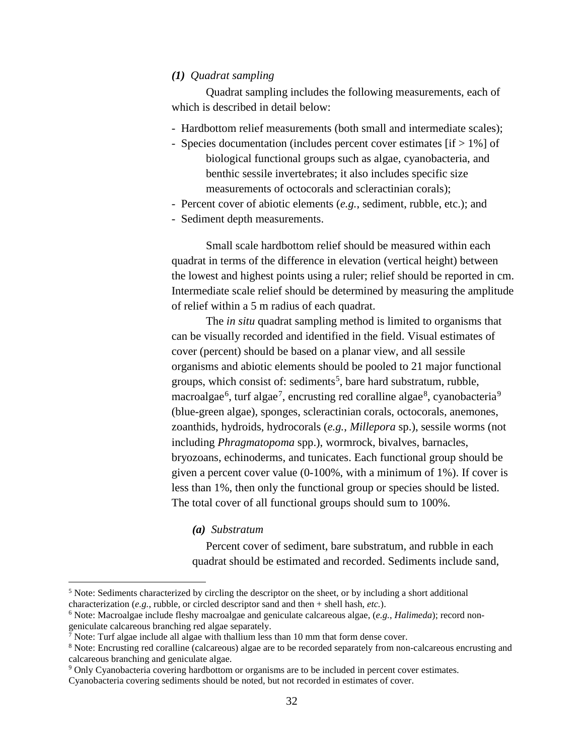***(1)** Quadrat sampling*

Quadrat sampling includes the following measurements, each of which is described in detail below:

- Hardbottom relief measurements (both small and intermediate scales);
- Species documentation (includes percent cover estimates [if > 1%] of biological functional groups such as algae, cyanobacteria, and benthic sessile invertebrates; it also includes specific size measurements of octocorals and scleractinian corals);
- Percent cover of abiotic elements (*e.g.*, sediment, rubble, etc.); and
- Sediment depth measurements.

Small scale hardbottom relief should be measured within each quadrat in terms of the difference in elevation (vertical height) between the lowest and highest points using a ruler; relief should be reported in cm. Intermediate scale relief should be determined by measuring the amplitude of relief within a 5 m radius of each quadrat.

The *in situ* quadrat sampling method is limited to organisms that can be visually recorded and identified in the field. Visual estimates of cover (percent) should be based on a planar view, and all sessile organisms and abiotic elements should be pooled to 21 major functional groups, which consist of: sediments[5], bare hard substratum, rubble, macroalgae[6], turf algae[7], encrusting red coralline algae[8], cyanobacteria[9] (blue-green algae), sponges, scleractinian corals, octocorals, anemones, zoanthids, hydroids, hydrocorals (*e.g.*, *Millepora* sp.), sessile worms (not including *Phragmatopoma* spp.), wormrock, bivalves, barnacles, bryozoans, echinoderms, and tunicates. Each functional group should be given a percent cover value (0-100%, with a minimum of 1%). If cover is less than 1%, then only the functional group or species should be listed. The total cover of all functional groups should sum to 100%.

***(a)** Substratum*

Percent cover of sediment, bare substratum, and rubble in each quadrat should be estimated and recorded. Sediments include sand,

[5] Note: Sediments characterized by circling the descriptor on the sheet, or by including a short additional characterization (*e.g.*, rubble, or circled descriptor sand and then + shell hash, *etc.*).

[6] Note: Macroalgae include fleshy macroalgae and geniculate calcareous algae, (*e.g.*, *Halimeda*); record non-geniculate calcareous branching red algae separately.

[7] Note: Turf algae include all algae with thallium less than 10 mm that form dense cover.

[8] Note: Encrusting red coralline (calcareous) algae are to be recorded separately from non-calcareous encrusting and calcareous branching and geniculate algae.

[9] Only Cyanobacteria covering hardbottom or organisms are to be included in percent cover estimates. Cyanobacteria covering sediments should be noted, but not recorded in estimates of cover.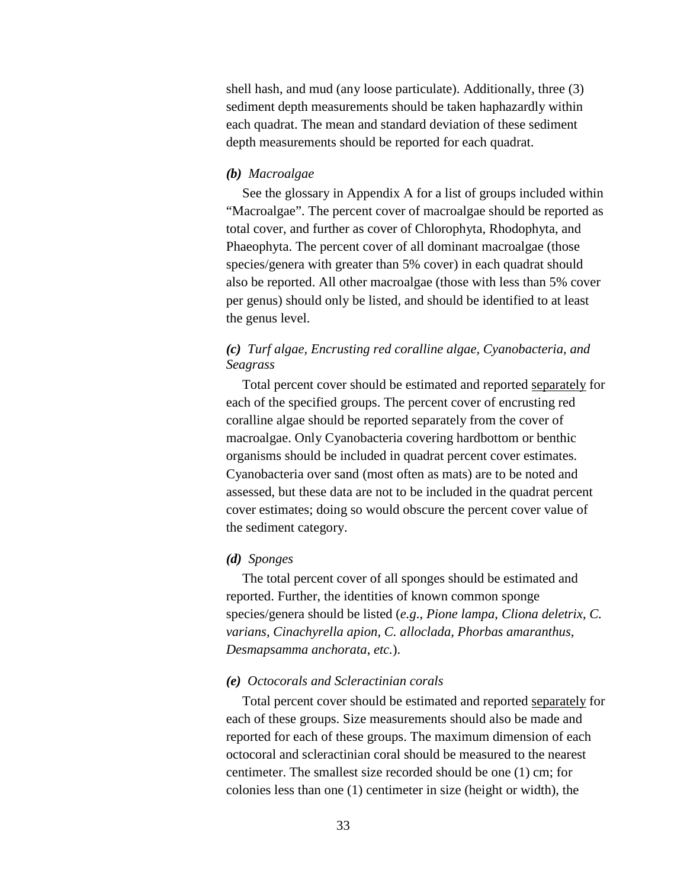shell hash, and mud (any loose particulate). Additionally, three (3) sediment depth measurements should be taken haphazardly within each quadrat. The mean and standard deviation of these sediment depth measurements should be reported for each quadrat.

***(b)** Macroalgae*

See the glossary in Appendix A for a list of groups included within "Macroalgae". The percent cover of macroalgae should be reported as total cover, and further as cover of Chlorophyta, Rhodophyta, and Phaeophyta. The percent cover of all dominant macroalgae (those species/genera with greater than 5% cover) in each quadrat should also be reported. All other macroalgae (those with less than 5% cover per genus) should only be listed, and should be identified to at least the genus level.

***(c)** Turf algae, Encrusting red coralline algae, Cyanobacteria, and Seagrass*

Total percent cover should be estimated and reported <u>separately</u> for each of the specified groups. The percent cover of encrusting red coralline algae should be reported separately from the cover of macroalgae. Only Cyanobacteria covering hardbottom or benthic organisms should be included in quadrat percent cover estimates. Cyanobacteria over sand (most often as mats) are to be noted and assessed, but these data are not to be included in the quadrat percent cover estimates; doing so would obscure the percent cover value of the sediment category.

***(d)** Sponges*

The total percent cover of all sponges should be estimated and reported. Further, the identities of known common sponge species/genera should be listed (*e.g*., *Pione lampa*, *Cliona deletrix*, *C. varians*, *Cinachyrella apion*, *C. alloclada*, *Phorbas amaranthus*, *Desmapsamma anchorata*, *etc.*).

***(e)** Octocorals and Scleractinian corals*

Total percent cover should be estimated and reported <u>separately</u> for each of these groups. Size measurements should also be made and reported for each of these groups. The maximum dimension of each octocoral and scleractinian coral should be measured to the nearest centimeter. The smallest size recorded should be one (1) cm; for colonies less than one (1) centimeter in size (height or width), the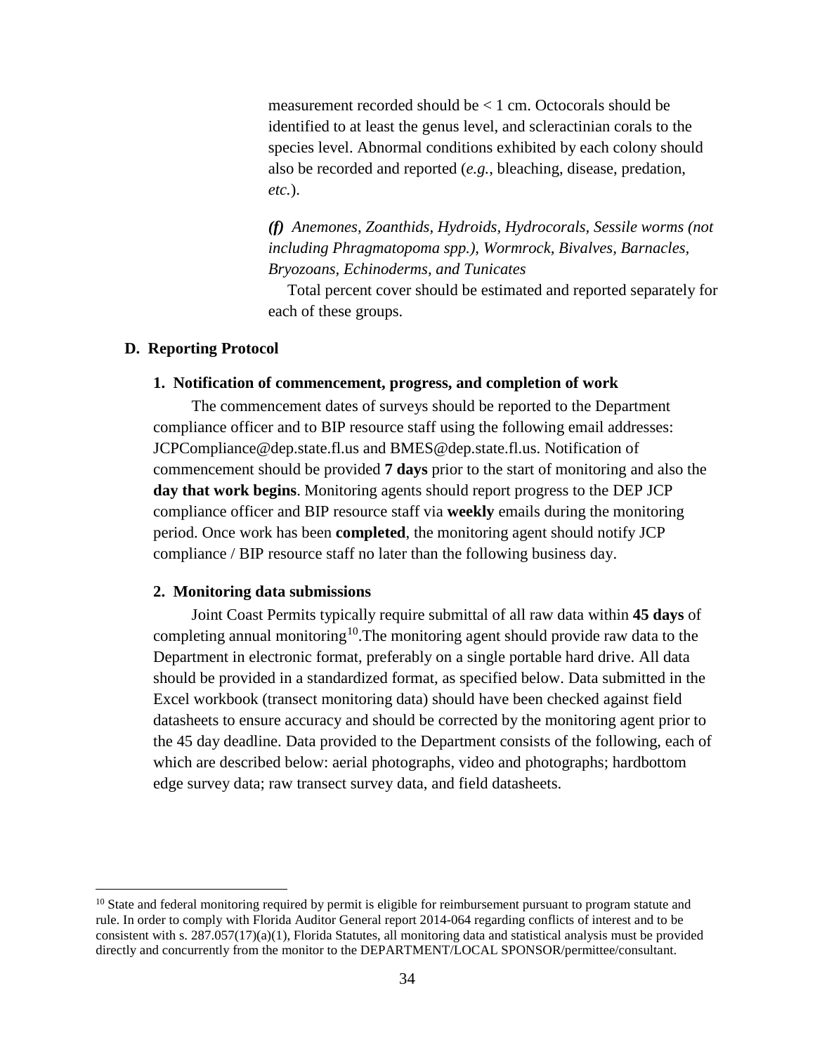measurement recorded should be < 1 cm. Octocorals should be identified to at least the genus level, and scleractinian corals to the species level. Abnormal conditions exhibited by each colony should also be recorded and reported (*e.g.*, bleaching, disease, predation, *etc.*).

***(f)*** *Anemones, Zoanthids, Hydroids, Hydrocorals, Sessile worms (not including Phragmatopoma spp.), Wormrock, Bivalves, Barnacles, Bryozoans, Echinoderms, and Tunicates*

Total percent cover should be estimated and reported separately for each of these groups.

### D. Reporting Protocol

#### 1. Notification of commencement, progress, and completion of work

The commencement dates of surveys should be reported to the Department compliance officer and to BIP resource staff using the following email addresses: JCPCompliance@dep.state.fl.us and BMES@dep.state.fl.us. Notification of commencement should be provided **7 days** prior to the start of monitoring and also the **day that work begins**. Monitoring agents should report progress to the DEP JCP compliance officer and BIP resource staff via **weekly** emails during the monitoring period. Once work has been **completed**, the monitoring agent should notify JCP compliance / BIP resource staff no later than the following business day.

#### 2. Monitoring data submissions

Joint Coast Permits typically require submittal of all raw data within **45 days** of completing annual monitoring[10].The monitoring agent should provide raw data to the Department in electronic format, preferably on a single portable hard drive. All data should be provided in a standardized format, as specified below. Data submitted in the Excel workbook (transect monitoring data) should have been checked against field datasheets to ensure accuracy and should be corrected by the monitoring agent prior to the 45 day deadline. Data provided to the Department consists of the following, each of which are described below: aerial photographs, video and photographs; hardbottom edge survey data; raw transect survey data, and field datasheets.

---

[10] State and federal monitoring required by permit is eligible for reimbursement pursuant to program statute and rule. In order to comply with Florida Auditor General report 2014-064 regarding conflicts of interest and to be consistent with s. 287.057(17)(a)(1), Florida Statutes, all monitoring data and statistical analysis must be provided directly and concurrently from the monitor to the DEPARTMENT/LOCAL SPONSOR/permittee/consultant.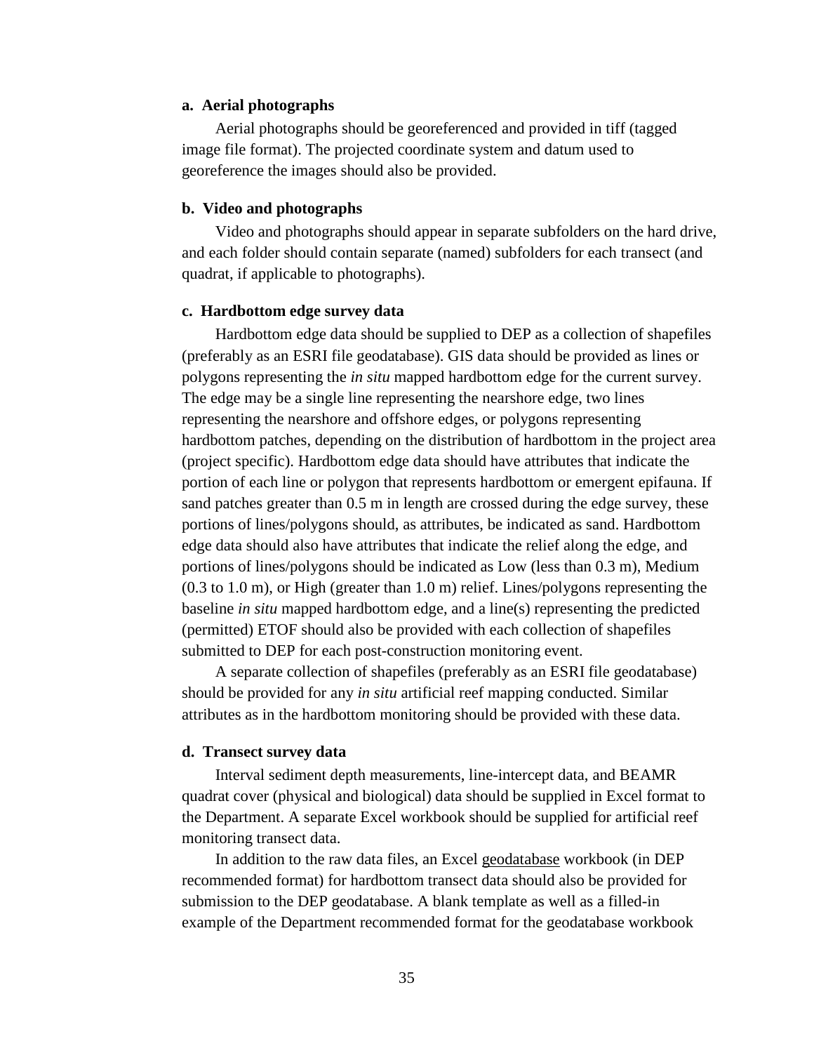#### a. Aerial photographs

Aerial photographs should be georeferenced and provided in tiff (tagged image file format). The projected coordinate system and datum used to georeference the images should also be provided.

#### b. Video and photographs

Video and photographs should appear in separate subfolders on the hard drive, and each folder should contain separate (named) subfolders for each transect (and quadrat, if applicable to photographs).

#### c. Hardbottom edge survey data

Hardbottom edge data should be supplied to DEP as a collection of shapefiles (preferably as an ESRI file geodatabase). GIS data should be provided as lines or polygons representing the *in situ* mapped hardbottom edge for the current survey. The edge may be a single line representing the nearshore edge, two lines representing the nearshore and offshore edges, or polygons representing hardbottom patches, depending on the distribution of hardbottom in the project area (project specific). Hardbottom edge data should have attributes that indicate the portion of each line or polygon that represents hardbottom or emergent epifauna. If sand patches greater than 0.5 m in length are crossed during the edge survey, these portions of lines/polygons should, as attributes, be indicated as sand. Hardbottom edge data should also have attributes that indicate the relief along the edge, and portions of lines/polygons should be indicated as Low (less than 0.3 m), Medium (0.3 to 1.0 m), or High (greater than 1.0 m) relief. Lines/polygons representing the baseline *in situ* mapped hardbottom edge, and a line(s) representing the predicted (permitted) ETOF should also be provided with each collection of shapefiles submitted to DEP for each post-construction monitoring event.

A separate collection of shapefiles (preferably as an ESRI file geodatabase) should be provided for any *in situ* artificial reef mapping conducted. Similar attributes as in the hardbottom monitoring should be provided with these data.

#### d. Transect survey data

Interval sediment depth measurements, line-intercept data, and BEAMR quadrat cover (physical and biological) data should be supplied in Excel format to the Department. A separate Excel workbook should be supplied for artificial reef monitoring transect data.

In addition to the raw data files, an Excel geodatabase workbook (in DEP recommended format) for hardbottom transect data should also be provided for submission to the DEP geodatabase. A blank template as well as a filled-in example of the Department recommended format for the geodatabase workbook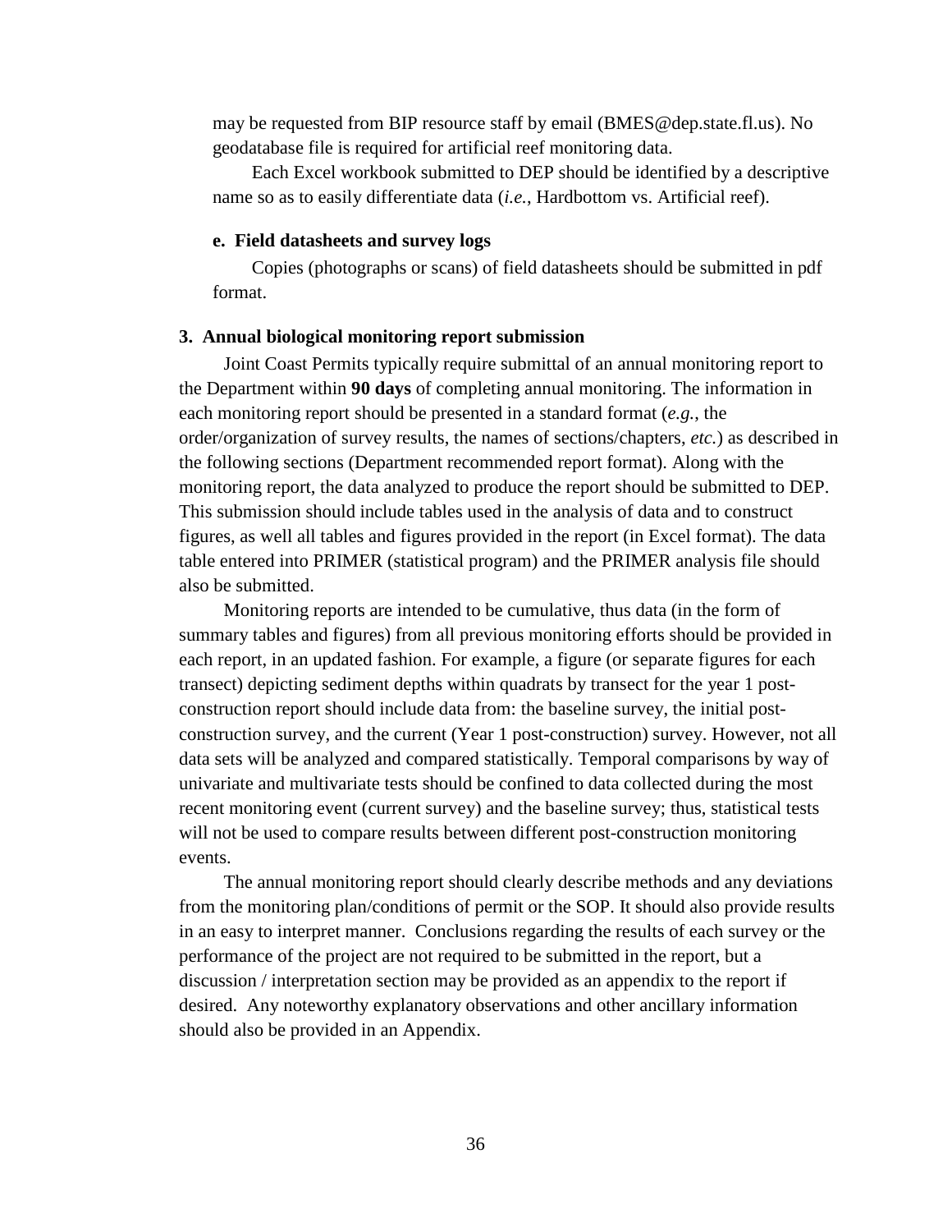may be requested from BIP resource staff by email (BMES@dep.state.fl.us). No geodatabase file is required for artificial reef monitoring data.

Each Excel workbook submitted to DEP should be identified by a descriptive name so as to easily differentiate data (*i.e.*, Hardbottom vs. Artificial reef).

#### e. Field datasheets and survey logs

Copies (photographs or scans) of field datasheets should be submitted in pdf format.

### 3. Annual biological monitoring report submission

Joint Coast Permits typically require submittal of an annual monitoring report to the Department within **90 days** of completing annual monitoring. The information in each monitoring report should be presented in a standard format (*e.g.*, the order/organization of survey results, the names of sections/chapters, *etc.*) as described in the following sections (Department recommended report format). Along with the monitoring report, the data analyzed to produce the report should be submitted to DEP. This submission should include tables used in the analysis of data and to construct figures, as well all tables and figures provided in the report (in Excel format). The data table entered into PRIMER (statistical program) and the PRIMER analysis file should also be submitted.

Monitoring reports are intended to be cumulative, thus data (in the form of summary tables and figures) from all previous monitoring efforts should be provided in each report, in an updated fashion. For example, a figure (or separate figures for each transect) depicting sediment depths within quadrats by transect for the year 1 post-construction report should include data from: the baseline survey, the initial post-construction survey, and the current (Year 1 post-construction) survey. However, not all data sets will be analyzed and compared statistically. Temporal comparisons by way of univariate and multivariate tests should be confined to data collected during the most recent monitoring event (current survey) and the baseline survey; thus, statistical tests will not be used to compare results between different post-construction monitoring events.

The annual monitoring report should clearly describe methods and any deviations from the monitoring plan/conditions of permit or the SOP. It should also provide results in an easy to interpret manner. Conclusions regarding the results of each survey or the performance of the project are not required to be submitted in the report, but a discussion / interpretation section may be provided as an appendix to the report if desired. Any noteworthy explanatory observations and other ancillary information should also be provided in an Appendix.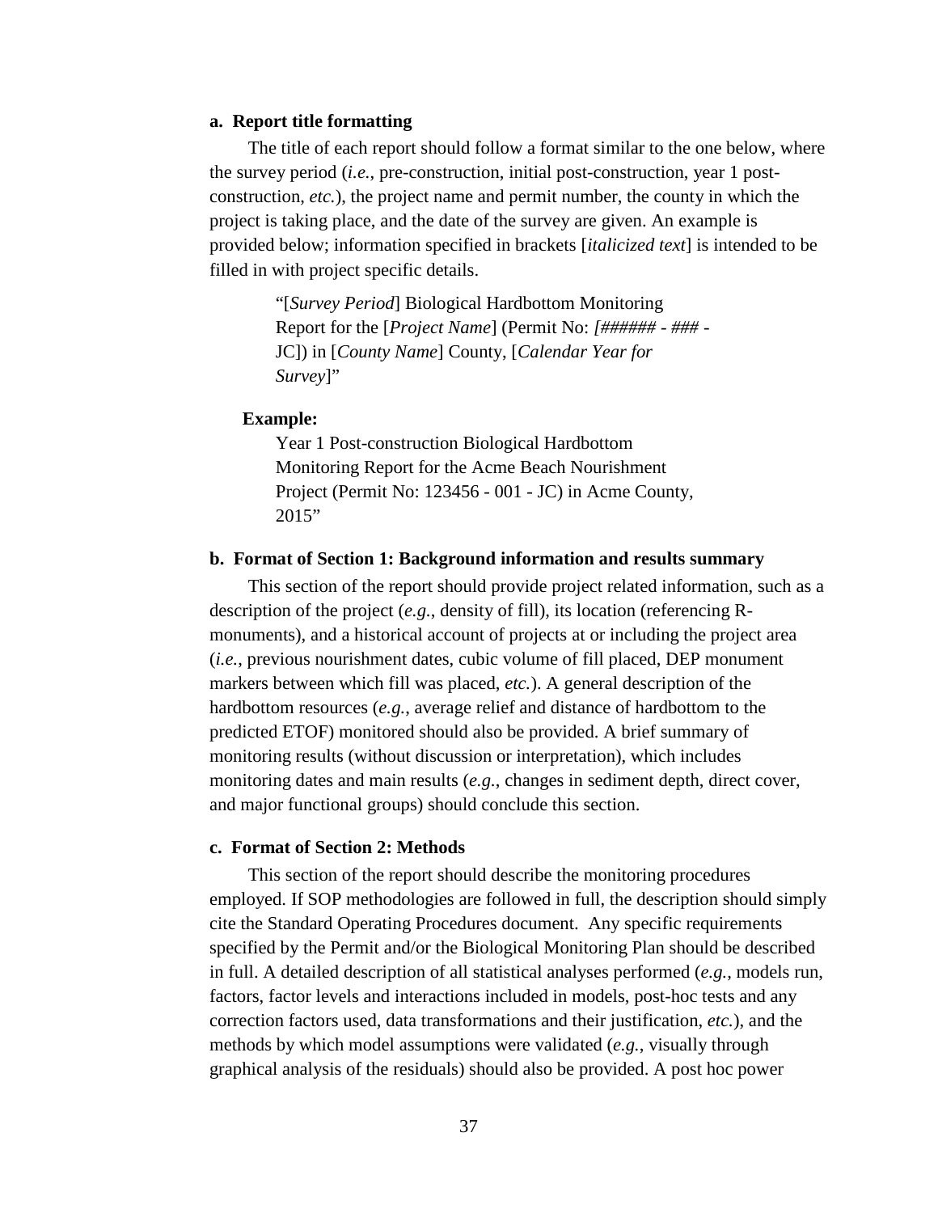**a. Report title formatting**

The title of each report should follow a format similar to the one below, where the survey period (*i.e.*, pre-construction, initial post-construction, year 1 post-construction, *etc.*), the project name and permit number, the county in which the project is taking place, and the date of the survey are given. An example is provided below; information specified in brackets [*italicized text*] is intended to be filled in with project specific details.

> "[*Survey Period*] Biological Hardbottom Monitoring Report for the [*Project Name*] (Permit No: *[###### - ### -* JC]) in [*County Name*] County, [*Calendar Year for Survey*]"

**Example:**

> Year 1 Post-construction Biological Hardbottom Monitoring Report for the Acme Beach Nourishment Project (Permit No: 123456 - 001 - JC) in Acme County, 2015"

**b. Format of Section 1: Background information and results summary**

This section of the report should provide project related information, such as a description of the project (*e.g.*, density of fill), its location (referencing R-monuments), and a historical account of projects at or including the project area (*i.e.*, previous nourishment dates, cubic volume of fill placed, DEP monument markers between which fill was placed, *etc.*). A general description of the hardbottom resources (*e.g.*, average relief and distance of hardbottom to the predicted ETOF) monitored should also be provided. A brief summary of monitoring results (without discussion or interpretation), which includes monitoring dates and main results (*e.g.*, changes in sediment depth, direct cover, and major functional groups) should conclude this section.

**c. Format of Section 2: Methods**

This section of the report should describe the monitoring procedures employed. If SOP methodologies are followed in full, the description should simply cite the Standard Operating Procedures document. Any specific requirements specified by the Permit and/or the Biological Monitoring Plan should be described in full. A detailed description of all statistical analyses performed (*e.g.*, models run, factors, factor levels and interactions included in models, post-hoc tests and any correction factors used, data transformations and their justification, *etc.*), and the methods by which model assumptions were validated (*e.g.*, visually through graphical analysis of the residuals) should also be provided. A post hoc power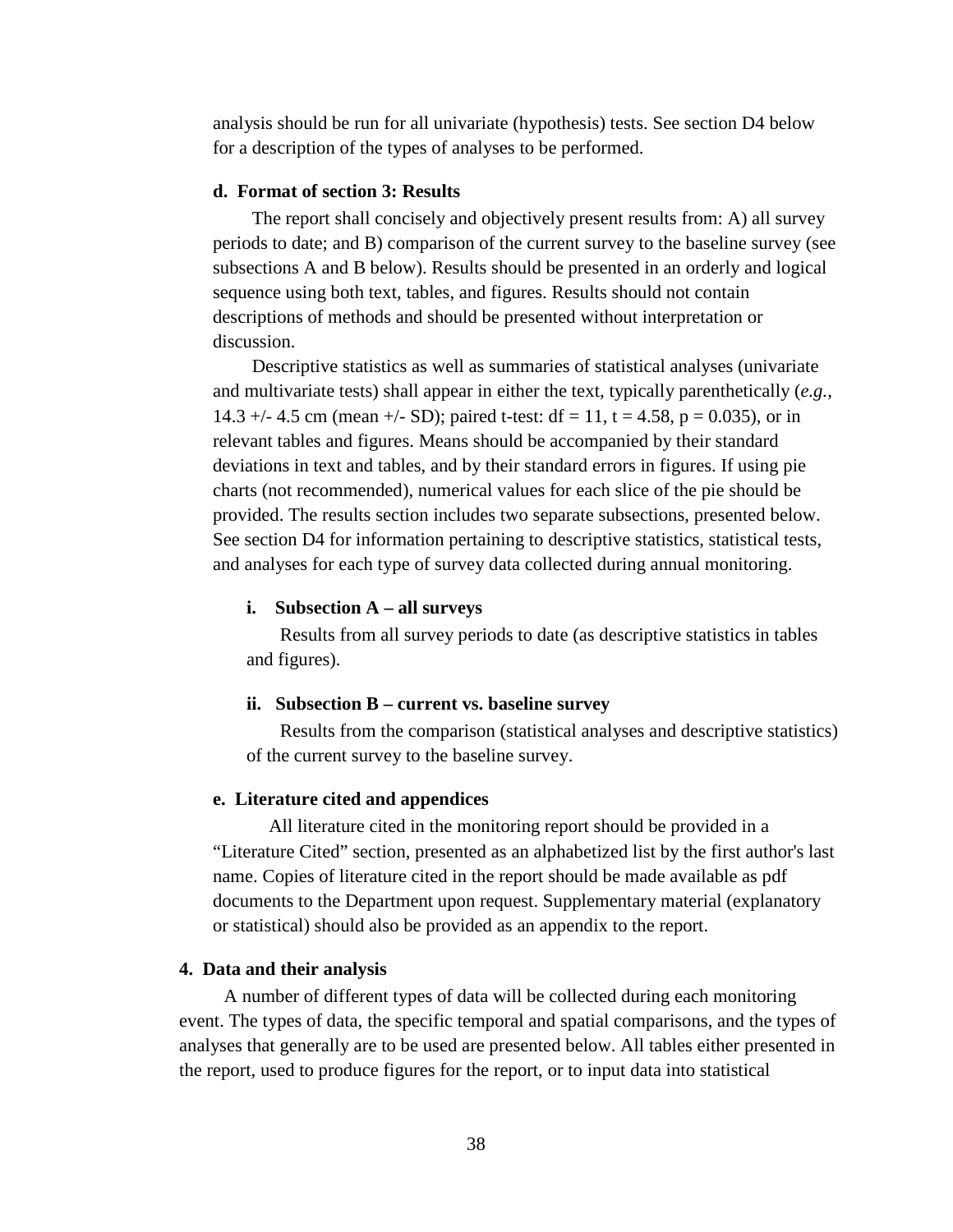analysis should be run for all univariate (hypothesis) tests. See section D4 below for a description of the types of analyses to be performed.

#### d. Format of section 3: Results

The report shall concisely and objectively present results from: A) all survey periods to date; and B) comparison of the current survey to the baseline survey (see subsections A and B below). Results should be presented in an orderly and logical sequence using both text, tables, and figures. Results should not contain descriptions of methods and should be presented without interpretation or discussion.

Descriptive statistics as well as summaries of statistical analyses (univariate and multivariate tests) shall appear in either the text, typically parenthetically (*e.g.*, 14.3 +/- 4.5 cm (mean +/- SD); paired t-test: $df = 11$, $t = 4.58$, $p = 0.035$), or in relevant tables and figures. Means should be accompanied by their standard deviations in text and tables, and by their standard errors in figures. If using pie charts (not recommended), numerical values for each slice of the pie should be provided. The results section includes two separate subsections, presented below. See section D4 for information pertaining to descriptive statistics, statistical tests, and analyses for each type of survey data collected during annual monitoring.

##### i. Subsection A – all surveys

Results from all survey periods to date (as descriptive statistics in tables and figures).

##### ii. Subsection B – current vs. baseline survey

Results from the comparison (statistical analyses and descriptive statistics) of the current survey to the baseline survey.

#### e. Literature cited and appendices

All literature cited in the monitoring report should be provided in a "Literature Cited" section, presented as an alphabetized list by the first author's last name. Copies of literature cited in the report should be made available as pdf documents to the Department upon request. Supplementary material (explanatory or statistical) should also be provided as an appendix to the report.

### 4. Data and their analysis

A number of different types of data will be collected during each monitoring event. The types of data, the specific temporal and spatial comparisons, and the types of analyses that generally are to be used are presented below. All tables either presented in the report, used to produce figures for the report, or to input data into statistical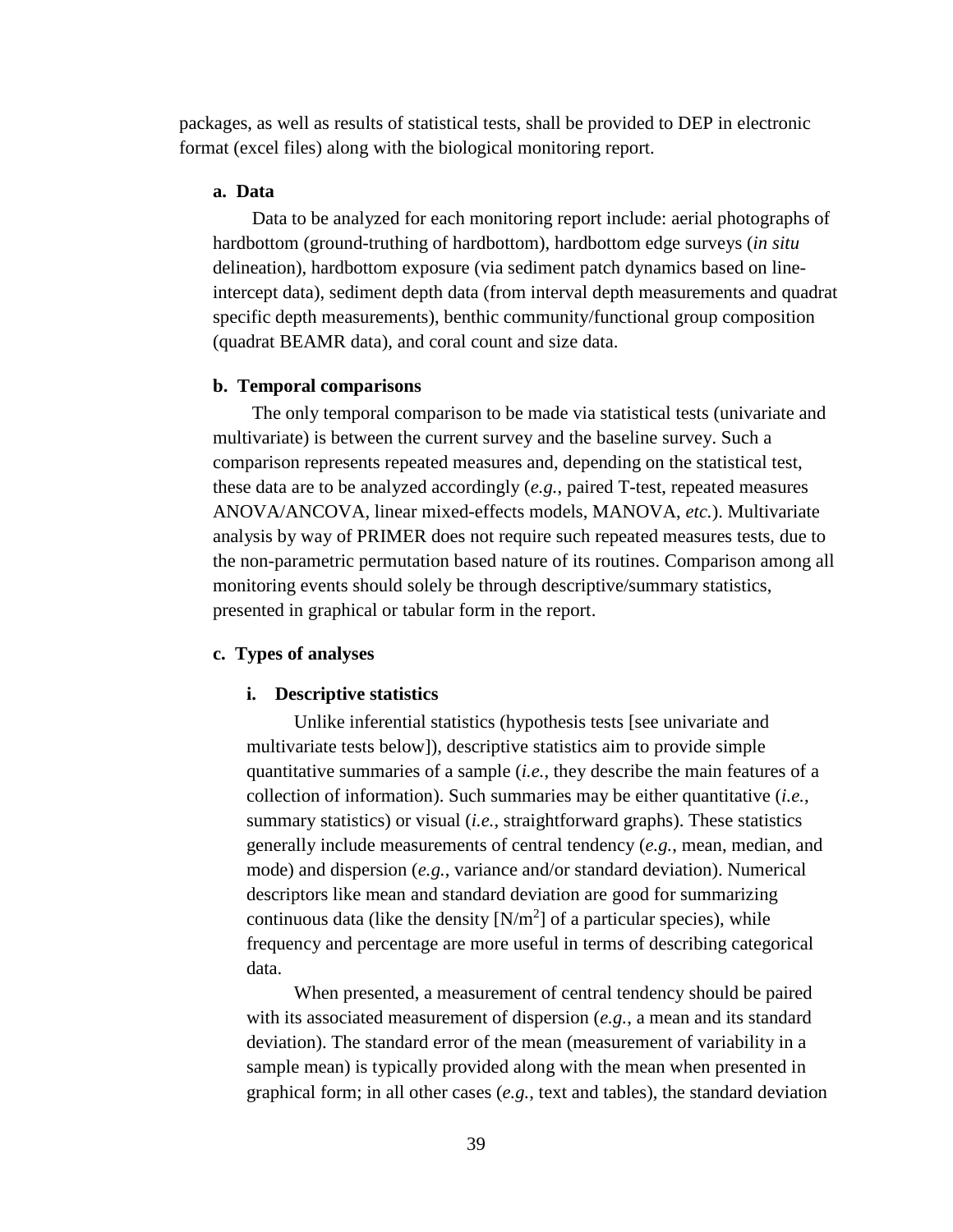packages, as well as results of statistical tests, shall be provided to DEP in electronic format (excel files) along with the biological monitoring report.

#### a. Data

Data to be analyzed for each monitoring report include: aerial photographs of hardbottom (ground-truthing of hardbottom), hardbottom edge surveys (*in situ* delineation), hardbottom exposure (via sediment patch dynamics based on line-intercept data), sediment depth data (from interval depth measurements and quadrat specific depth measurements), benthic community/functional group composition (quadrat BEAMR data), and coral count and size data.

#### b. Temporal comparisons

The only temporal comparison to be made via statistical tests (univariate and multivariate) is between the current survey and the baseline survey. Such a comparison represents repeated measures and, depending on the statistical test, these data are to be analyzed accordingly (*e.g.*, paired T-test, repeated measures ANOVA/ANCOVA, linear mixed-effects models, MANOVA, *etc.*). Multivariate analysis by way of PRIMER does not require such repeated measures tests, due to the non-parametric permutation based nature of its routines. Comparison among all monitoring events should solely be through descriptive/summary statistics, presented in graphical or tabular form in the report.

#### c. Types of analyses

##### i. Descriptive statistics

Unlike inferential statistics (hypothesis tests [see univariate and multivariate tests below]), descriptive statistics aim to provide simple quantitative summaries of a sample (*i.e.*, they describe the main features of a collection of information). Such summaries may be either quantitative (*i.e.*, summary statistics) or visual (*i.e.*, straightforward graphs). These statistics generally include measurements of central tendency (*e.g.*, mean, median, and mode) and dispersion (*e.g.*, variance and/or standard deviation). Numerical descriptors like mean and standard deviation are good for summarizing continuous data (like the density [$N/m^2$] of a particular species), while frequency and percentage are more useful in terms of describing categorical data.

When presented, a measurement of central tendency should be paired with its associated measurement of dispersion (*e.g.*, a mean and its standard deviation). The standard error of the mean (measurement of variability in a sample mean) is typically provided along with the mean when presented in graphical form; in all other cases (*e.g.*, text and tables), the standard deviation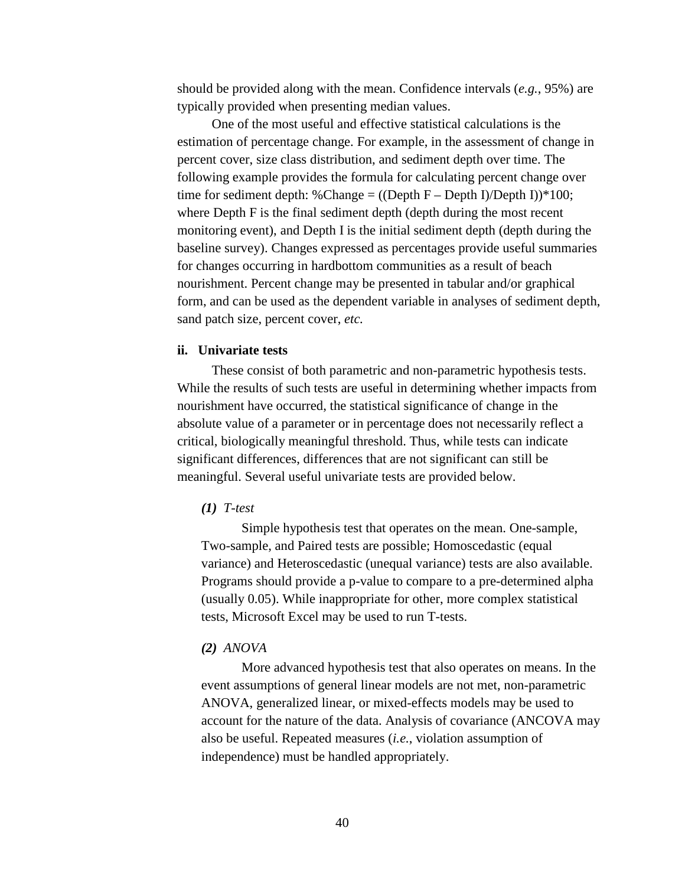should be provided along with the mean. Confidence intervals (*e.g.*, 95%) are typically provided when presenting median values.

One of the most useful and effective statistical calculations is the estimation of percentage change. For example, in the assessment of change in percent cover, size class distribution, and sediment depth over time. The following example provides the formula for calculating percent change over time for sediment depth: %Change = ((Depth F – Depth I)/Depth I))*100; where Depth F is the final sediment depth (depth during the most recent monitoring event), and Depth I is the initial sediment depth (depth during the baseline survey). Changes expressed as percentages provide useful summaries for changes occurring in hardbottom communities as a result of beach nourishment. Percent change may be presented in tabular and/or graphical form, and can be used as the dependent variable in analyses of sediment depth, sand patch size, percent cover, *etc.*

### ii. Univariate tests

These consist of both parametric and non-parametric hypothesis tests. While the results of such tests are useful in determining whether impacts from nourishment have occurred, the statistical significance of change in the absolute value of a parameter or in percentage does not necessarily reflect a critical, biologically meaningful threshold. Thus, while tests can indicate significant differences, differences that are not significant can still be meaningful. Several useful univariate tests are provided below.

#### ***(1)*** *T-test*

Simple hypothesis test that operates on the mean. One-sample, Two-sample, and Paired tests are possible; Homoscedastic (equal variance) and Heteroscedastic (unequal variance) tests are also available. Programs should provide a p-value to compare to a pre-determined alpha (usually 0.05). While inappropriate for other, more complex statistical tests, Microsoft Excel may be used to run T-tests.

#### ***(2)*** *ANOVA*

More advanced hypothesis test that also operates on means. In the event assumptions of general linear models are not met, non-parametric ANOVA, generalized linear, or mixed-effects models may be used to account for the nature of the data. Analysis of covariance (ANCOVA may also be useful. Repeated measures (*i.e.*, violation assumption of independence) must be handled appropriately.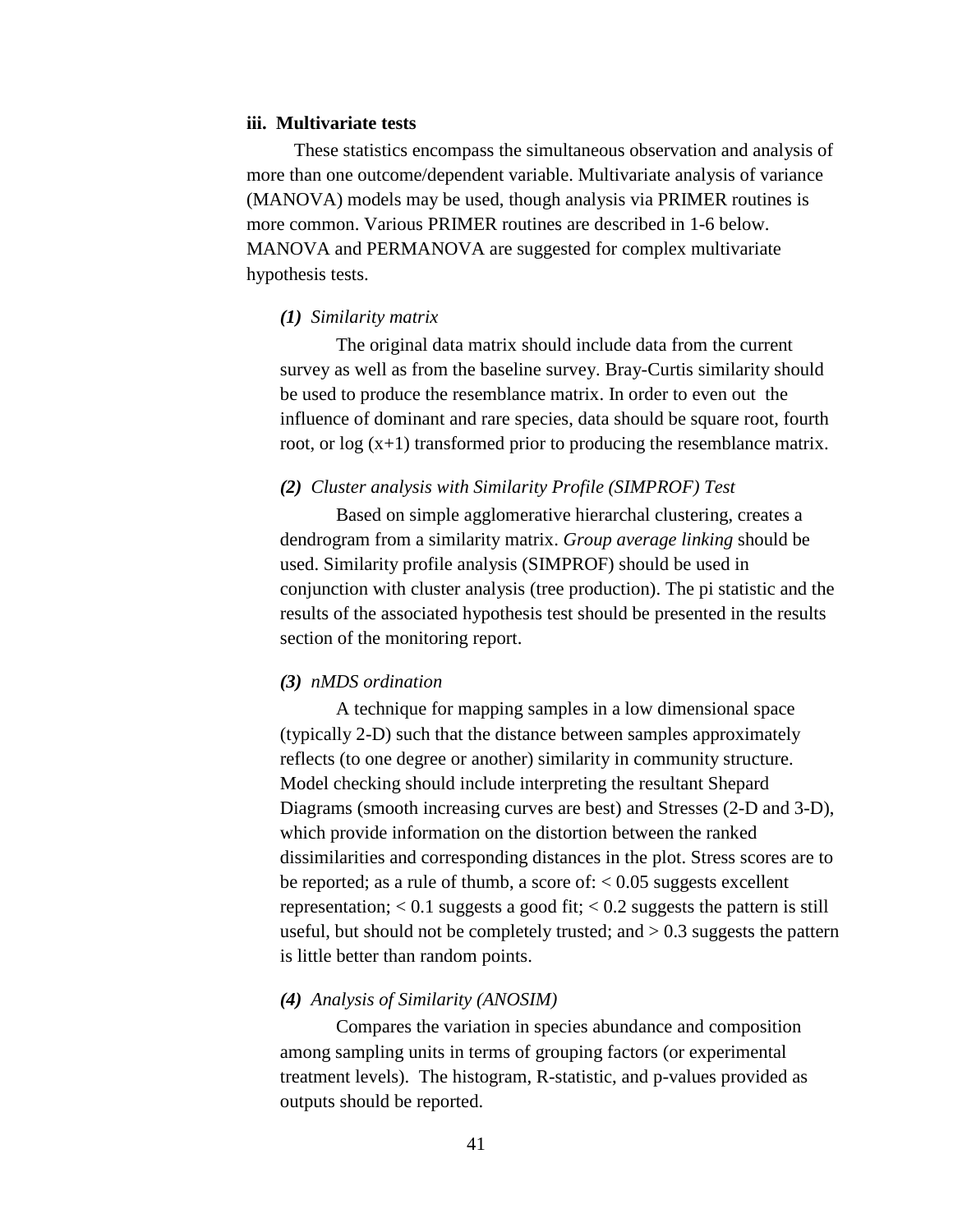### iii. Multivariate tests

These statistics encompass the simultaneous observation and analysis of more than one outcome/dependent variable. Multivariate analysis of variance (MANOVA) models may be used, though analysis via PRIMER routines is more common. Various PRIMER routines are described in 1-6 below. MANOVA and PERMANOVA are suggested for complex multivariate hypothesis tests.

***(1)*** *Similarity matrix*

The original data matrix should include data from the current survey as well as from the baseline survey. Bray-Curtis similarity should be used to produce the resemblance matrix. In order to even out the influence of dominant and rare species, data should be square root, fourth root, or log (x+1) transformed prior to producing the resemblance matrix.

***(2)*** *Cluster analysis with Similarity Profile (SIMPROF) Test*

Based on simple agglomerative hierarchal clustering, creates a dendrogram from a similarity matrix. *Group average linking* should be used. Similarity profile analysis (SIMPROF) should be used in conjunction with cluster analysis (tree production). The pi statistic and the results of the associated hypothesis test should be presented in the results section of the monitoring report.

***(3)*** *nMDS ordination*

A technique for mapping samples in a low dimensional space (typically 2-D) such that the distance between samples approximately reflects (to one degree or another) similarity in community structure. Model checking should include interpreting the resultant Shepard Diagrams (smooth increasing curves are best) and Stresses (2-D and 3-D), which provide information on the distortion between the ranked dissimilarities and corresponding distances in the plot. Stress scores are to be reported; as a rule of thumb, a score of: < 0.05 suggests excellent representation; < 0.1 suggests a good fit; < 0.2 suggests the pattern is still useful, but should not be completely trusted; and > 0.3 suggests the pattern is little better than random points.

***(4)*** *Analysis of Similarity (ANOSIM)*

Compares the variation in species abundance and composition among sampling units in terms of grouping factors (or experimental treatment levels). The histogram, R-statistic, and p-values provided as outputs should be reported.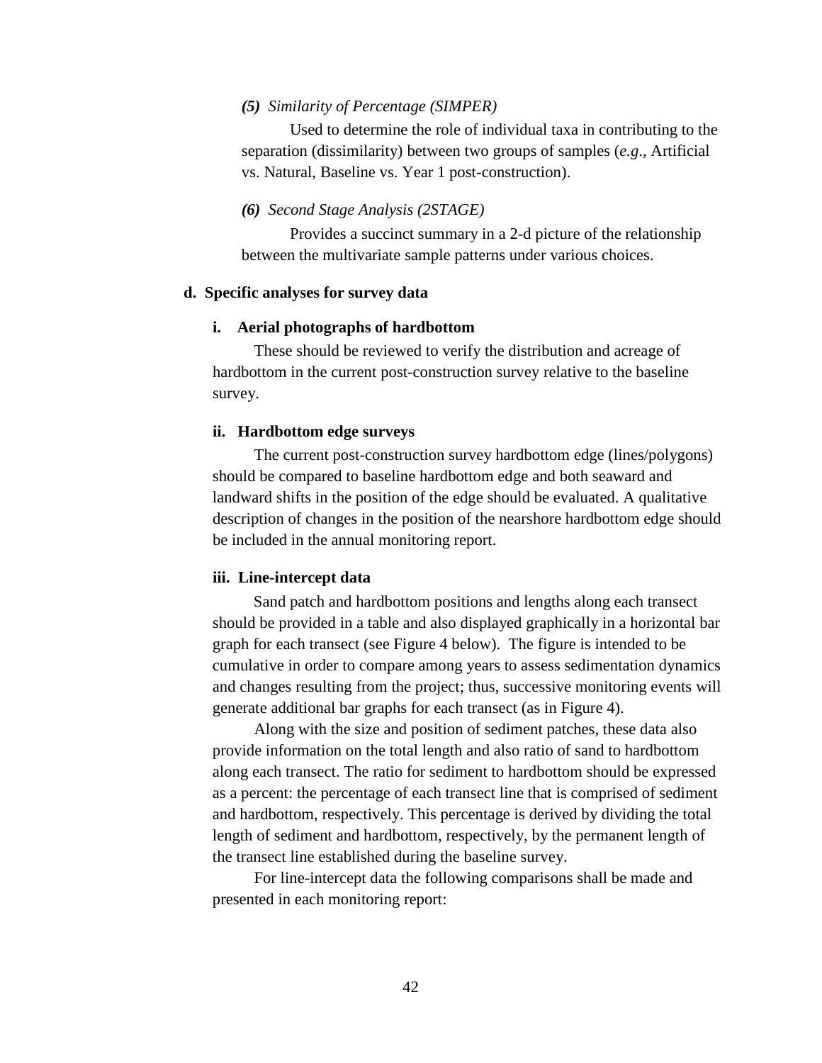***(5)*** *Similarity of Percentage (SIMPER)*

Used to determine the role of individual taxa in contributing to the separation (dissimilarity) between two groups of samples (*e.g*., Artificial vs. Natural, Baseline vs. Year 1 post-construction).

***(6)*** *Second Stage Analysis (2STAGE)*

Provides a succinct summary in a 2-d picture of the relationship between the multivariate sample patterns under various choices.

### d. Specific analyses for survey data

#### i. Aerial photographs of hardbottom

These should be reviewed to verify the distribution and acreage of hardbottom in the current post-construction survey relative to the baseline survey.

#### ii. Hardbottom edge surveys

The current post-construction survey hardbottom edge (lines/polygons) should be compared to baseline hardbottom edge and both seaward and landward shifts in the position of the edge should be evaluated. A qualitative description of changes in the position of the nearshore hardbottom edge should be included in the annual monitoring report.

#### iii. Line-intercept data

Sand patch and hardbottom positions and lengths along each transect should be provided in a table and also displayed graphically in a horizontal bar graph for each transect (see Figure 4 below). The figure is intended to be cumulative in order to compare among years to assess sedimentation dynamics and changes resulting from the project; thus, successive monitoring events will generate additional bar graphs for each transect (as in Figure 4).

Along with the size and position of sediment patches, these data also provide information on the total length and also ratio of sand to hardbottom along each transect. The ratio for sediment to hardbottom should be expressed as a percent: the percentage of each transect line that is comprised of sediment and hardbottom, respectively. This percentage is derived by dividing the total length of sediment and hardbottom, respectively, by the permanent length of the transect line established during the baseline survey.

For line-intercept data the following comparisons shall be made and presented in each monitoring report: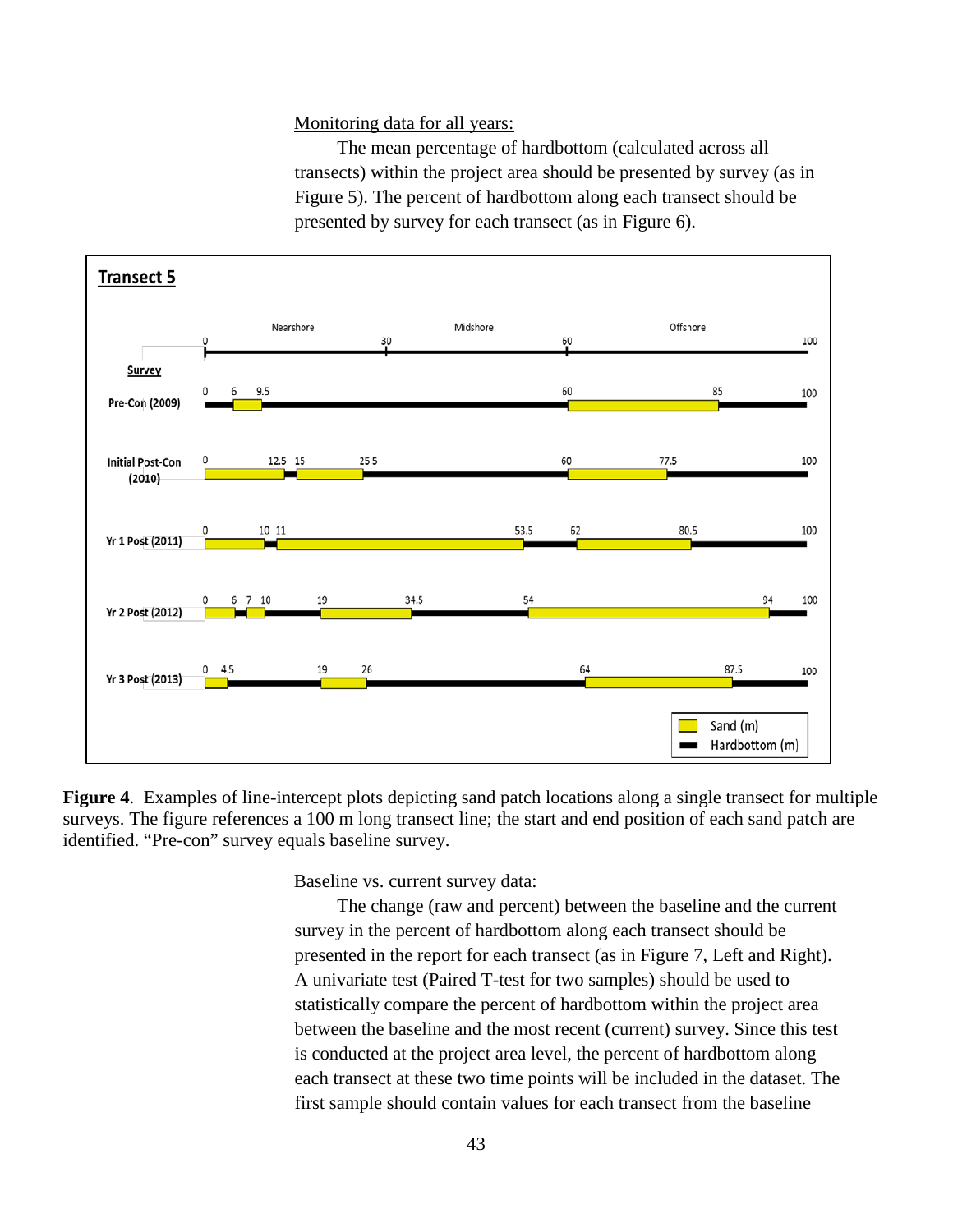Monitoring data for all years:

The mean percentage of hardbottom (calculated across all transects) within the project area should be presented by survey (as in Figure 5). The percent of hardbottom along each transect should be presented by survey for each transect (as in Figure 6).

**Transect 5**

| Survey | Sand patches (start–end, m) |
|---|---|
| Pre-Con (2009) | 6–9.5; 60–85 |
| Initial Post-Con (2010) | 0–12.5; 15–25.5; 60–77.5 |
| Yr 1 Post (2011) | 0–10; 11–53.5; 62–80.5 |
| Yr 2 Post (2012) | 0–6; 7–10; 19–34.5; 54–94 |
| Yr 3 Post (2013) | 0–4.5; 19–26; 64–87.5 |

Transect zones: Nearshore (0–30 m), Midshore (30–60 m), Offshore (60–100 m). Legend: Sand (m); Hardbottom (m).

**Figure 4**. Examples of line-intercept plots depicting sand patch locations along a single transect for multiple surveys. The figure references a 100 m long transect line; the start and end position of each sand patch are identified. "Pre-con" survey equals baseline survey.

Baseline vs. current survey data:

The change (raw and percent) between the baseline and the current survey in the percent of hardbottom along each transect should be presented in the report for each transect (as in Figure 7, Left and Right). A univariate test (Paired T-test for two samples) should be used to statistically compare the percent of hardbottom within the project area between the baseline and the most recent (current) survey. Since this test is conducted at the project area level, the percent of hardbottom along each transect at these two time points will be included in the dataset. The first sample should contain values for each transect from the baseline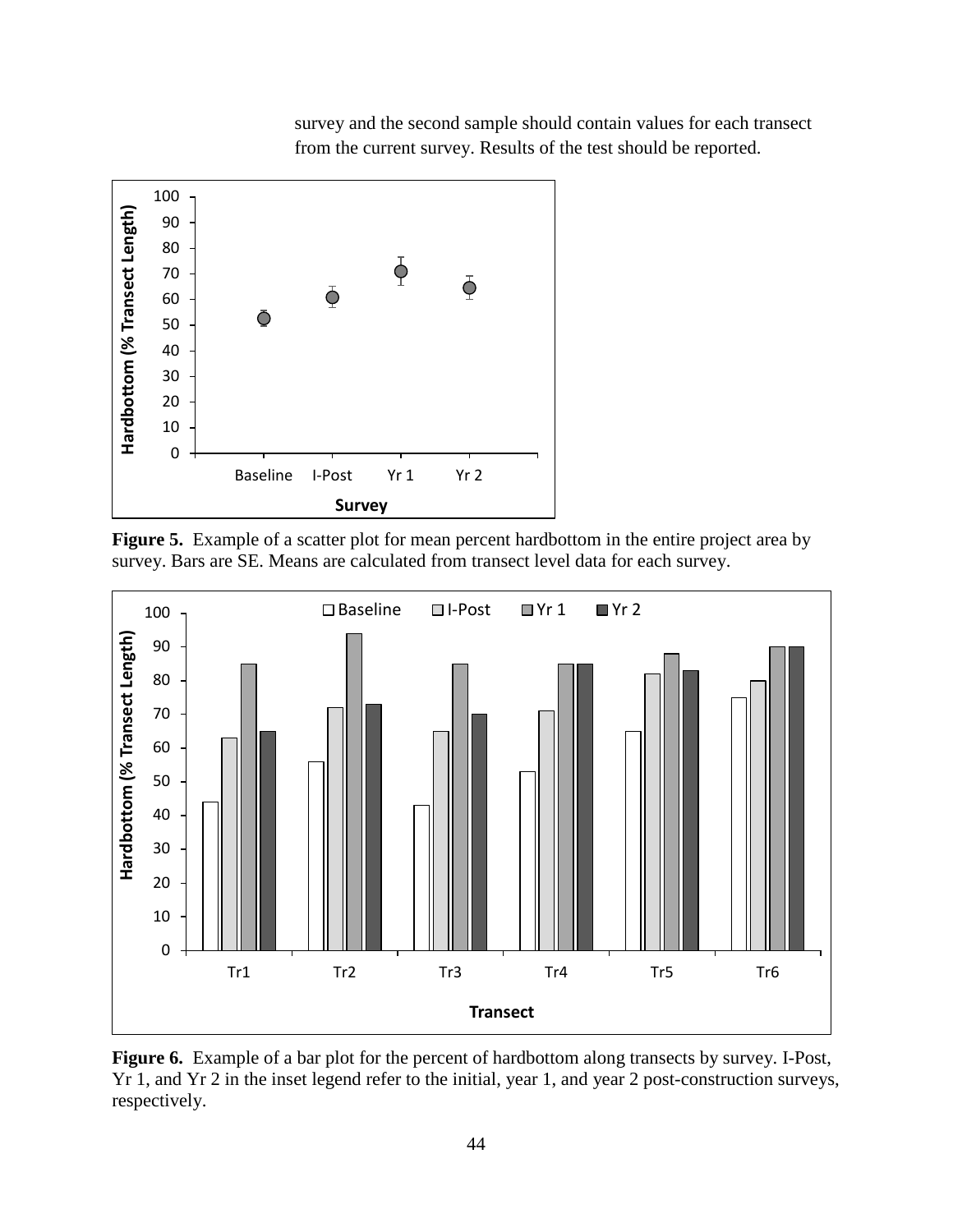survey and the second sample should contain values for each transect from the current survey. Results of the test should be reported.

**Figure 5.** Example of a scatter plot for mean percent hardbottom in the entire project area by survey. Bars are SE. Means are calculated from transect level data for each survey.

**Figure 6.** Example of a bar plot for the percent of hardbottom along transects by survey. I-Post, Yr 1, and Yr 2 in the inset legend refer to the initial, year 1, and year 2 post-construction surveys, respectively.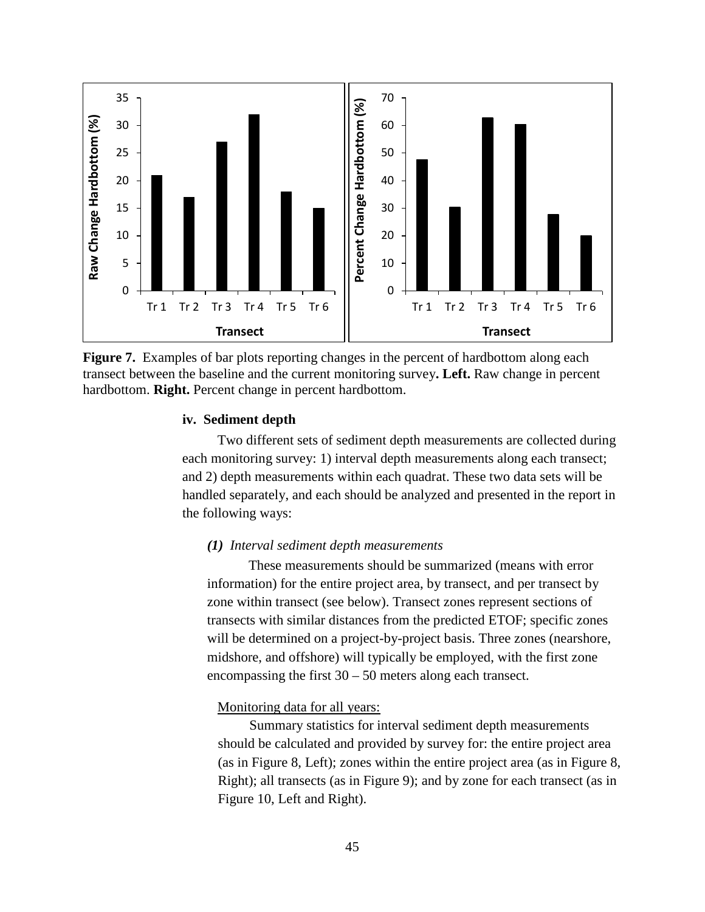**Figure 7.** Examples of bar plots reporting changes in the percent of hardbottom along each transect between the baseline and the current monitoring survey**. Left.** Raw change in percent hardbottom. **Right.** Percent change in percent hardbottom.

#### iv. Sediment depth

Two different sets of sediment depth measurements are collected during each monitoring survey: 1) interval depth measurements along each transect; and 2) depth measurements within each quadrat. These two data sets will be handled separately, and each should be analyzed and presented in the report in the following ways:

##### *(1) Interval sediment depth measurements*

These measurements should be summarized (means with error information) for the entire project area, by transect, and per transect by zone within transect (see below). Transect zones represent sections of transects with similar distances from the predicted ETOF; specific zones will be determined on a project-by-project basis. Three zones (nearshore, midshore, and offshore) will typically be employed, with the first zone encompassing the first 30 – 50 meters along each transect.

Monitoring data for all years:

Summary statistics for interval sediment depth measurements should be calculated and provided by survey for: the entire project area (as in Figure 8, Left); zones within the entire project area (as in Figure 8, Right); all transects (as in Figure 9); and by zone for each transect (as in Figure 10, Left and Right).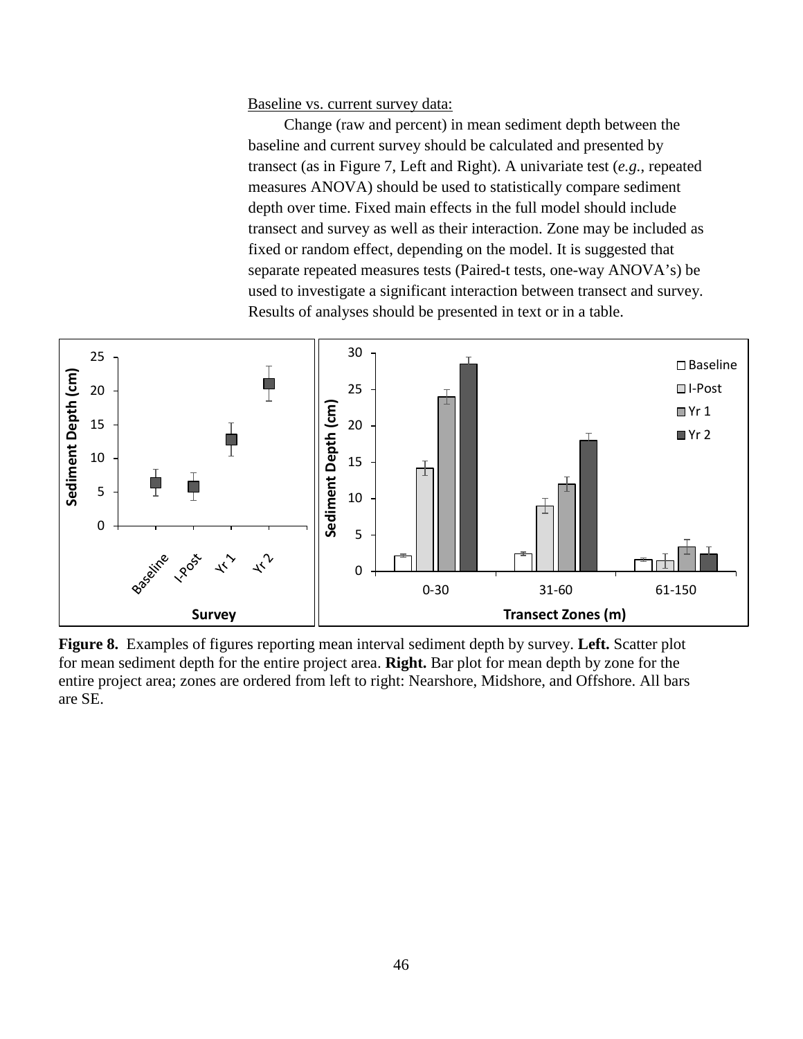Baseline vs. current survey data:

Change (raw and percent) in mean sediment depth between the baseline and current survey should be calculated and presented by transect (as in Figure 7, Left and Right). A univariate test (*e.g.*, repeated measures ANOVA) should be used to statistically compare sediment depth over time. Fixed main effects in the full model should include transect and survey as well as their interaction. Zone may be included as fixed or random effect, depending on the model. It is suggested that separate repeated measures tests (Paired-t tests, one-way ANOVA's) be used to investigate a significant interaction between transect and survey. Results of analyses should be presented in text or in a table.

**Figure 8.** Examples of figures reporting mean interval sediment depth by survey. **Left.** Scatter plot for mean sediment depth for the entire project area. **Right.** Bar plot for mean depth by zone for the entire project area; zones are ordered from left to right: Nearshore, Midshore, and Offshore. All bars are SE.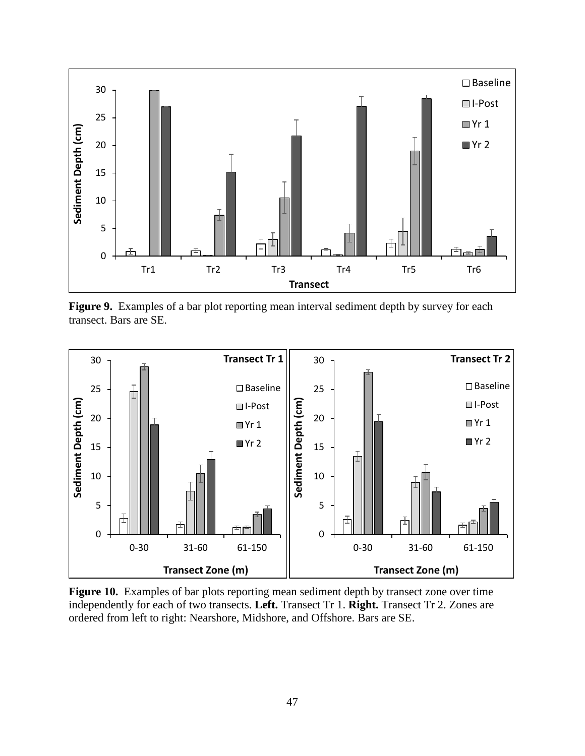**Figure 9.** Examples of a bar plot reporting mean interval sediment depth by survey for each transect. Bars are SE.

**Figure 10.** Examples of bar plots reporting mean sediment depth by transect zone over time independently for each of two transects. **Left.** Transect Tr 1. **Right.** Transect Tr 2. Zones are ordered from left to right: Nearshore, Midshore, and Offshore. Bars are SE.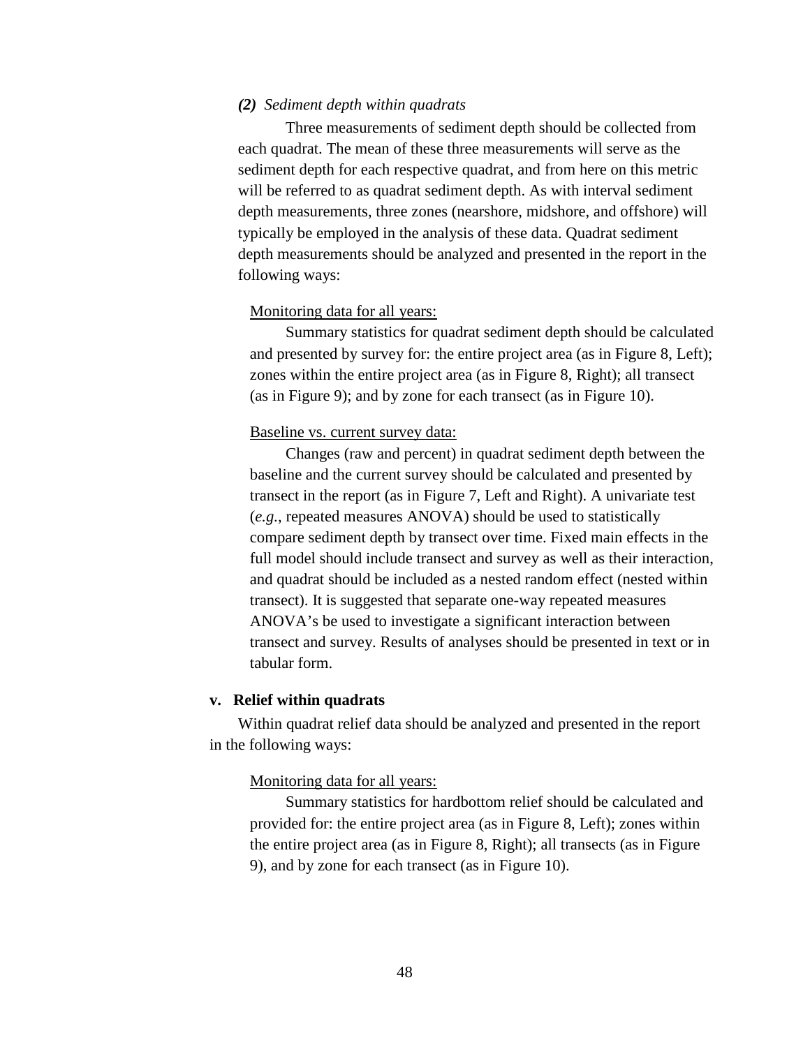*(2) Sediment depth within quadrats*

Three measurements of sediment depth should be collected from each quadrat. The mean of these three measurements will serve as the sediment depth for each respective quadrat, and from here on this metric will be referred to as quadrat sediment depth. As with interval sediment depth measurements, three zones (nearshore, midshore, and offshore) will typically be employed in the analysis of these data. Quadrat sediment depth measurements should be analyzed and presented in the report in the following ways:

<u>Monitoring data for all years:</u>

Summary statistics for quadrat sediment depth should be calculated and presented by survey for: the entire project area (as in Figure 8, Left); zones within the entire project area (as in Figure 8, Right); all transect (as in Figure 9); and by zone for each transect (as in Figure 10).

<u>Baseline vs. current survey data:</u>

Changes (raw and percent) in quadrat sediment depth between the baseline and the current survey should be calculated and presented by transect in the report (as in Figure 7, Left and Right). A univariate test (*e.g.*, repeated measures ANOVA) should be used to statistically compare sediment depth by transect over time. Fixed main effects in the full model should include transect and survey as well as their interaction, and quadrat should be included as a nested random effect (nested within transect). It is suggested that separate one-way repeated measures ANOVA's be used to investigate a significant interaction between transect and survey. Results of analyses should be presented in text or in tabular form.

**v. Relief within quadrats**

Within quadrat relief data should be analyzed and presented in the report in the following ways:

<u>Monitoring data for all years:</u>

Summary statistics for hardbottom relief should be calculated and provided for: the entire project area (as in Figure 8, Left); zones within the entire project area (as in Figure 8, Right); all transects (as in Figure 9), and by zone for each transect (as in Figure 10).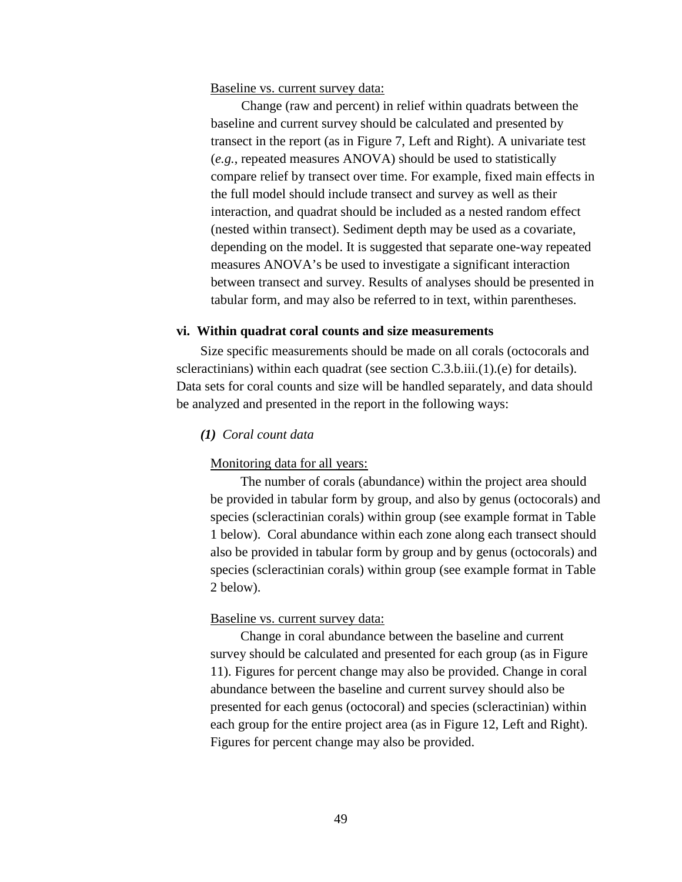Baseline vs. current survey data:

Change (raw and percent) in relief within quadrats between the baseline and current survey should be calculated and presented by transect in the report (as in Figure 7, Left and Right). A univariate test (*e.g.*, repeated measures ANOVA) should be used to statistically compare relief by transect over time. For example, fixed main effects in the full model should include transect and survey as well as their interaction, and quadrat should be included as a nested random effect (nested within transect). Sediment depth may be used as a covariate, depending on the model. It is suggested that separate one-way repeated measures ANOVA's be used to investigate a significant interaction between transect and survey. Results of analyses should be presented in tabular form, and may also be referred to in text, within parentheses.

**vi. Within quadrat coral counts and size measurements**

Size specific measurements should be made on all corals (octocorals and scleractinians) within each quadrat (see section C.3.b.iii.(1).(e) for details). Data sets for coral counts and size will be handled separately, and data should be analyzed and presented in the report in the following ways:

***(1)*** *Coral count data*

Monitoring data for all years:

The number of corals (abundance) within the project area should be provided in tabular form by group, and also by genus (octocorals) and species (scleractinian corals) within group (see example format in Table 1 below). Coral abundance within each zone along each transect should also be provided in tabular form by group and by genus (octocorals) and species (scleractinian corals) within group (see example format in Table 2 below).

Baseline vs. current survey data:

Change in coral abundance between the baseline and current survey should be calculated and presented for each group (as in Figure 11). Figures for percent change may also be provided. Change in coral abundance between the baseline and current survey should also be presented for each genus (octocoral) and species (scleractinian) within each group for the entire project area (as in Figure 12, Left and Right). Figures for percent change may also be provided.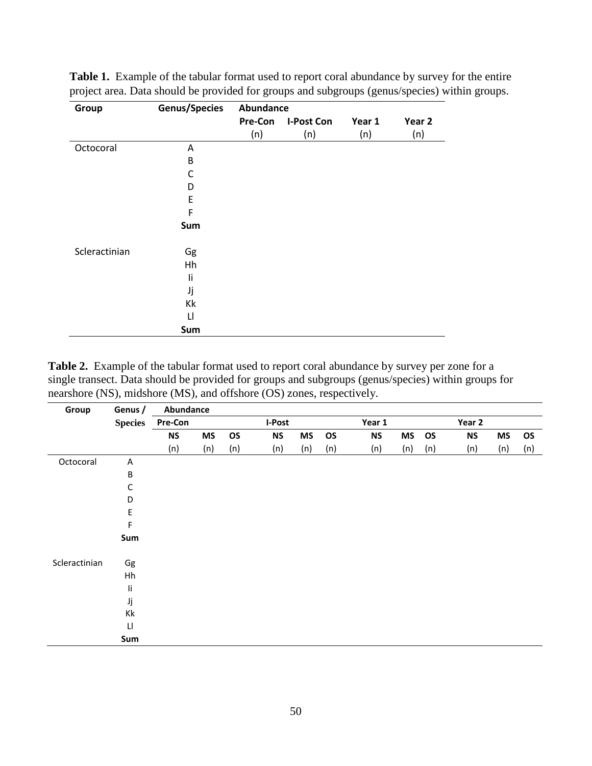**Table 1.** Example of the tabular format used to report coral abundance by survey for the entire project area. Data should be provided for groups and subgroups (genus/species) within groups.

| Group | Genus/Species | Abundance | | | |
|---|---|---|---|---|---|
| | | Pre-Con | I-Post Con | Year 1 | Year 2 |
| | | (n) | (n) | (n) | (n) |
| Octocoral | A | | | | |
| | B | | | | |
| | C | | | | |
| | D | | | | |
| | E | | | | |
| | F | | | | |
| | **Sum** | | | | |
| Scleractinian | Gg | | | | |
| | Hh | | | | |
| | Ii | | | | |
| | Jj | | | | |
| | Kk | | | | |
| | Ll | | | | |
| | **Sum** | | | | |

**Table 2.** Example of the tabular format used to report coral abundance by survey per zone for a single transect. Data should be provided for groups and subgroups (genus/species) within groups for nearshore (NS), midshore (MS), and offshore (OS) zones, respectively.

| Group | Genus / Species | Abundance | | | | | | | | | | | |
|---|---|---|---|---|---|---|---|---|---|---|---|---|---|
| | | Pre-Con | | | I-Post | | | Year 1 | | | Year 2 | | |
| | | NS | MS | OS | NS | MS | OS | NS | MS | OS | NS | MS | OS |
| | | (n) | (n) | (n) | (n) | (n) | (n) | (n) | (n) | (n) | (n) | (n) | (n) |
| Octocoral | A | | | | | | | | | | | | |
| | B | | | | | | | | | | | | |
| | C | | | | | | | | | | | | |
| | D | | | | | | | | | | | | |
| | E | | | | | | | | | | | | |
| | F | | | | | | | | | | | | |
| | **Sum** | | | | | | | | | | | | |
| Scleractinian | Gg | | | | | | | | | | | | |
| | Hh | | | | | | | | | | | | |
| | Ii | | | | | | | | | | | | |
| | Jj | | | | | | | | | | | | |
| | Kk | | | | | | | | | | | | |
| | Ll | | | | | | | | | | | | |
| | **Sum** | | | | | | | | | | | | |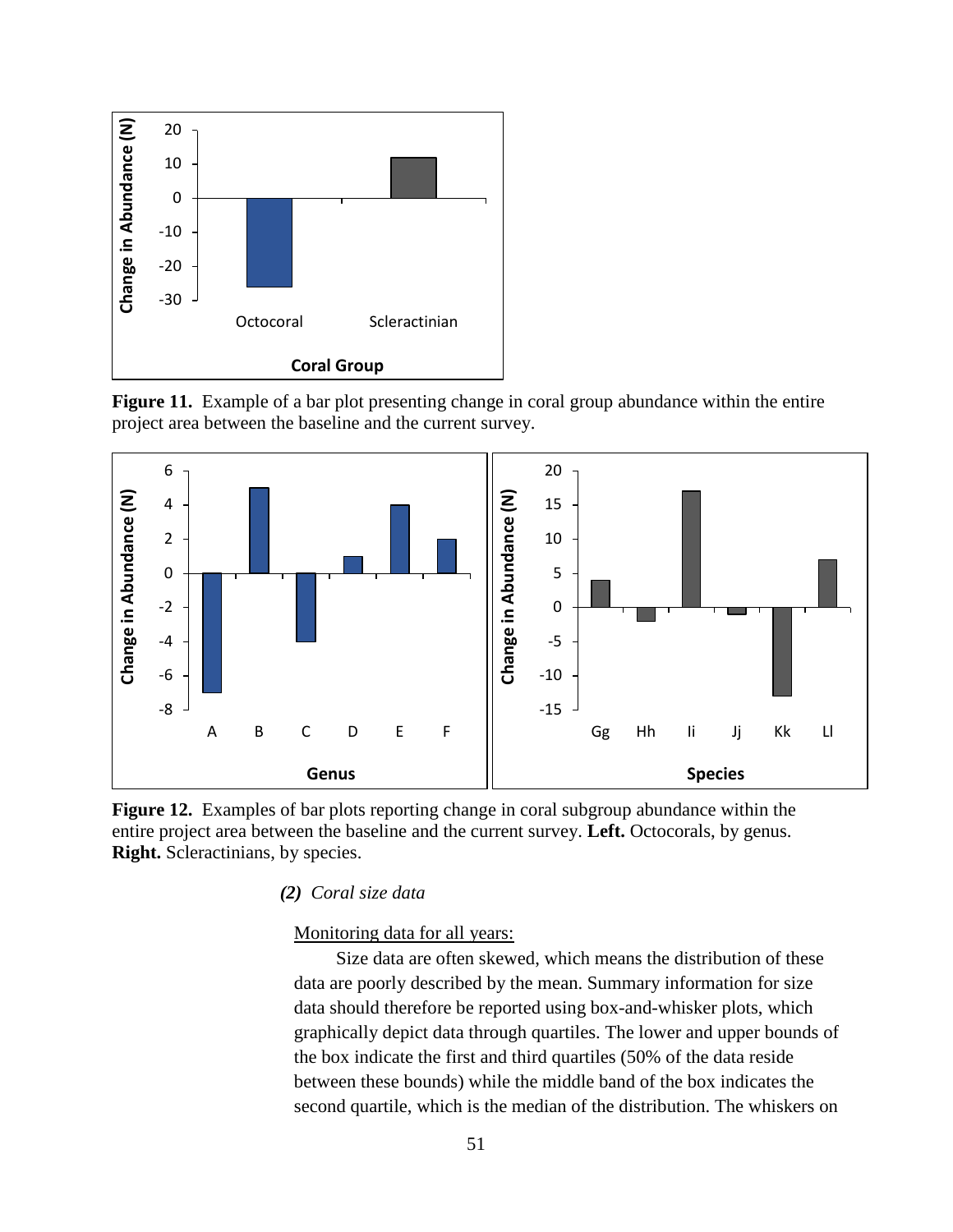**Figure 11.** Example of a bar plot presenting change in coral group abundance within the entire project area between the baseline and the current survey.

**Figure 12.** Examples of bar plots reporting change in coral subgroup abundance within the entire project area between the baseline and the current survey. **Left.** Octocorals, by genus. **Right.** Scleractinians, by species.

*(2) Coral size data*

Monitoring data for all years:

Size data are often skewed, which means the distribution of these data are poorly described by the mean. Summary information for size data should therefore be reported using box-and-whisker plots, which graphically depict data through quartiles. The lower and upper bounds of the box indicate the first and third quartiles (50% of the data reside between these bounds) while the middle band of the box indicates the second quartile, which is the median of the distribution. The whiskers on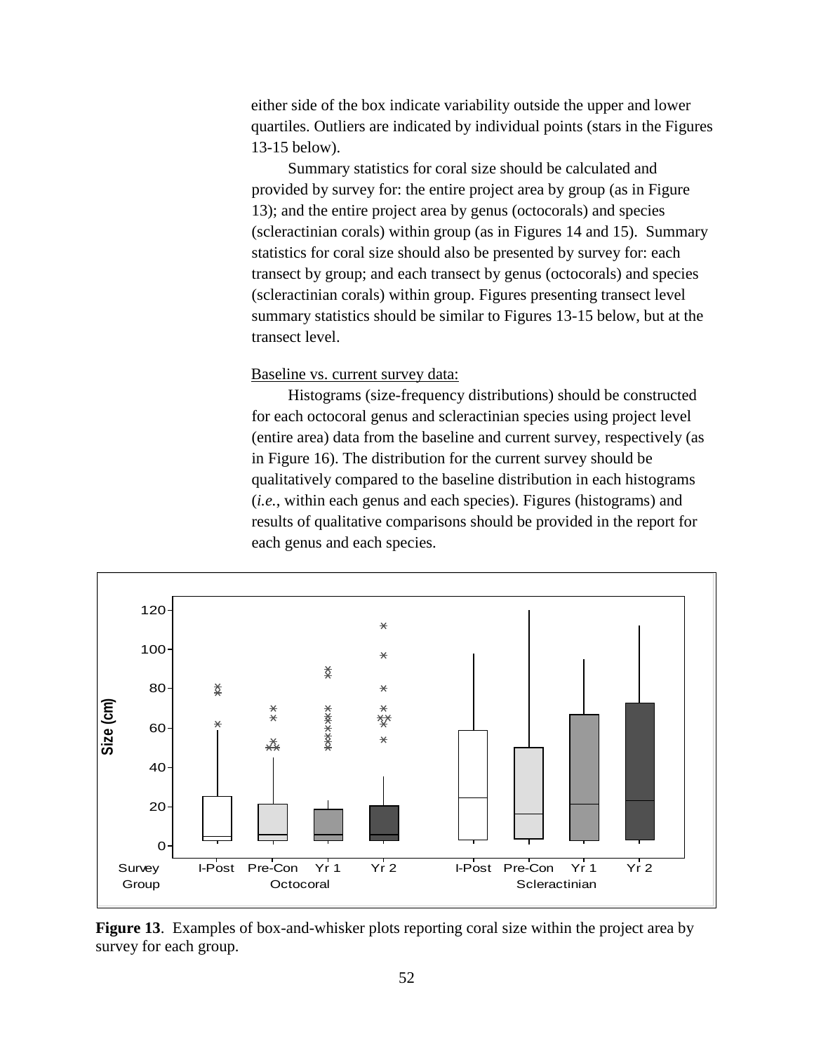either side of the box indicate variability outside the upper and lower quartiles. Outliers are indicated by individual points (stars in the Figures 13-15 below).

Summary statistics for coral size should be calculated and provided by survey for: the entire project area by group (as in Figure 13); and the entire project area by genus (octocorals) and species (scleractinian corals) within group (as in Figures 14 and 15). Summary statistics for coral size should also be presented by survey for: each transect by group; and each transect by genus (octocorals) and species (scleractinian corals) within group. Figures presenting transect level summary statistics should be similar to Figures 13-15 below, but at the transect level.

Baseline vs. current survey data:

Histograms (size-frequency distributions) should be constructed for each octocoral genus and scleractinian species using project level (entire area) data from the baseline and current survey, respectively (as in Figure 16). The distribution for the current survey should be qualitatively compared to the baseline distribution in each histograms (*i.e.*, within each genus and each species). Figures (histograms) and results of qualitative comparisons should be provided in the report for each genus and each species.

**Figure 13**. Examples of box-and-whisker plots reporting coral size within the project area by survey for each group.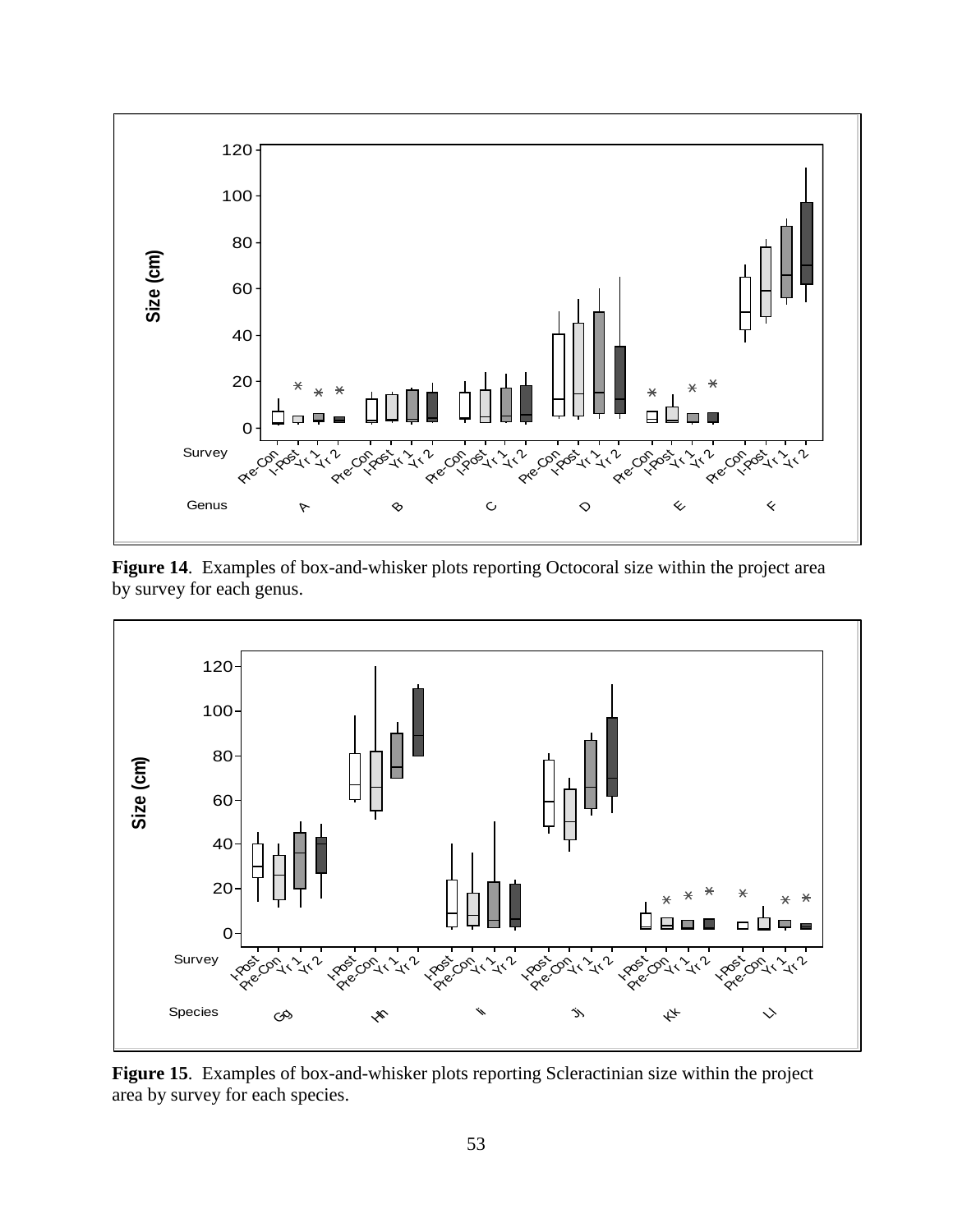**Figure 14**. Examples of box-and-whisker plots reporting Octocoral size within the project area by survey for each genus.

**Figure 15**. Examples of box-and-whisker plots reporting Scleractinian size within the project area by survey for each species.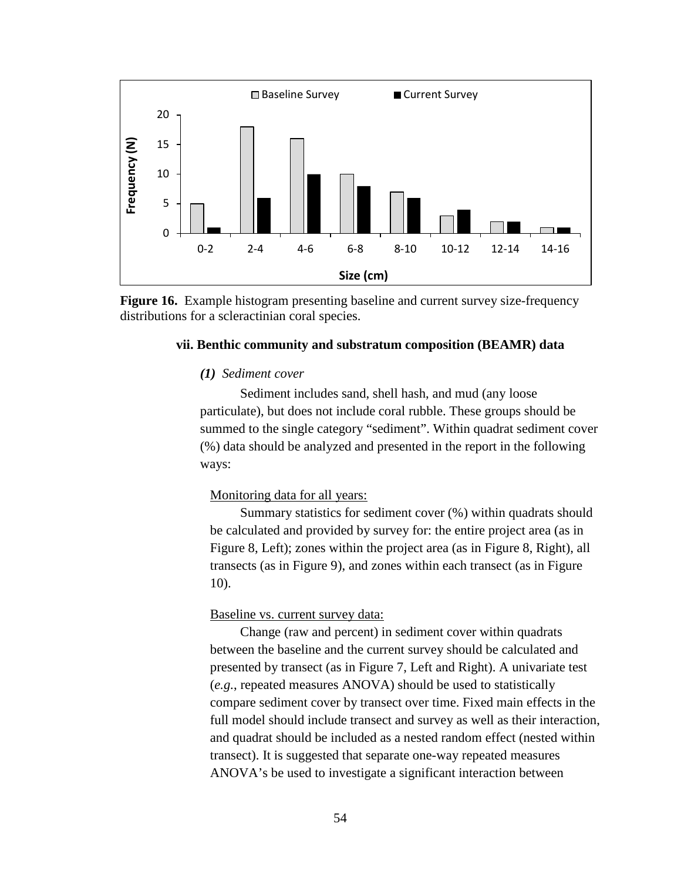**Figure 16.** Example histogram presenting baseline and current survey size-frequency distributions for a scleractinian coral species.

### vii. Benthic community and substratum composition (BEAMR) data

***(1)*** *Sediment cover*

Sediment includes sand, shell hash, and mud (any loose particulate), but does not include coral rubble. These groups should be summed to the single category "sediment". Within quadrat sediment cover (%) data should be analyzed and presented in the report in the following ways:

<u>Monitoring data for all years:</u>

Summary statistics for sediment cover (%) within quadrats should be calculated and provided by survey for: the entire project area (as in Figure 8, Left); zones within the project area (as in Figure 8, Right), all transects (as in Figure 9), and zones within each transect (as in Figure 10).

<u>Baseline vs. current survey data:</u>

Change (raw and percent) in sediment cover within quadrats between the baseline and the current survey should be calculated and presented by transect (as in Figure 7, Left and Right). A univariate test (*e.g.*, repeated measures ANOVA) should be used to statistically compare sediment cover by transect over time. Fixed main effects in the full model should include transect and survey as well as their interaction, and quadrat should be included as a nested random effect (nested within transect). It is suggested that separate one-way repeated measures ANOVA's be used to investigate a significant interaction between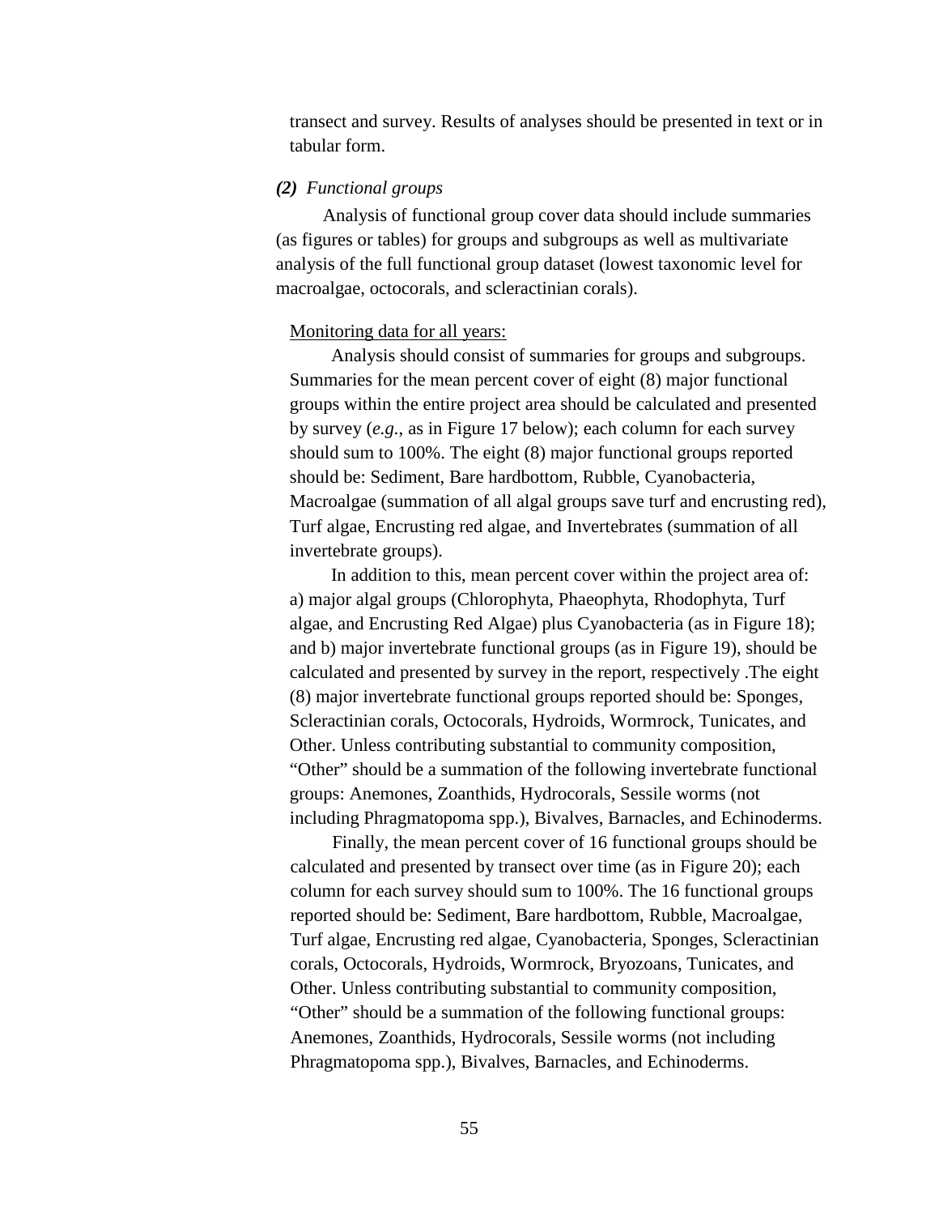transect and survey. Results of analyses should be presented in text or in tabular form.

***(2)*** *Functional groups*

Analysis of functional group cover data should include summaries (as figures or tables) for groups and subgroups as well as multivariate analysis of the full functional group dataset (lowest taxonomic level for macroalgae, octocorals, and scleractinian corals).

<u>Monitoring data for all years:</u>

Analysis should consist of summaries for groups and subgroups. Summaries for the mean percent cover of eight (8) major functional groups within the entire project area should be calculated and presented by survey (*e.g.*, as in Figure 17 below); each column for each survey should sum to 100%. The eight (8) major functional groups reported should be: Sediment, Bare hardbottom, Rubble, Cyanobacteria, Macroalgae (summation of all algal groups save turf and encrusting red), Turf algae, Encrusting red algae, and Invertebrates (summation of all invertebrate groups).

In addition to this, mean percent cover within the project area of: a) major algal groups (Chlorophyta, Phaeophyta, Rhodophyta, Turf algae, and Encrusting Red Algae) plus Cyanobacteria (as in Figure 18); and b) major invertebrate functional groups (as in Figure 19), should be calculated and presented by survey in the report, respectively .The eight (8) major invertebrate functional groups reported should be: Sponges, Scleractinian corals, Octocorals, Hydroids, Wormrock, Tunicates, and Other. Unless contributing substantial to community composition, “Other” should be a summation of the following invertebrate functional groups: Anemones, Zoanthids, Hydrocorals, Sessile worms (not including Phragmatopoma spp.), Bivalves, Barnacles, and Echinoderms.

Finally, the mean percent cover of 16 functional groups should be calculated and presented by transect over time (as in Figure 20); each column for each survey should sum to 100%. The 16 functional groups reported should be: Sediment, Bare hardbottom, Rubble, Macroalgae, Turf algae, Encrusting red algae, Cyanobacteria, Sponges, Scleractinian corals, Octocorals, Hydroids, Wormrock, Bryozoans, Tunicates, and Other. Unless contributing substantial to community composition, “Other” should be a summation of the following functional groups: Anemones, Zoanthids, Hydrocorals, Sessile worms (not including Phragmatopoma spp.), Bivalves, Barnacles, and Echinoderms.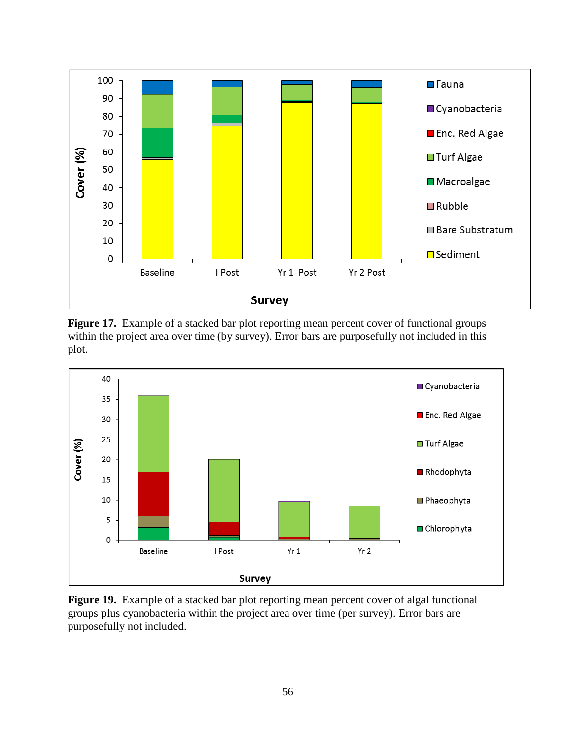Figure 17. Example of a stacked bar plot reporting mean percent cover of functional groups within the project area over time (by survey). Error bars are purposefully not included in this plot.

Figure 19. Example of a stacked bar plot reporting mean percent cover of algal functional groups plus cyanobacteria within the project area over time (per survey). Error bars are purposefully not included.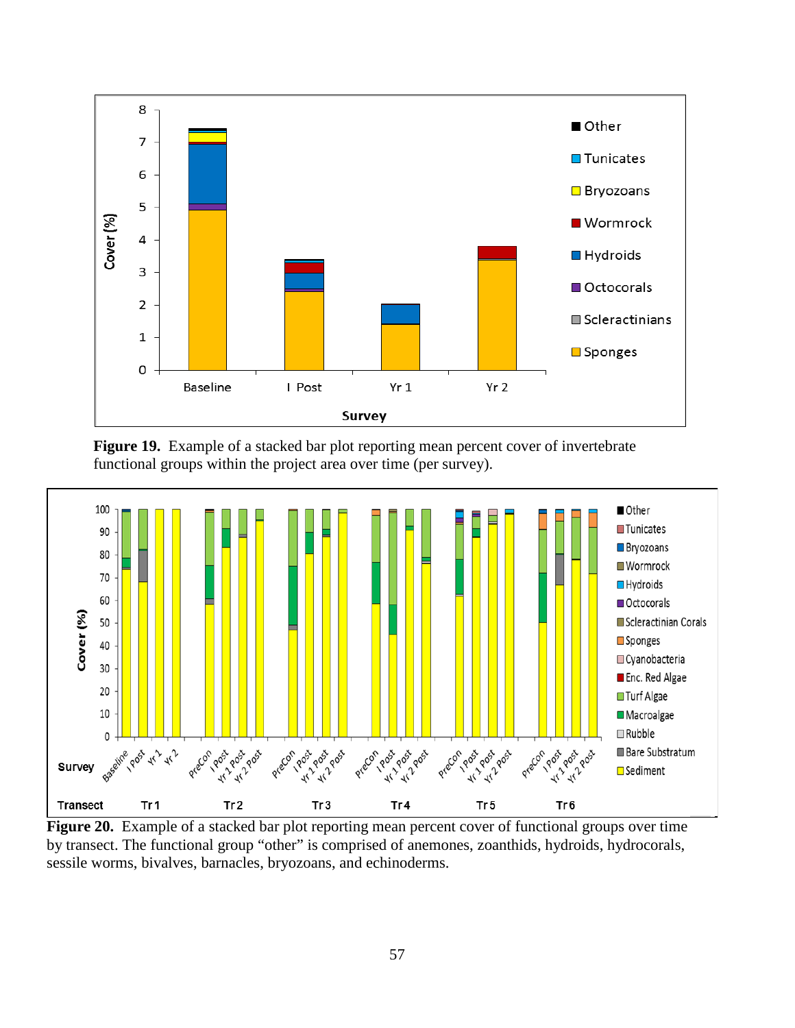**Figure 19.** Example of a stacked bar plot reporting mean percent cover of invertebrate functional groups within the project area over time (per survey).

**Figure 20.** Example of a stacked bar plot reporting mean percent cover of functional groups over time by transect. The functional group "other" is comprised of anemones, zoanthids, hydroids, hydrocorals, sessile worms, bivalves, barnacles, bryozoans, and echinoderms.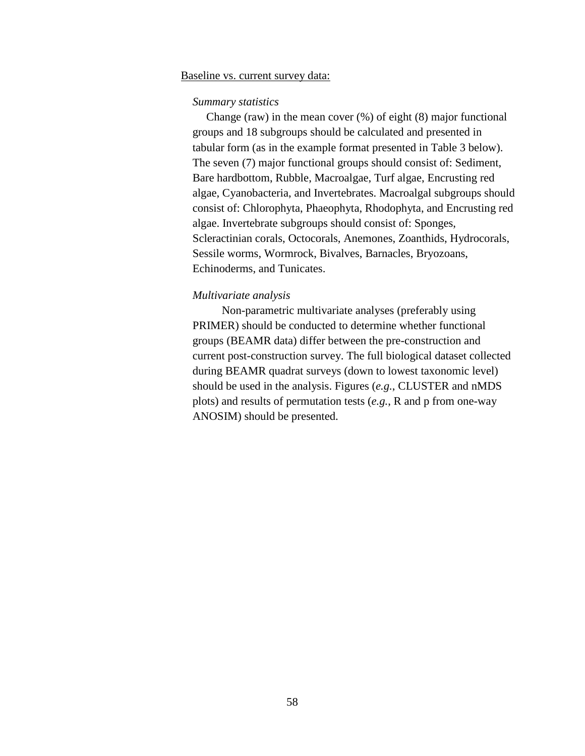<u>Baseline vs. current survey data:</u>

*Summary statistics*

Change (raw) in the mean cover (%) of eight (8) major functional groups and 18 subgroups should be calculated and presented in tabular form (as in the example format presented in Table 3 below). The seven (7) major functional groups should consist of: Sediment, Bare hardbottom, Rubble, Macroalgae, Turf algae, Encrusting red algae, Cyanobacteria, and Invertebrates. Macroalgal subgroups should consist of: Chlorophyta, Phaeophyta, Rhodophyta, and Encrusting red algae. Invertebrate subgroups should consist of: Sponges, Scleractinian corals, Octocorals, Anemones, Zoanthids, Hydrocorals, Sessile worms, Wormrock, Bivalves, Barnacles, Bryozoans, Echinoderms, and Tunicates.

*Multivariate analysis*

Non-parametric multivariate analyses (preferably using PRIMER) should be conducted to determine whether functional groups (BEAMR data) differ between the pre-construction and current post-construction survey. The full biological dataset collected during BEAMR quadrat surveys (down to lowest taxonomic level) should be used in the analysis. Figures (*e.g.*, CLUSTER and nMDS plots) and results of permutation tests (*e.g.*, R and p from one-way ANOSIM) should be presented.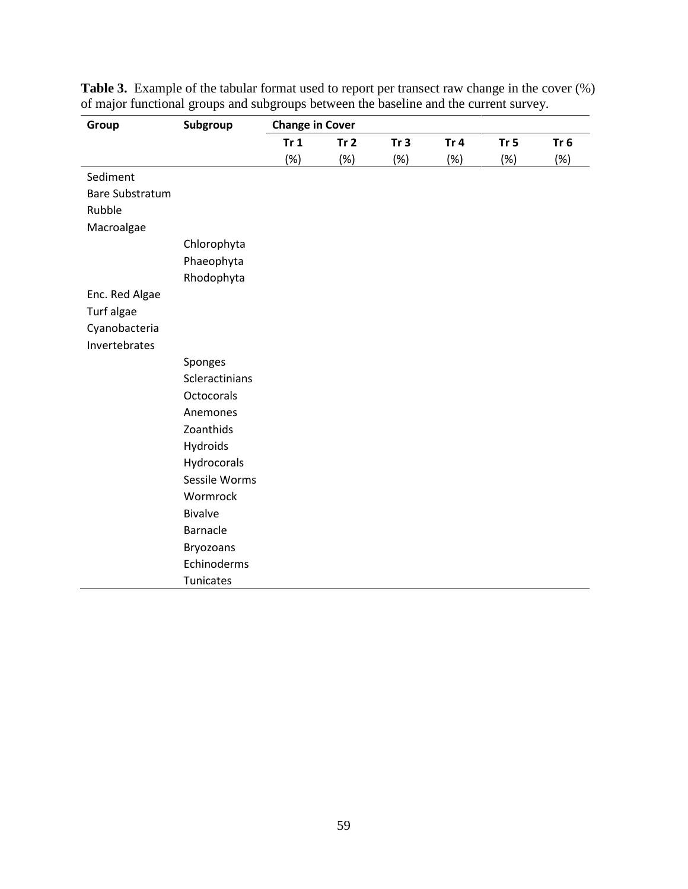**Table 3.** Example of the tabular format used to report per transect raw change in the cover (%) of major functional groups and subgroups between the baseline and the current survey.

| Group | Subgroup | Change in Cover | | | | | |
|---|---|---|---|---|---|---|---|
| | | Tr 1 (%) | Tr 2 (%) | Tr 3 (%) | Tr 4 (%) | Tr 5 (%) | Tr 6 (%) |
| Sediment | | | | | | | |
| Bare Substratum | | | | | | | |
| Rubble | | | | | | | |
| Macroalgae | | | | | | | |
| | Chlorophyta | | | | | | |
| | Phaeophyta | | | | | | |
| | Rhodophyta | | | | | | |
| Enc. Red Algae | | | | | | | |
| Turf algae | | | | | | | |
| Cyanobacteria | | | | | | | |
| Invertebrates | | | | | | | |
| | Sponges | | | | | | |
| | Scleractinians | | | | | | |
| | Octocorals | | | | | | |
| | Anemones | | | | | | |
| | Zoanthids | | | | | | |
| | Hydroids | | | | | | |
| | Hydrocorals | | | | | | |
| | Sessile Worms | | | | | | |
| | Wormrock | | | | | | |
| | Bivalve | | | | | | |
| | Barnacle | | | | | | |
| | Bryozoans | | | | | | |
| | Echinoderms | | | | | | |
| | Tunicates | | | | | | |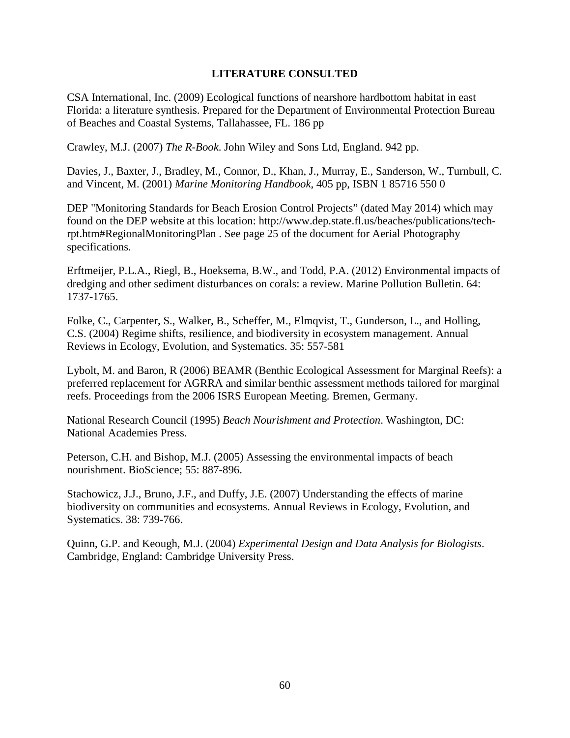# LITERATURE CONSULTED

CSA International, Inc. (2009) Ecological functions of nearshore hardbottom habitat in east Florida: a literature synthesis. Prepared for the Department of Environmental Protection Bureau of Beaches and Coastal Systems, Tallahassee, FL. 186 pp

Crawley, M.J. (2007) *The R-Book*. John Wiley and Sons Ltd, England. 942 pp.

Davies, J., Baxter, J., Bradley, M., Connor, D., Khan, J., Murray, E., Sanderson, W., Turnbull, C. and Vincent, M. (2001) *Marine Monitoring Handbook*, 405 pp, ISBN 1 85716 550 0

DEP "Monitoring Standards for Beach Erosion Control Projects" (dated May 2014) which may found on the DEP website at this location: http://www.dep.state.fl.us/beaches/publications/tech-rpt.htm#RegionalMonitoringPlan . See page 25 of the document for Aerial Photography specifications.

Erftmeijer, P.L.A., Riegl, B., Hoeksema, B.W., and Todd, P.A. (2012) Environmental impacts of dredging and other sediment disturbances on corals: a review. Marine Pollution Bulletin. 64: 1737-1765.

Folke, C., Carpenter, S., Walker, B., Scheffer, M., Elmqvist, T., Gunderson, L., and Holling, C.S. (2004) Regime shifts, resilience, and biodiversity in ecosystem management. Annual Reviews in Ecology, Evolution, and Systematics. 35: 557-581

Lybolt, M. and Baron, R (2006) BEAMR (Benthic Ecological Assessment for Marginal Reefs): a preferred replacement for AGRRA and similar benthic assessment methods tailored for marginal reefs. Proceedings from the 2006 ISRS European Meeting. Bremen, Germany.

National Research Council (1995) *Beach Nourishment and Protection*. Washington, DC: National Academies Press.

Peterson, C.H. and Bishop, M.J. (2005) Assessing the environmental impacts of beach nourishment. BioScience; 55: 887-896.

Stachowicz, J.J., Bruno, J.F., and Duffy, J.E. (2007) Understanding the effects of marine biodiversity on communities and ecosystems. Annual Reviews in Ecology, Evolution, and Systematics. 38: 739-766.

Quinn, G.P. and Keough, M.J. (2004) *Experimental Design and Data Analysis for Biologists*. Cambridge, England: Cambridge University Press.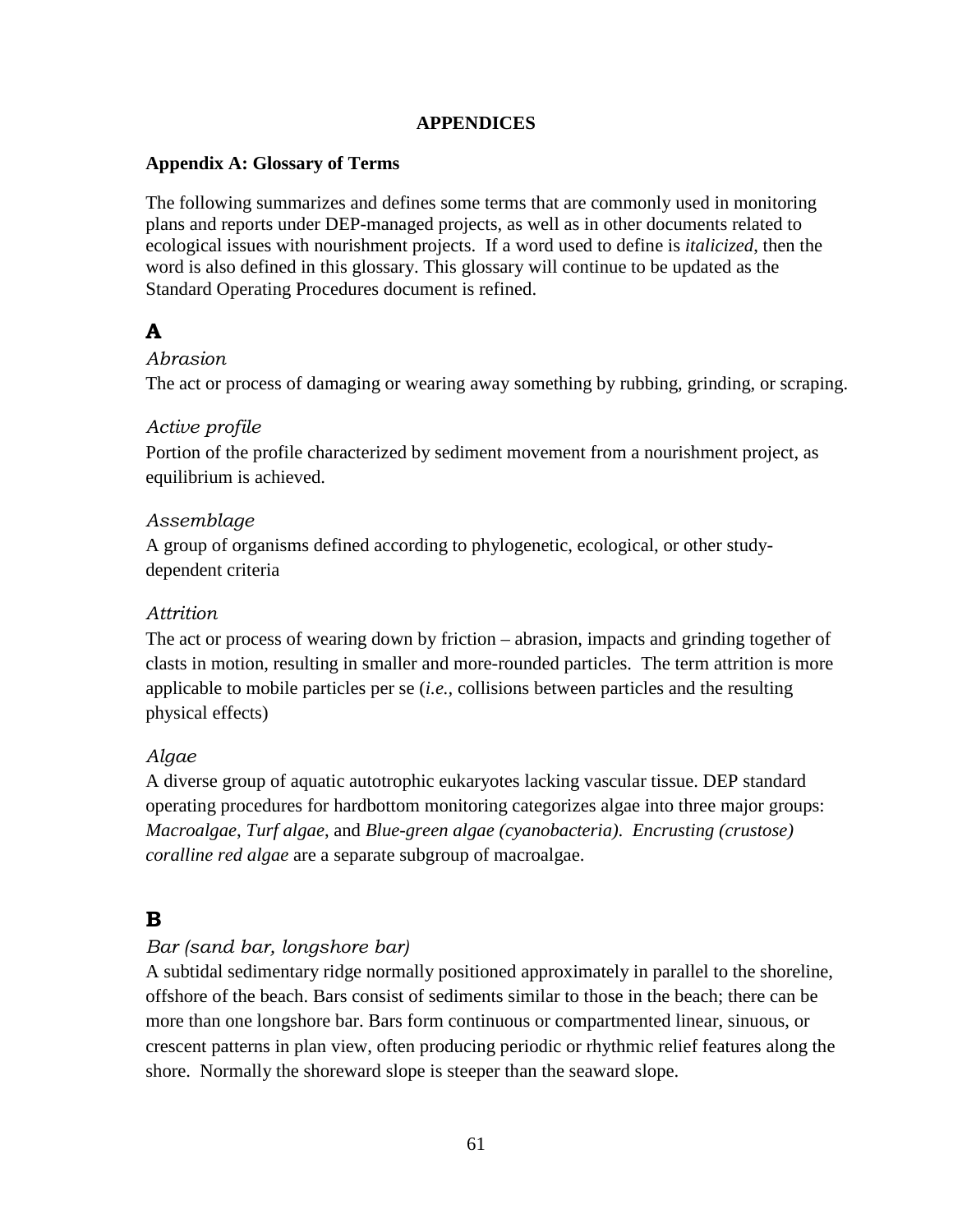# APPENDICES

## Appendix A: Glossary of Terms

The following summarizes and defines some terms that are commonly used in monitoring plans and reports under DEP-managed projects, as well as in other documents related to ecological issues with nourishment projects. If a word used to define is *italicized*, then the word is also defined in this glossary. This glossary will continue to be updated as the Standard Operating Procedures document is refined.

### A

*Abrasion*

The act or process of damaging or wearing away something by rubbing, grinding, or scraping.

*Active profile*

Portion of the profile characterized by sediment movement from a nourishment project, as equilibrium is achieved.

*Assemblage*

A group of organisms defined according to phylogenetic, ecological, or other study-dependent criteria

*Attrition*

The act or process of wearing down by friction – abrasion, impacts and grinding together of clasts in motion, resulting in smaller and more-rounded particles. The term attrition is more applicable to mobile particles per se (*i.e.*, collisions between particles and the resulting physical effects)

*Algae*

A diverse group of aquatic autotrophic eukaryotes lacking vascular tissue. DEP standard operating procedures for hardbottom monitoring categorizes algae into three major groups: *Macroalgae*, *Turf algae*, and *Blue-green algae (cyanobacteria)*. *Encrusting (crustose) coralline red algae* are a separate subgroup of macroalgae.

### B

*Bar (sand bar, longshore bar)*

A subtidal sedimentary ridge normally positioned approximately in parallel to the shoreline, offshore of the beach. Bars consist of sediments similar to those in the beach; there can be more than one longshore bar. Bars form continuous or compartmented linear, sinuous, or crescent patterns in plan view, often producing periodic or rhythmic relief features along the shore. Normally the shoreward slope is steeper than the seaward slope.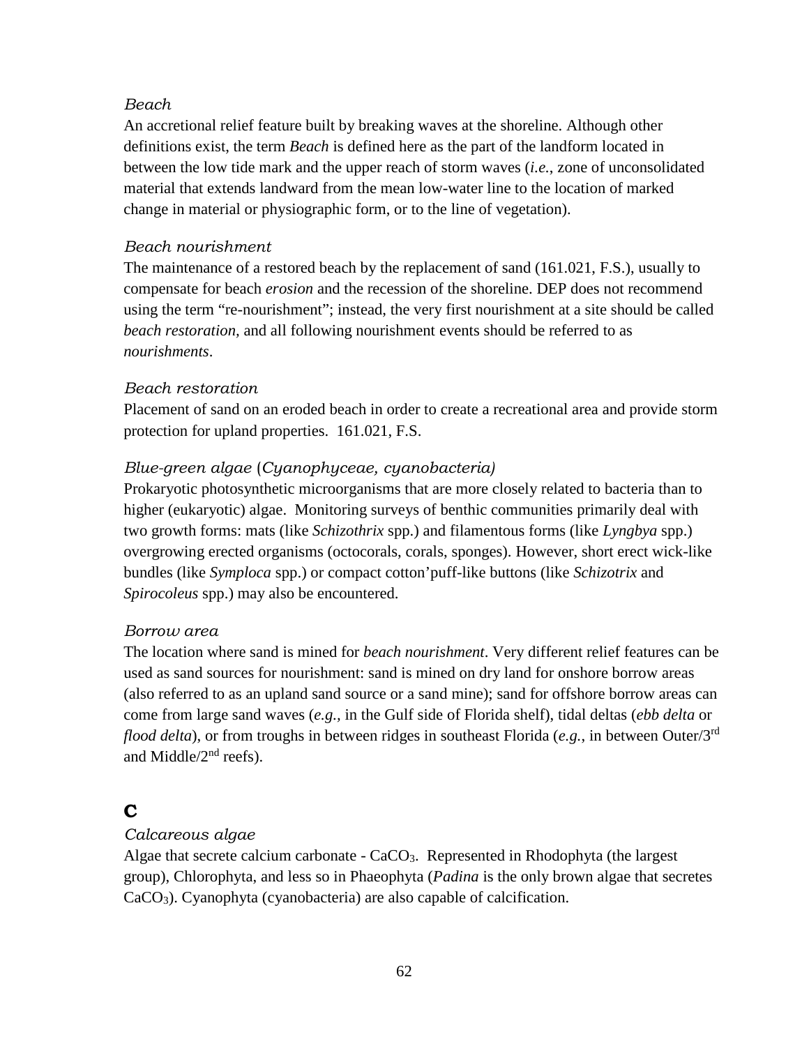*Beach*

An accretional relief feature built by breaking waves at the shoreline. Although other definitions exist, the term *Beach* is defined here as the part of the landform located in between the low tide mark and the upper reach of storm waves (*i.e.*, zone of unconsolidated material that extends landward from the mean low-water line to the location of marked change in material or physiographic form, or to the line of vegetation).

*Beach nourishment*

The maintenance of a restored beach by the replacement of sand (161.021, F.S.), usually to compensate for beach *erosion* and the recession of the shoreline. DEP does not recommend using the term "re-nourishment"; instead, the very first nourishment at a site should be called *beach restoration,* and all following nourishment events should be referred to as *nourishments*.

*Beach restoration*

Placement of sand on an eroded beach in order to create a recreational area and provide storm protection for upland properties. 161.021, F.S.

*Blue-green algae* (*Cyanophyceae, cyanobacteria)*

Prokaryotic photosynthetic microorganisms that are more closely related to bacteria than to higher (eukaryotic) algae. Monitoring surveys of benthic communities primarily deal with two growth forms: mats (like *Schizothrix* spp.) and filamentous forms (like *Lyngbya* spp.) overgrowing erected organisms (octocorals, corals, sponges). However, short erect wick-like bundles (like *Symploca* spp.) or compact cotton'puff-like buttons (like *Schizotrix* and *Spirocoleus* spp.) may also be encountered.

*Borrow area*

The location where sand is mined for *beach nourishment*. Very different relief features can be used as sand sources for nourishment: sand is mined on dry land for onshore borrow areas (also referred to as an upland sand source or a sand mine); sand for offshore borrow areas can come from large sand waves (*e.g.,* in the Gulf side of Florida shelf), tidal deltas (*ebb delta* or *flood delta*), or from troughs in between ridges in southeast Florida (*e.g.*, in between Outer/3rd and Middle/2nd reefs).

## C

*Calcareous algae*

Algae that secrete calcium carbonate - $CaCO_3$. Represented in Rhodophyta (the largest group), Chlorophyta, and less so in Phaeophyta (*Padina* is the only brown algae that secretes $CaCO_3$). Cyanophyta (cyanobacteria) are also capable of calcification.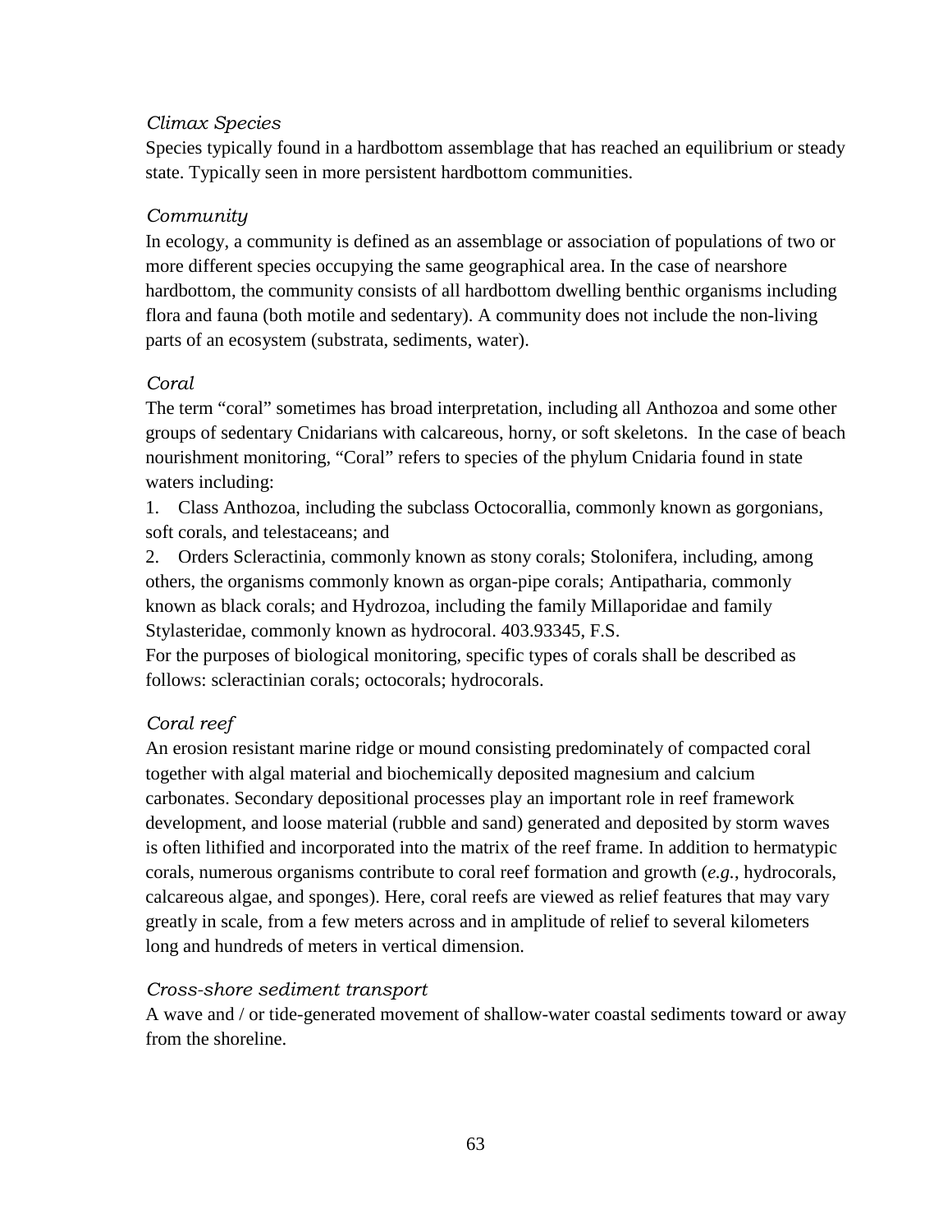*Climax Species*

Species typically found in a hardbottom assemblage that has reached an equilibrium or steady state. Typically seen in more persistent hardbottom communities.

*Community*

In ecology, a community is defined as an assemblage or association of populations of two or more different species occupying the same geographical area. In the case of nearshore hardbottom, the community consists of all hardbottom dwelling benthic organisms including flora and fauna (both motile and sedentary). A community does not include the non-living parts of an ecosystem (substrata, sediments, water).

*Coral*

The term "coral" sometimes has broad interpretation, including all Anthozoa and some other groups of sedentary Cnidarians with calcareous, horny, or soft skeletons. In the case of beach nourishment monitoring, "Coral" refers to species of the phylum Cnidaria found in state waters including:

1. Class Anthozoa, including the subclass Octocorallia, commonly known as gorgonians, soft corals, and telestaceans; and
2. Orders Scleractinia, commonly known as stony corals; Stolonifera, including, among others, the organisms commonly known as organ-pipe corals; Antipatharia, commonly known as black corals; and Hydrozoa, including the family Millaporidae and family Stylasteridae, commonly known as hydrocoral. 403.93345, F.S.

For the purposes of biological monitoring, specific types of corals shall be described as follows: scleractinian corals; octocorals; hydrocorals.

*Coral reef*

An erosion resistant marine ridge or mound consisting predominately of compacted coral together with algal material and biochemically deposited magnesium and calcium carbonates. Secondary depositional processes play an important role in reef framework development, and loose material (rubble and sand) generated and deposited by storm waves is often lithified and incorporated into the matrix of the reef frame. In addition to hermatypic corals, numerous organisms contribute to coral reef formation and growth (*e.g.*, hydrocorals, calcareous algae, and sponges). Here, coral reefs are viewed as relief features that may vary greatly in scale, from a few meters across and in amplitude of relief to several kilometers long and hundreds of meters in vertical dimension.

*Cross-shore sediment transport*

A wave and / or tide-generated movement of shallow-water coastal sediments toward or away from the shoreline.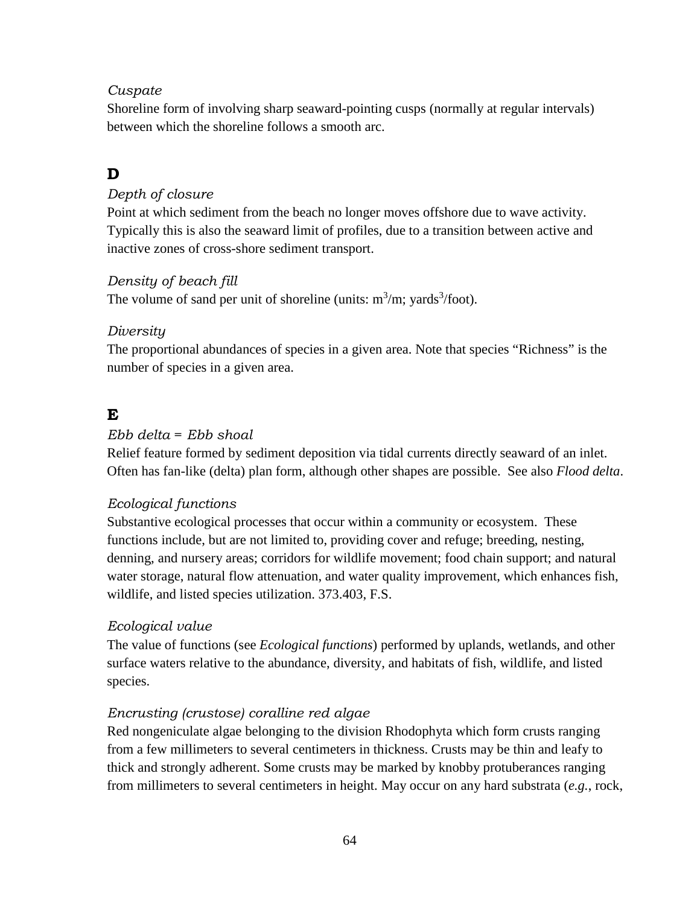*Cuspate*

Shoreline form of involving sharp seaward-pointing cusps (normally at regular intervals) between which the shoreline follows a smooth arc.

## D

*Depth of closure*

Point at which sediment from the beach no longer moves offshore due to wave activity. Typically this is also the seaward limit of profiles, due to a transition between active and inactive zones of cross-shore sediment transport.

*Density of beach fill*

The volume of sand per unit of shoreline (units: $m^3$/m; yards$^3$/foot).

*Diversity*

The proportional abundances of species in a given area. Note that species "Richness" is the number of species in a given area.

## E

*Ebb delta = Ebb shoal*

Relief feature formed by sediment deposition via tidal currents directly seaward of an inlet. Often has fan-like (delta) plan form, although other shapes are possible. See also *Flood delta*.

*Ecological functions*

Substantive ecological processes that occur within a community or ecosystem. These functions include, but are not limited to, providing cover and refuge; breeding, nesting, denning, and nursery areas; corridors for wildlife movement; food chain support; and natural water storage, natural flow attenuation, and water quality improvement, which enhances fish, wildlife, and listed species utilization. 373.403, F.S.

*Ecological value*

The value of functions (see *Ecological functions*) performed by uplands, wetlands, and other surface waters relative to the abundance, diversity, and habitats of fish, wildlife, and listed species.

*Encrusting (crustose) coralline red algae*

Red nongeniculate algae belonging to the division Rhodophyta which form crusts ranging from a few millimeters to several centimeters in thickness. Crusts may be thin and leafy to thick and strongly adherent. Some crusts may be marked by knobby protuberances ranging from millimeters to several centimeters in height. May occur on any hard substrata (*e.g.*, rock,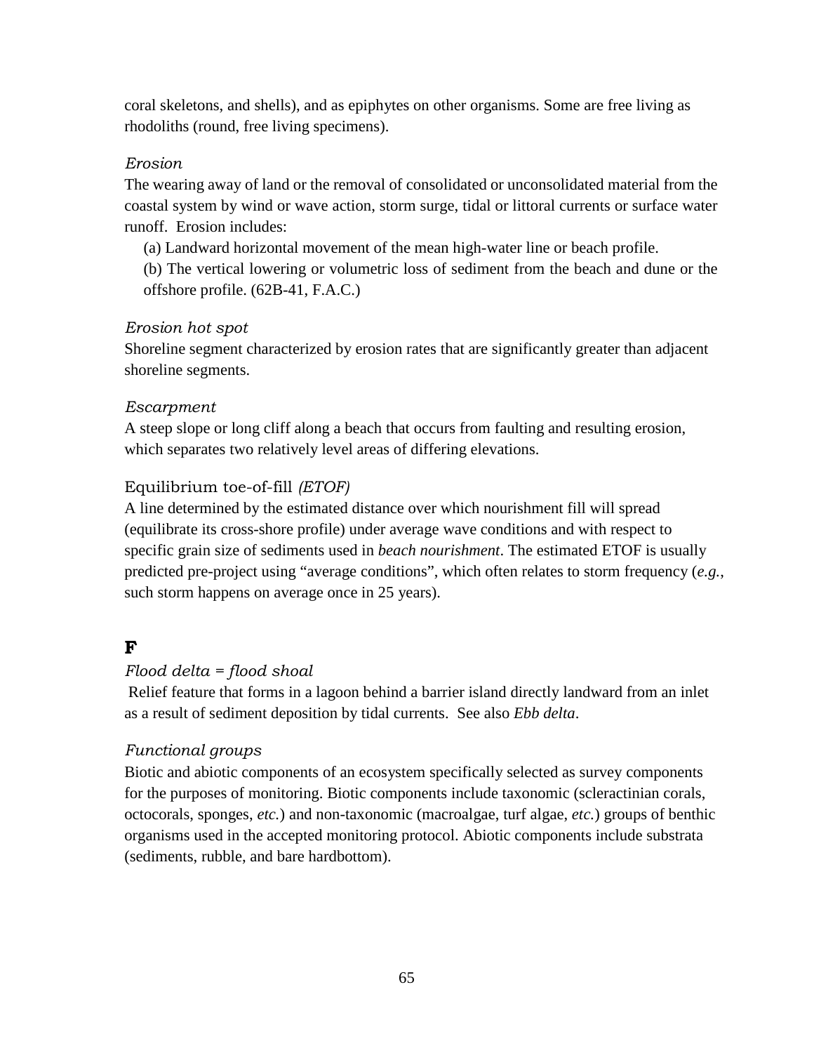coral skeletons, and shells), and as epiphytes on other organisms. Some are free living as rhodoliths (round, free living specimens).

*Erosion*

The wearing away of land or the removal of consolidated or unconsolidated material from the coastal system by wind or wave action, storm surge, tidal or littoral currents or surface water runoff. Erosion includes:

(a) Landward horizontal movement of the mean high-water line or beach profile.

(b) The vertical lowering or volumetric loss of sediment from the beach and dune or the offshore profile. (62B-41, F.A.C.)

*Erosion hot spot*

Shoreline segment characterized by erosion rates that are significantly greater than adjacent shoreline segments.

*Escarpment*

A steep slope or long cliff along a beach that occurs from faulting and resulting erosion, which separates two relatively level areas of differing elevations.

Equilibrium toe-of-fill *(ETOF)*

A line determined by the estimated distance over which nourishment fill will spread (equilibrate its cross-shore profile) under average wave conditions and with respect to specific grain size of sediments used in *beach nourishment*. The estimated ETOF is usually predicted pre-project using "average conditions", which often relates to storm frequency (*e.g.*, such storm happens on average once in 25 years).

## F

*Flood delta = flood shoal*

Relief feature that forms in a lagoon behind a barrier island directly landward from an inlet as a result of sediment deposition by tidal currents. See also *Ebb delta*.

*Functional groups*

Biotic and abiotic components of an ecosystem specifically selected as survey components for the purposes of monitoring. Biotic components include taxonomic (scleractinian corals, octocorals, sponges, *etc.*) and non-taxonomic (macroalgae, turf algae, *etc.*) groups of benthic organisms used in the accepted monitoring protocol. Abiotic components include substrata (sediments, rubble, and bare hardbottom).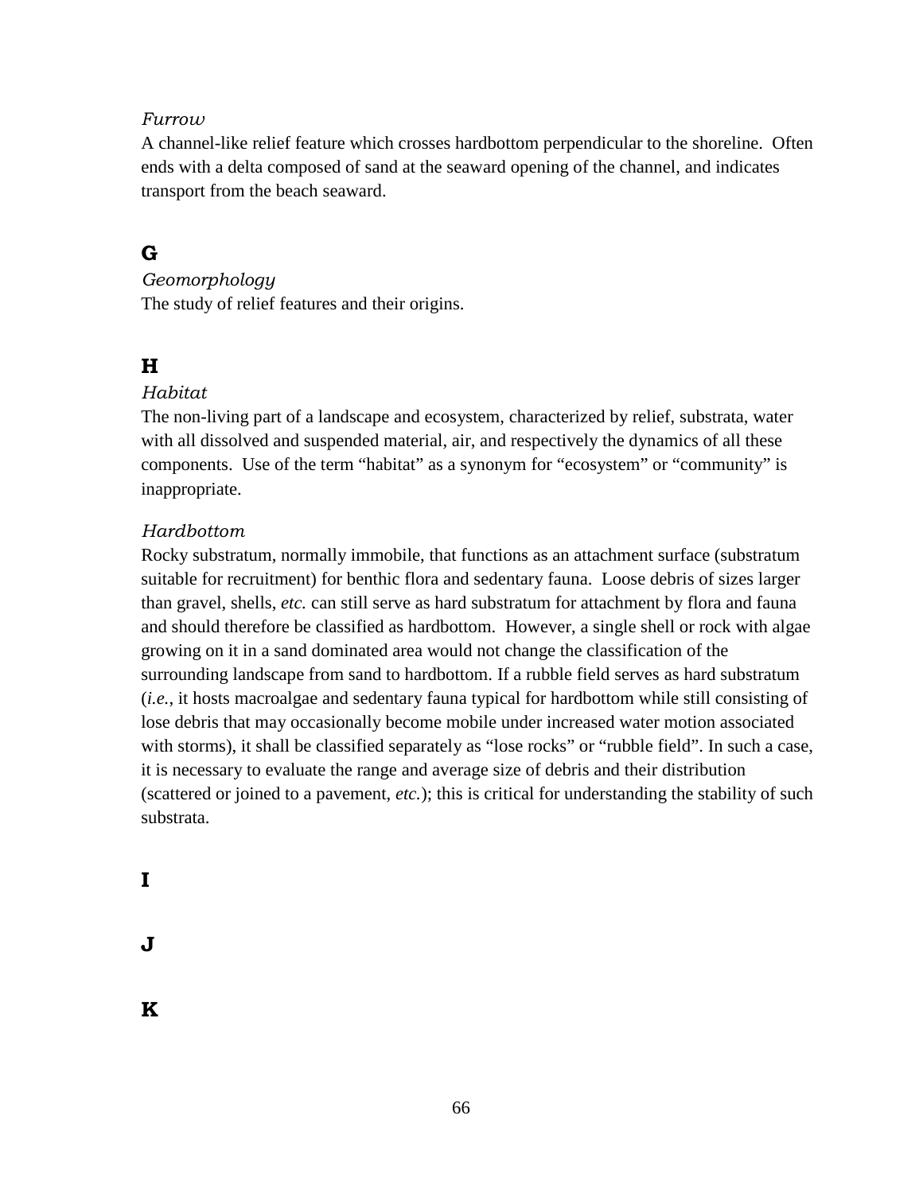*Furrow*

A channel-like relief feature which crosses hardbottom perpendicular to the shoreline. Often ends with a delta composed of sand at the seaward opening of the channel, and indicates transport from the beach seaward.

## G

*Geomorphology*

The study of relief features and their origins.

## H

*Habitat*

The non-living part of a landscape and ecosystem, characterized by relief, substrata, water with all dissolved and suspended material, air, and respectively the dynamics of all these components. Use of the term "habitat" as a synonym for "ecosystem" or "community" is inappropriate.

*Hardbottom*

Rocky substratum, normally immobile, that functions as an attachment surface (substratum suitable for recruitment) for benthic flora and sedentary fauna. Loose debris of sizes larger than gravel, shells, *etc.* can still serve as hard substratum for attachment by flora and fauna and should therefore be classified as hardbottom. However, a single shell or rock with algae growing on it in a sand dominated area would not change the classification of the surrounding landscape from sand to hardbottom. If a rubble field serves as hard substratum (*i.e.*, it hosts macroalgae and sedentary fauna typical for hardbottom while still consisting of lose debris that may occasionally become mobile under increased water motion associated with storms), it shall be classified separately as "lose rocks" or "rubble field". In such a case, it is necessary to evaluate the range and average size of debris and their distribution (scattered or joined to a pavement, *etc.*); this is critical for understanding the stability of such substrata.

## I

## J

## K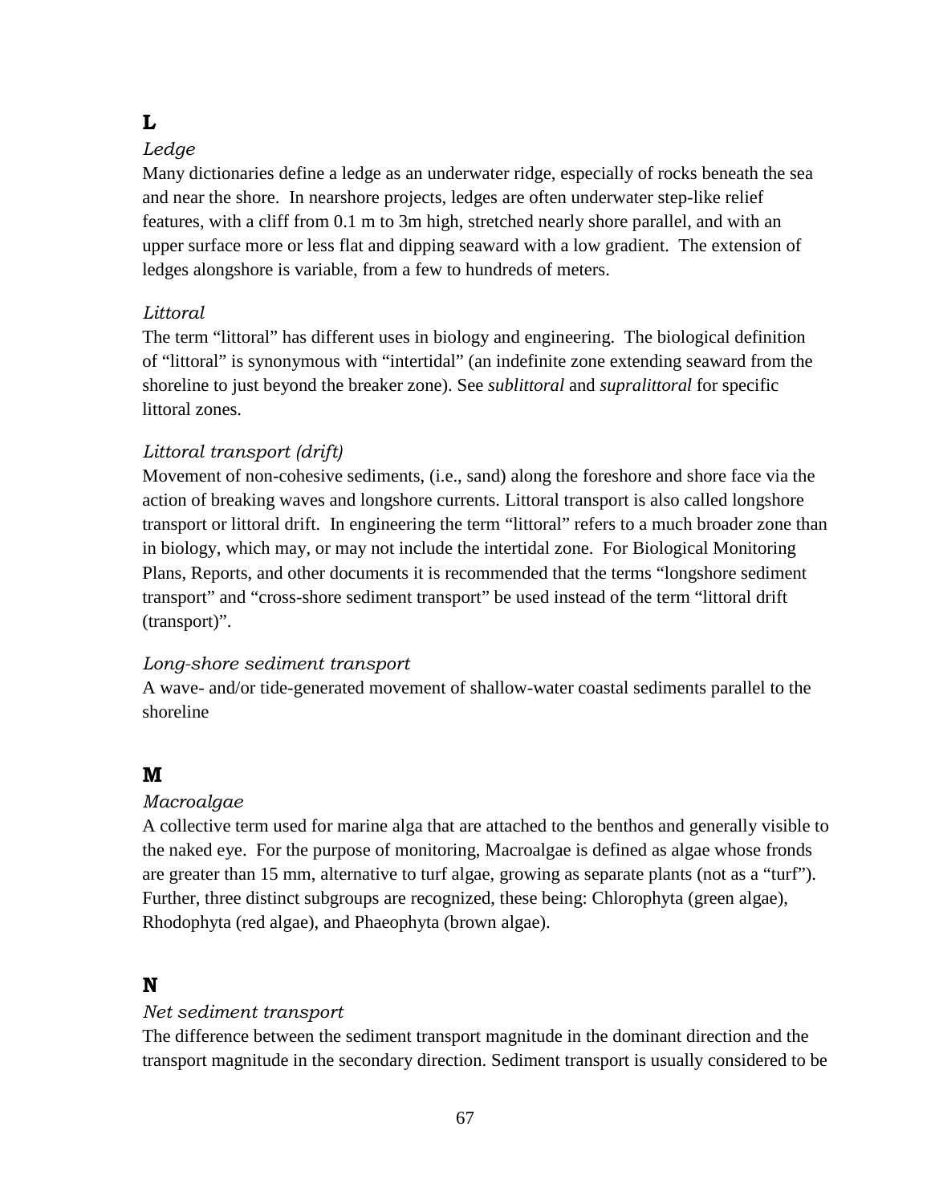## L

### *Ledge*

Many dictionaries define a ledge as an underwater ridge, especially of rocks beneath the sea and near the shore. In nearshore projects, ledges are often underwater step-like relief features, with a cliff from 0.1 m to 3m high, stretched nearly shore parallel, and with an upper surface more or less flat and dipping seaward with a low gradient. The extension of ledges alongshore is variable, from a few to hundreds of meters.

### *Littoral*

The term "littoral" has different uses in biology and engineering. The biological definition of "littoral" is synonymous with "intertidal" (an indefinite zone extending seaward from the shoreline to just beyond the breaker zone). See *sublittoral* and *supralittoral* for specific littoral zones.

### *Littoral transport (drift)*

Movement of non-cohesive sediments, (i.e., sand) along the foreshore and shore face via the action of breaking waves and longshore currents. Littoral transport is also called longshore transport or littoral drift. In engineering the term "littoral" refers to a much broader zone than in biology, which may, or may not include the intertidal zone. For Biological Monitoring Plans, Reports, and other documents it is recommended that the terms "longshore sediment transport" and "cross-shore sediment transport" be used instead of the term "littoral drift (transport)".

### *Long-shore sediment transport*

A wave- and/or tide-generated movement of shallow-water coastal sediments parallel to the shoreline

## M

### *Macroalgae*

A collective term used for marine alga that are attached to the benthos and generally visible to the naked eye. For the purpose of monitoring, Macroalgae is defined as algae whose fronds are greater than 15 mm, alternative to turf algae, growing as separate plants (not as a "turf"). Further, three distinct subgroups are recognized, these being: Chlorophyta (green algae), Rhodophyta (red algae), and Phaeophyta (brown algae).

## N

### *Net sediment transport*

The difference between the sediment transport magnitude in the dominant direction and the transport magnitude in the secondary direction. Sediment transport is usually considered to be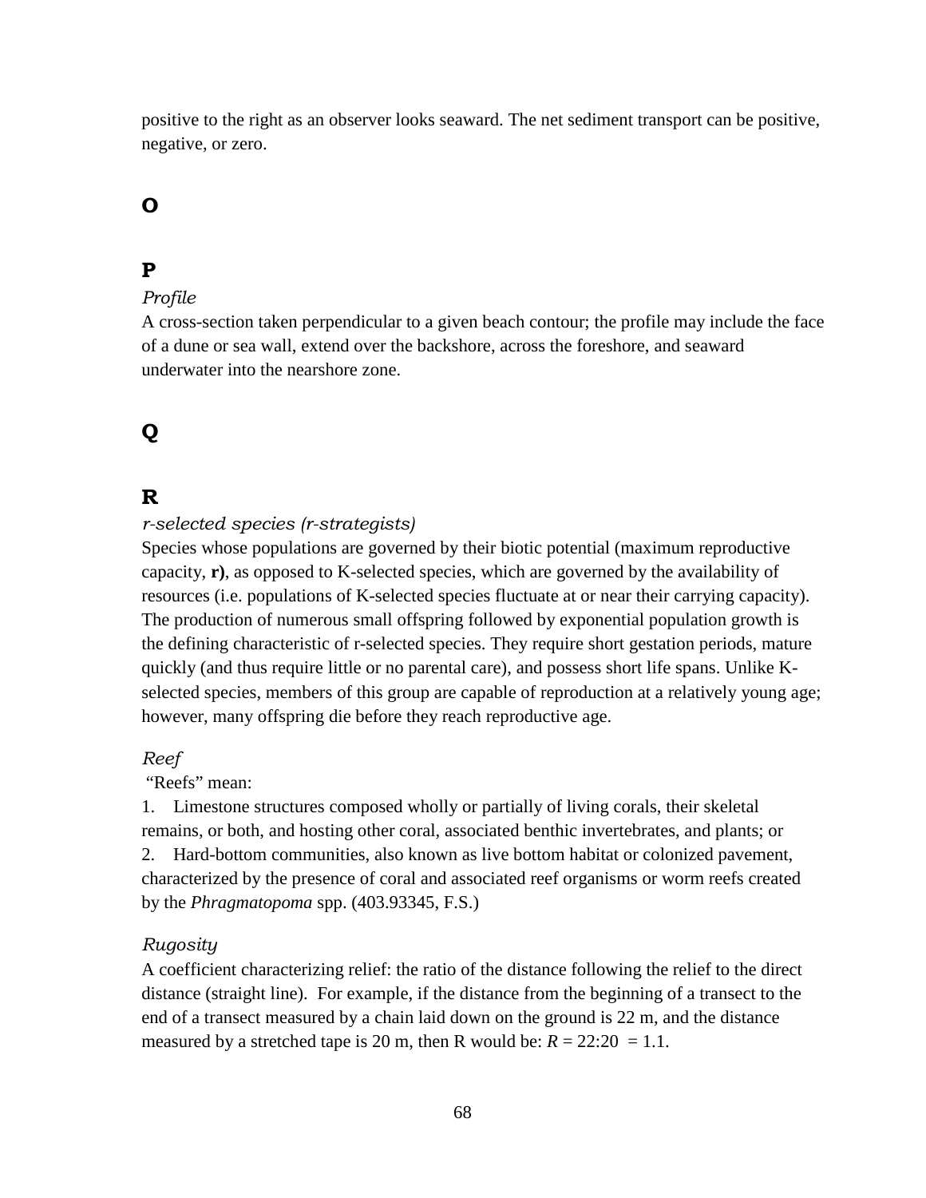positive to the right as an observer looks seaward. The net sediment transport can be positive, negative, or zero.

## O

## P

*Profile*

A cross-section taken perpendicular to a given beach contour; the profile may include the face of a dune or sea wall, extend over the backshore, across the foreshore, and seaward underwater into the nearshore zone.

## Q

## R

*r-selected species (r-strategists)*

Species whose populations are governed by their biotic potential (maximum reproductive capacity, **r)**, as opposed to K-selected species, which are governed by the availability of resources (i.e. populations of K-selected species fluctuate at or near their carrying capacity). The production of numerous small offspring followed by exponential population growth is the defining characteristic of r-selected species. They require short gestation periods, mature quickly (and thus require little or no parental care), and possess short life spans. Unlike K-selected species, members of this group are capable of reproduction at a relatively young age; however, many offspring die before they reach reproductive age.

*Reef*

"Reefs" mean:

1. Limestone structures composed wholly or partially of living corals, their skeletal remains, or both, and hosting other coral, associated benthic invertebrates, and plants; or
2. Hard-bottom communities, also known as live bottom habitat or colonized pavement, characterized by the presence of coral and associated reef organisms or worm reefs created by the *Phragmatopoma* spp. (403.93345, F.S.)

*Rugosity*

A coefficient characterizing relief: the ratio of the distance following the relief to the direct distance (straight line). For example, if the distance from the beginning of a transect to the end of a transect measured by a chain laid down on the ground is 22 m, and the distance measured by a stretched tape is 20 m, then R would be: $R = 22{:}20 = 1.1$.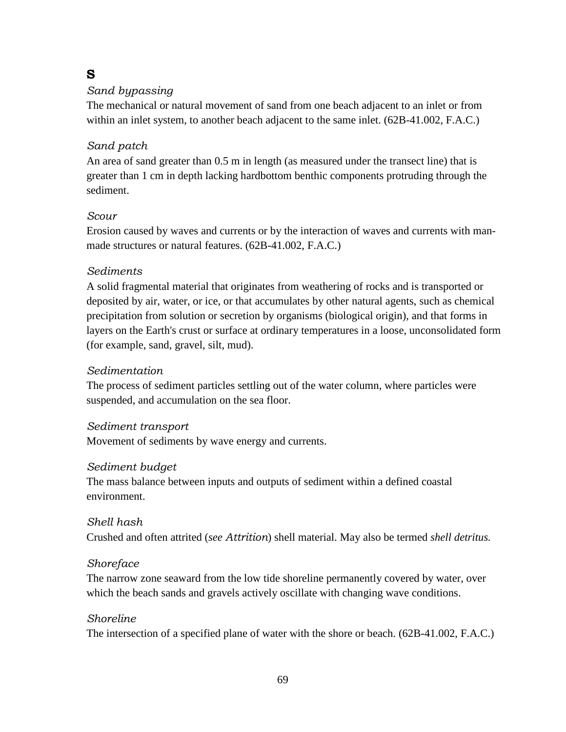# S

*Sand bypassing*

The mechanical or natural movement of sand from one beach adjacent to an inlet or from within an inlet system, to another beach adjacent to the same inlet. (62B-41.002, F.A.C.)

*Sand patch*

An area of sand greater than 0.5 m in length (as measured under the transect line) that is greater than 1 cm in depth lacking hardbottom benthic components protruding through the sediment.

*Scour*

Erosion caused by waves and currents or by the interaction of waves and currents with man-made structures or natural features. (62B-41.002, F.A.C.)

*Sediments*

A solid fragmental material that originates from weathering of rocks and is transported or deposited by air, water, or ice, or that accumulates by other natural agents, such as chemical precipitation from solution or secretion by organisms (biological origin), and that forms in layers on the Earth's crust or surface at ordinary temperatures in a loose, unconsolidated form (for example, sand, gravel, silt, mud).

*Sedimentation*

The process of sediment particles settling out of the water column, where particles were suspended, and accumulation on the sea floor.

*Sediment transport*

Movement of sediments by wave energy and currents.

*Sediment budget*

The mass balance between inputs and outputs of sediment within a defined coastal environment.

*Shell hash*

Crushed and often attrited (*see Attrition*) shell material. May also be termed *shell detritus.*

*Shoreface*

The narrow zone seaward from the low tide shoreline permanently covered by water, over which the beach sands and gravels actively oscillate with changing wave conditions.

*Shoreline*

The intersection of a specified plane of water with the shore or beach. (62B-41.002, F.A.C.)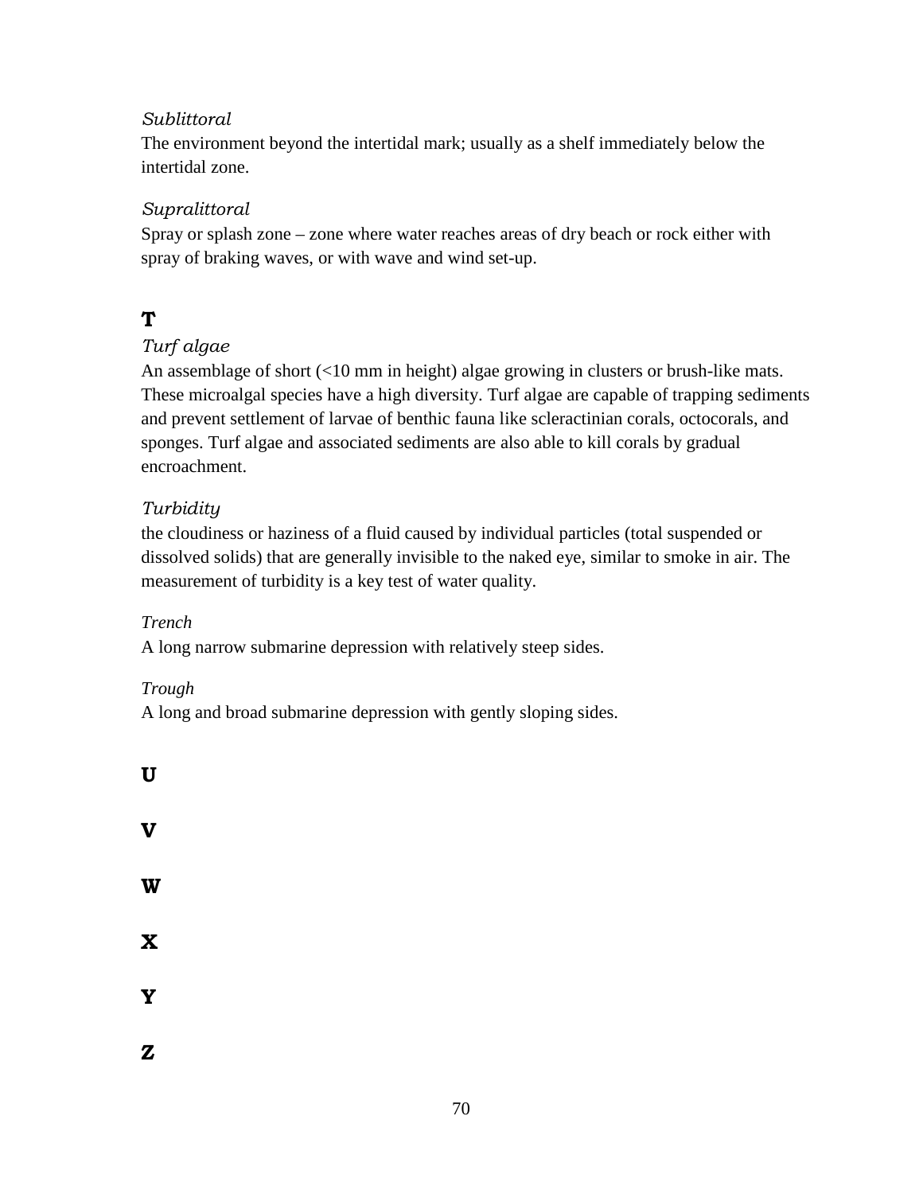*Sublittoral*
The environment beyond the intertidal mark; usually as a shelf immediately below the intertidal zone.

*Supralittoral*
Spray or splash zone – zone where water reaches areas of dry beach or rock either with spray of braking waves, or with wave and wind set-up.

## T

*Turf algae*
An assemblage of short (<10 mm in height) algae growing in clusters or brush-like mats. These microalgal species have a high diversity. Turf algae are capable of trapping sediments and prevent settlement of larvae of benthic fauna like scleractinian corals, octocorals, and sponges. Turf algae and associated sediments are also able to kill corals by gradual encroachment.

*Turbidity*
the cloudiness or haziness of a fluid caused by individual particles (total suspended or dissolved solids) that are generally invisible to the naked eye, similar to smoke in air. The measurement of turbidity is a key test of water quality.

*Trench*
A long narrow submarine depression with relatively steep sides.

*Trough*
A long and broad submarine depression with gently sloping sides.

## U

## V

## W

## X

## Y

## Z